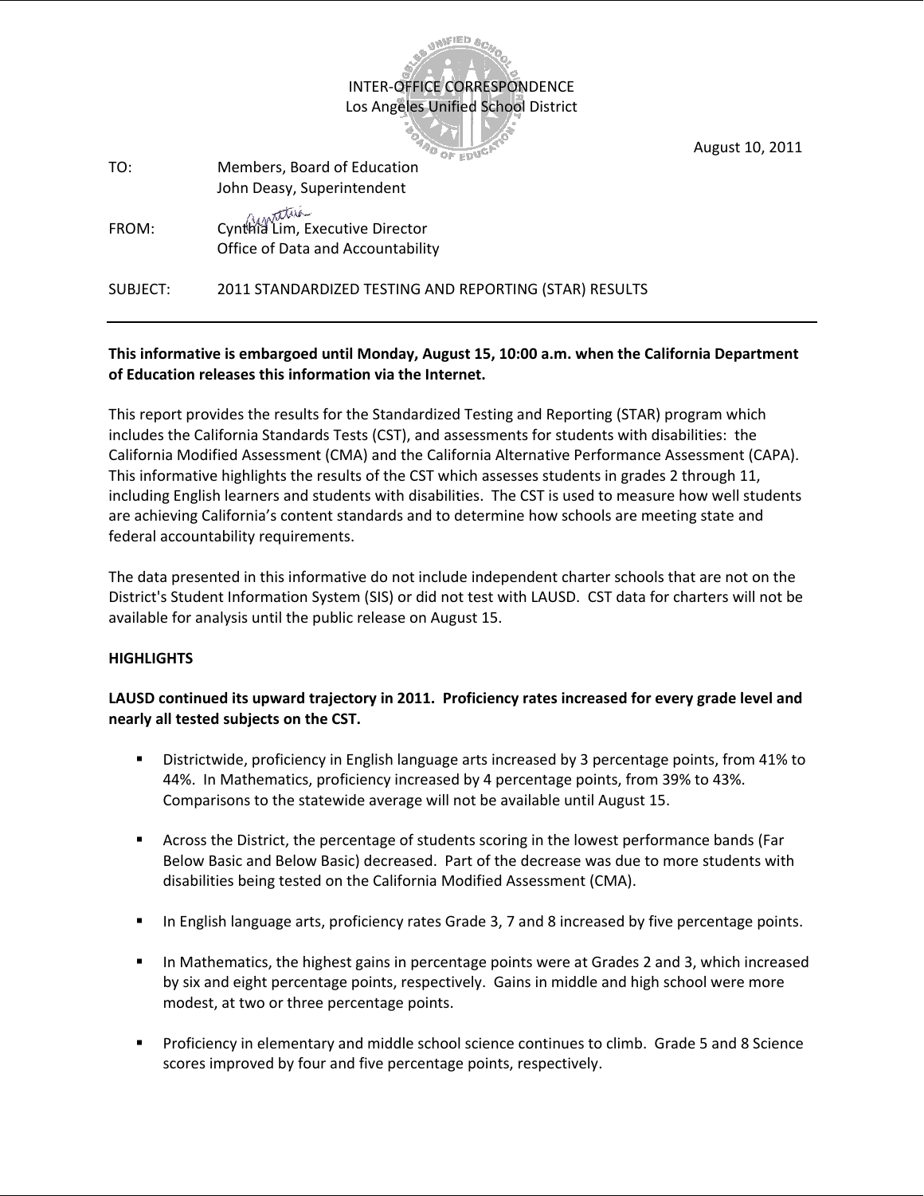INTER-OFFICE CORRESPONDENCE
Los Angeles Unified School District

August 10, 2011

TO: Members, Board of Education
John Deasy, Superintendent

FROM: Cynthia Lim, Executive Director
Office of Data and Accountability

SUBJECT: 2011 STANDARDIZED TESTING AND REPORTING (STAR) RESULTS

---

**This informative is embargoed until Monday, August 15, 10:00 a.m. when the California Department of Education releases this information via the Internet.**

This report provides the results for the Standardized Testing and Reporting (STAR) program which includes the California Standards Tests (CST), and assessments for students with disabilities: the California Modified Assessment (CMA) and the California Alternative Performance Assessment (CAPA). This informative highlights the results of the CST which assesses students in grades 2 through 11, including English learners and students with disabilities. The CST is used to measure how well students are achieving California's content standards and to determine how schools are meeting state and federal accountability requirements.

The data presented in this informative do not include independent charter schools that are not on the District's Student Information System (SIS) or did not test with LAUSD. CST data for charters will not be available for analysis until the public release on August 15.

## HIGHLIGHTS

**LAUSD continued its upward trajectory in 2011. Proficiency rates increased for every grade level and nearly all tested subjects on the CST.**

- Districtwide, proficiency in English language arts increased by 3 percentage points, from 41% to 44%. In Mathematics, proficiency increased by 4 percentage points, from 39% to 43%. Comparisons to the statewide average will not be available until August 15.
- Across the District, the percentage of students scoring in the lowest performance bands (Far Below Basic and Below Basic) decreased. Part of the decrease was due to more students with disabilities being tested on the California Modified Assessment (CMA).
- In English language arts, proficiency rates Grade 3, 7 and 8 increased by five percentage points.
- In Mathematics, the highest gains in percentage points were at Grades 2 and 3, which increased by six and eight percentage points, respectively. Gains in middle and high school were more modest, at two or three percentage points.
- Proficiency in elementary and middle school science continues to climb. Grade 5 and 8 Science scores improved by four and five percentage points, respectively.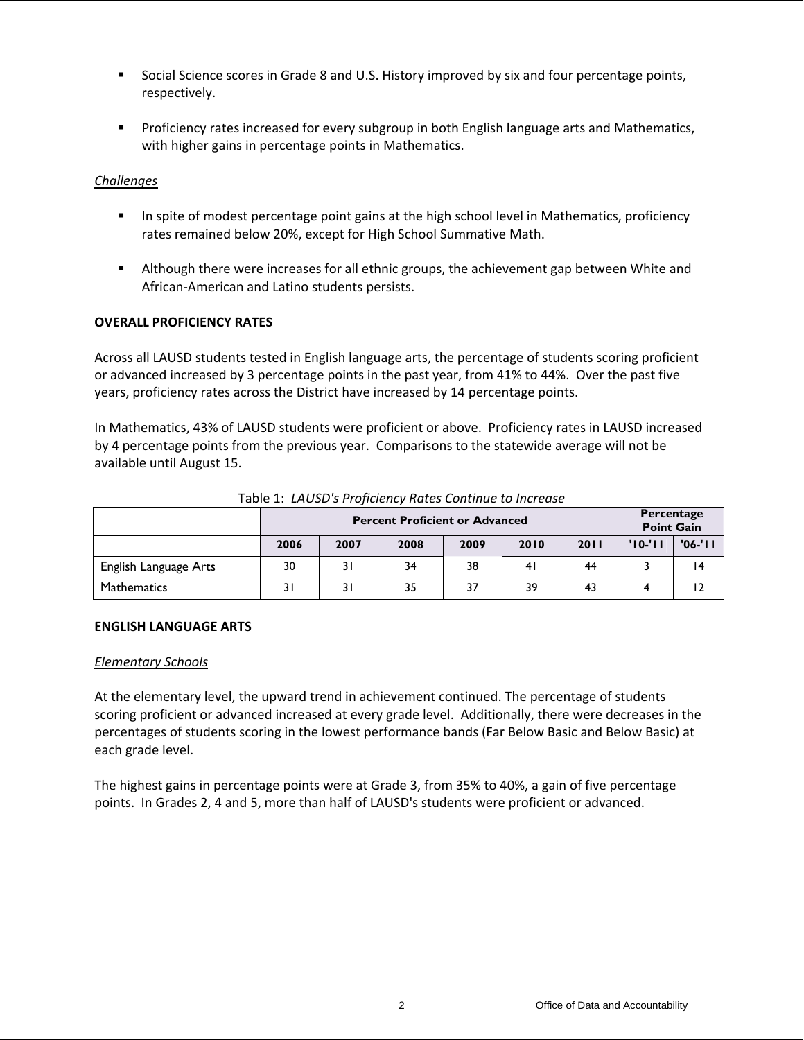- Social Science scores in Grade 8 and U.S. History improved by six and four percentage points, respectively.

- Proficiency rates increased for every subgroup in both English language arts and Mathematics, with higher gains in percentage points in Mathematics.

*Challenges*

- In spite of modest percentage point gains at the high school level in Mathematics, proficiency rates remained below 20%, except for High School Summative Math.

- Although there were increases for all ethnic groups, the achievement gap between White and African-American and Latino students persists.

**OVERALL PROFICIENCY RATES**

Across all LAUSD students tested in English language arts, the percentage of students scoring proficient or advanced increased by 3 percentage points in the past year, from 41% to 44%. Over the past five years, proficiency rates across the District have increased by 14 percentage points.

In Mathematics, 43% of LAUSD students were proficient or above. Proficiency rates in LAUSD increased by 4 percentage points from the previous year. Comparisons to the statewide average will not be available until August 15.

Table 1: *LAUSD's Proficiency Rates Continue to Increase*

| | Percent Proficient or Advanced | | | | | | Percentage Point Gain | |
|---|---|---|---|---|---|---|---|---|
| | 2006 | 2007 | 2008 | 2009 | 2010 | 2011 | '10-'11 | '06-'11 |
| English Language Arts | 30 | 31 | 34 | 38 | 41 | 44 | 3 | 14 |
| Mathematics | 31 | 31 | 35 | 37 | 39 | 43 | 4 | 12 |

**ENGLISH LANGUAGE ARTS**

*Elementary Schools*

At the elementary level, the upward trend in achievement continued. The percentage of students scoring proficient or advanced increased at every grade level. Additionally, there were decreases in the percentages of students scoring in the lowest performance bands (Far Below Basic and Below Basic) at each grade level.

The highest gains in percentage points were at Grade 3, from 35% to 40%, a gain of five percentage points. In Grades 2, 4 and 5, more than half of LAUSD's students were proficient or advanced.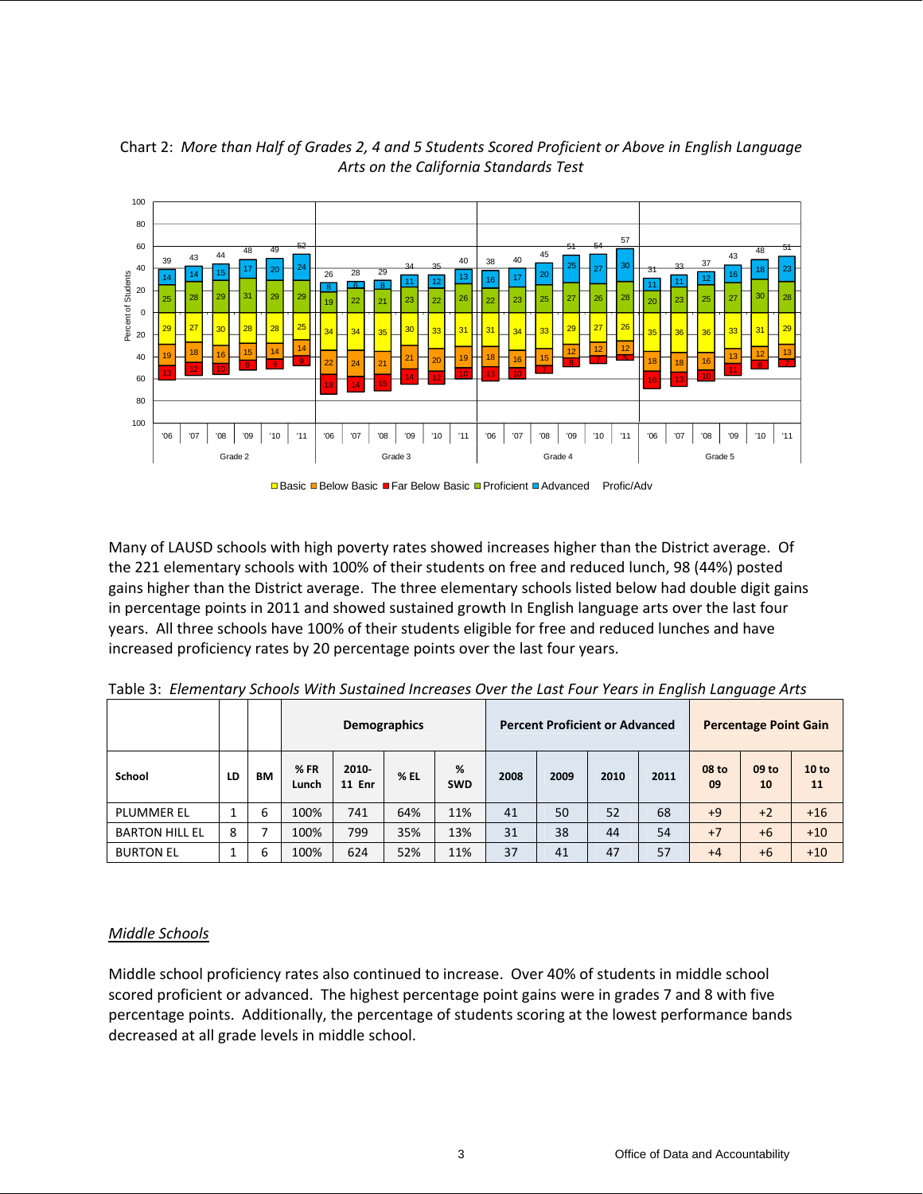Chart 2: *More than Half of Grades 2, 4 and 5 Students Scored Proficient or Above in English Language Arts on the California Standards Test*

Many of LAUSD schools with high poverty rates showed increases higher than the District average. Of the 221 elementary schools with 100% of their students on free and reduced lunch, 98 (44%) posted gains higher than the District average. The three elementary schools listed below had double digit gains in percentage points in 2011 and showed sustained growth In English language arts over the last four years. All three schools have 100% of their students eligible for free and reduced lunches and have increased proficiency rates by 20 percentage points over the last four years.

Table 3: *Elementary Schools With Sustained Increases Over the Last Four Years in English Language Arts*

| | | | Demographics | | | | Percent Proficient or Advanced | | | | Percentage Point Gain | | |
|---|---|---|---|---|---|---|---|---|---|---|---|---|---|
| **School** | **LD** | **BM** | **% FR Lunch** | **2010-11 Enr** | **% EL** | **% SWD** | **2008** | **2009** | **2010** | **2011** | **08 to 09** | **09 to 10** | **10 to 11** |
| PLUMMER EL | 1 | 6 | 100% | 741 | 64% | 11% | 41 | 50 | 52 | 68 | +9 | +2 | +16 |
| BARTON HILL EL | 8 | 7 | 100% | 799 | 35% | 13% | 31 | 38 | 44 | 54 | +7 | +6 | +10 |
| BURTON EL | 1 | 6 | 100% | 624 | 52% | 11% | 37 | 41 | 47 | 57 | +4 | +6 | +10 |

*Middle Schools*

Middle school proficiency rates also continued to increase. Over 40% of students in middle school scored proficient or advanced. The highest percentage point gains were in grades 7 and 8 with five percentage points. Additionally, the percentage of students scoring at the lowest performance bands decreased at all grade levels in middle school.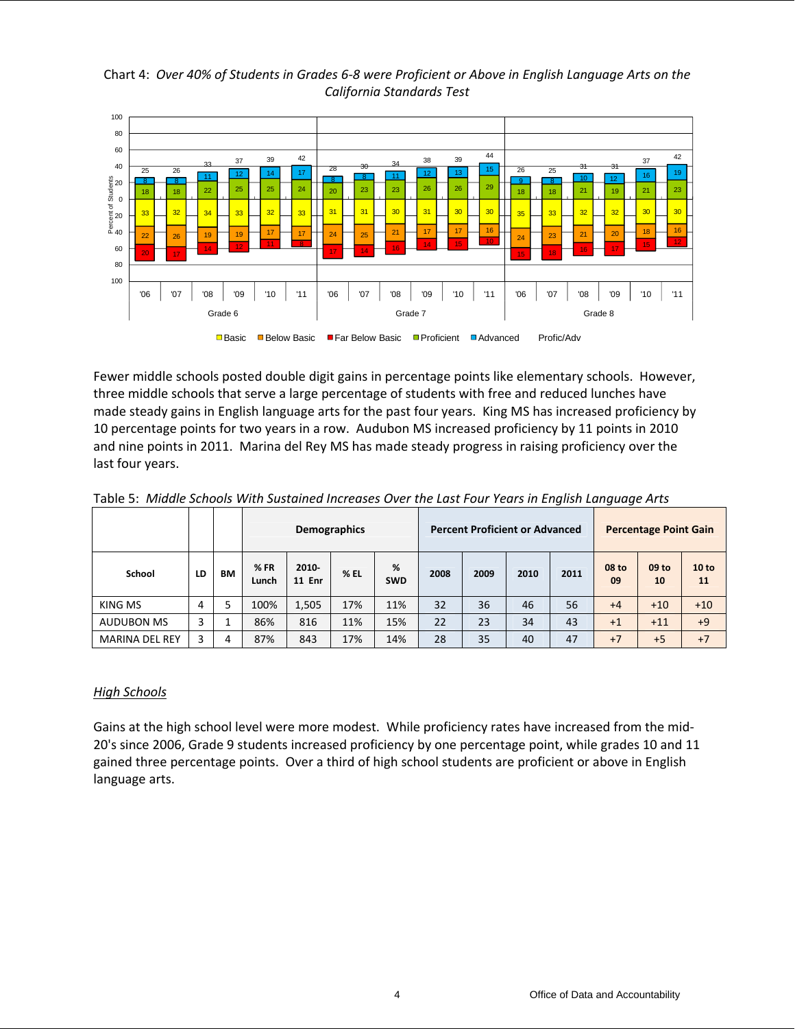Chart 4: *Over 40% of Students in Grades 6-8 were Proficient or Above in English Language Arts on the California Standards Test*

| Grade | Year | Far Below Basic | Below Basic | Basic | Proficient | Advanced | Profic/Adv |
|---|---|---|---|---|---|---|---|
| Grade 6 | '06 | 20 | 22 | 33 | 18 | 8 | 25 |
| | '07 | 17 | 26 | 32 | 18 | 8 | 26 |
| | '08 | 14 | 19 | 34 | 22 | 11 | 33 |
| | '09 | 12 | 19 | 33 | 25 | 12 | 37 |
| | '10 | 11 | 17 | 32 | 25 | 14 | 39 |
| | '11 | 8 | 17 | 33 | 24 | 17 | 42 |
| Grade 7 | '06 | 17 | 24 | 31 | 20 | 8 | 28 |
| | '07 | 14 | 25 | 31 | 23 | 8 | 30 |
| | '08 | 16 | 21 | 30 | 23 | 11 | 34 |
| | '09 | 14 | 17 | 31 | 26 | 12 | 38 |
| | '10 | 15 | 17 | 30 | 26 | 13 | 39 |
| | '11 | 10 | 16 | 30 | 29 | 15 | 44 |
| Grade 8 | '06 | 15 | 24 | 35 | 18 | 9 | 26 |
| | '07 | 18 | 23 | 33 | 18 | 8 | 25 |
| | '08 | 16 | 21 | 32 | 21 | 10 | 31 |
| | '09 | 17 | 20 | 32 | 19 | 12 | 31 |
| | '10 | 15 | 18 | 30 | 21 | 16 | 37 |
| | '11 | 12 | 16 | 30 | 23 | 19 | 42 |

Fewer middle schools posted double digit gains in percentage points like elementary schools. However, three middle schools that serve a large percentage of students with free and reduced lunches have made steady gains in English language arts for the past four years. King MS has increased proficiency by 10 percentage points for two years in a row. Audubon MS increased proficiency by 11 points in 2010 and nine points in 2011. Marina del Rey MS has made steady progress in raising proficiency over the last four years.

Table 5: *Middle Schools With Sustained Increases Over the Last Four Years in English Language Arts*

| | | | Demographics | | | | Percent Proficient or Advanced | | | | Percentage Point Gain | | |
|---|---|---|---|---|---|---|---|---|---|---|---|---|---|
| **School** | **LD** | **BM** | **% FR Lunch** | **2010-11 Enr** | **% EL** | **% SWD** | **2008** | **2009** | **2010** | **2011** | **08 to 09** | **09 to 10** | **10 to 11** |
| KING MS | 4 | 5 | 100% | 1,505 | 17% | 11% | 32 | 36 | 46 | 56 | +4 | +10 | +10 |
| AUDUBON MS | 3 | 1 | 86% | 816 | 11% | 15% | 22 | 23 | 34 | 43 | +1 | +11 | +9 |
| MARINA DEL REY | 3 | 4 | 87% | 843 | 17% | 14% | 28 | 35 | 40 | 47 | +7 | +5 | +7 |

*High Schools*

Gains at the high school level were more modest. While proficiency rates have increased from the mid-20's since 2006, Grade 9 students increased proficiency by one percentage point, while grades 10 and 11 gained three percentage points. Over a third of high school students are proficient or above in English language arts.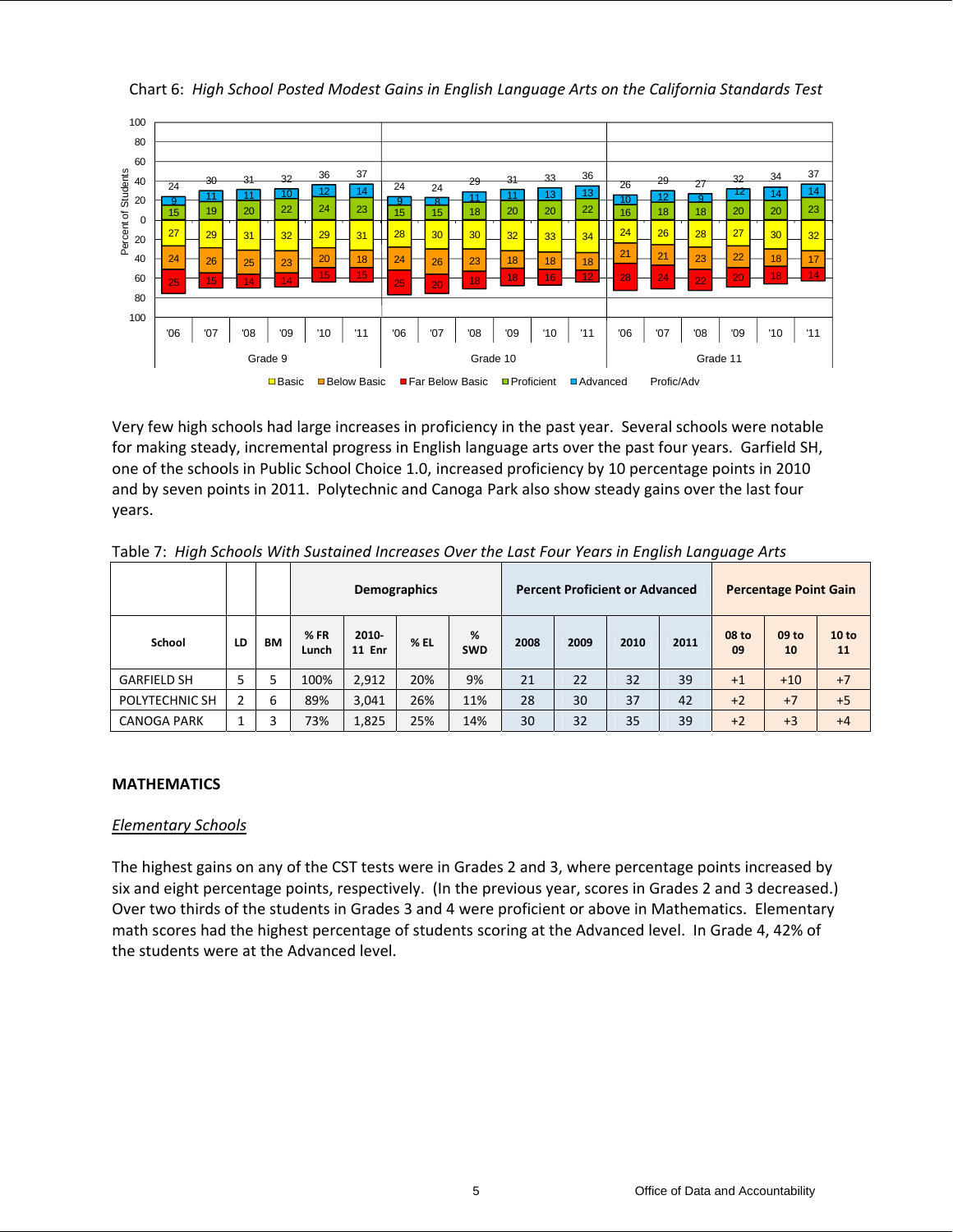Chart 6: *High School Posted Modest Gains in English Language Arts on the California Standards Test*

Very few high schools had large increases in proficiency in the past year. Several schools were notable for making steady, incremental progress in English language arts over the past four years. Garfield SH, one of the schools in Public School Choice 1.0, increased proficiency by 10 percentage points in 2010 and by seven points in 2011. Polytechnic and Canoga Park also show steady gains over the last four years.

Table 7: *High Schools With Sustained Increases Over the Last Four Years in English Language Arts*

| | | | Demographics | | | | Percent Proficient or Advanced | | | | Percentage Point Gain | | |
|---|---|---|---|---|---|---|---|---|---|---|---|---|---|
| School | LD | BM | % FR Lunch | 2010-11 Enr | % EL | % SWD | 2008 | 2009 | 2010 | 2011 | 08 to 09 | 09 to 10 | 10 to 11 |
| GARFIELD SH | 5 | 5 | 100% | 2,912 | 20% | 9% | 21 | 22 | 32 | 39 | +1 | +10 | +7 |
| POLYTECHNIC SH | 2 | 6 | 89% | 3,041 | 26% | 11% | 28 | 30 | 37 | 42 | +2 | +7 | +5 |
| CANOGA PARK | 1 | 3 | 73% | 1,825 | 25% | 14% | 30 | 32 | 35 | 39 | +2 | +3 | +4 |

**MATHEMATICS**

*Elementary Schools*

The highest gains on any of the CST tests were in Grades 2 and 3, where percentage points increased by six and eight percentage points, respectively. (In the previous year, scores in Grades 2 and 3 decreased.) Over two thirds of the students in Grades 3 and 4 were proficient or above in Mathematics. Elementary math scores had the highest percentage of students scoring at the Advanced level. In Grade 4, 42% of the students were at the Advanced level.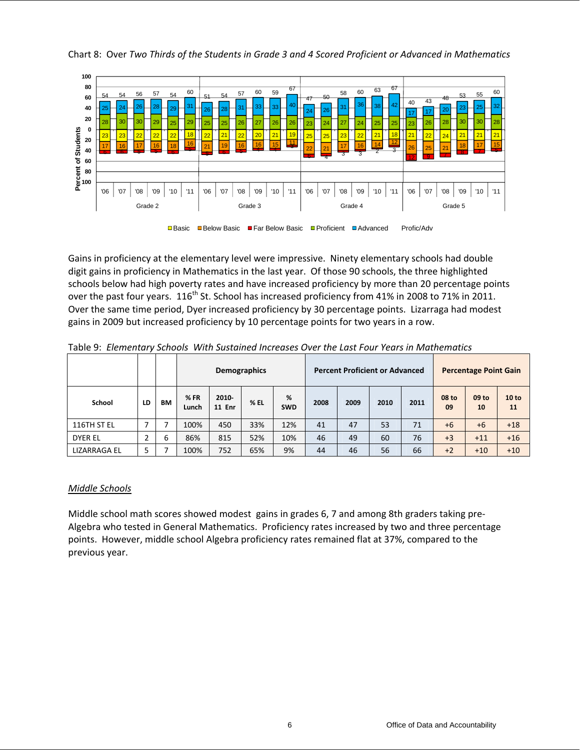Chart 8: Over *Two Thirds of the Students in Grade 3 and 4 Scored Proficient or Advanced in Mathematics*

Gains in proficiency at the elementary level were impressive. Ninety elementary schools had double digit gains in proficiency in Mathematics in the last year. Of those 90 schools, the three highlighted schools below had high poverty rates and have increased proficiency by more than 20 percentage points over the past four years. 116th St. School has increased proficiency from 41% in 2008 to 71% in 2011. Over the same time period, Dyer increased proficiency by 30 percentage points. Lizarraga had modest gains in 2009 but increased proficiency by 10 percentage points for two years in a row.

Table 9: *Elementary Schools With Sustained Increases Over the Last Four Years in Mathematics*

| | | | Demographics | | | | Percent Proficient or Advanced | | | | Percentage Point Gain | | |
|---|---|---|---|---|---|---|---|---|---|---|---|---|---|
| School | LD | BM | % FR Lunch | 2010-11 Enr | % EL | % SWD | 2008 | 2009 | 2010 | 2011 | 08 to 09 | 09 to 10 | 10 to 11 |
| 116TH ST EL | 7 | 7 | 100% | 450 | 33% | 12% | 41 | 47 | 53 | 71 | +6 | +6 | +18 |
| DYER EL | 2 | 6 | 86% | 815 | 52% | 10% | 46 | 49 | 60 | 76 | +3 | +11 | +16 |
| LIZARRAGA EL | 5 | 7 | 100% | 752 | 65% | 9% | 44 | 46 | 56 | 66 | +2 | +10 | +10 |

*Middle Schools*

Middle school math scores showed modest gains in grades 6, 7 and among 8th graders taking pre-Algebra who tested in General Mathematics. Proficiency rates increased by two and three percentage points. However, middle school Algebra proficiency rates remained flat at 37%, compared to the previous year.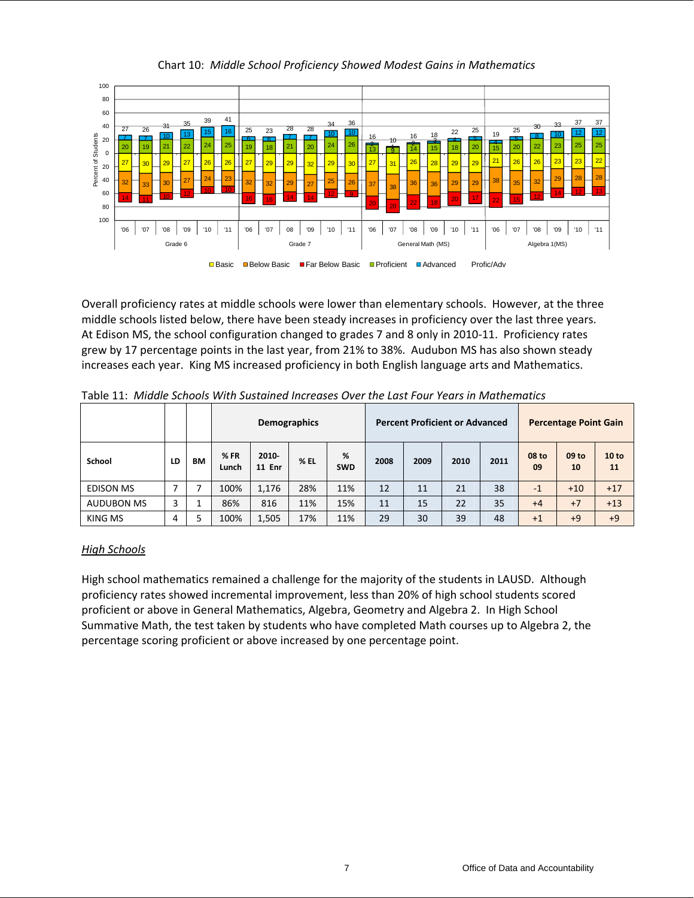Chart 10: *Middle School Proficiency Showed Modest Gains in Mathematics*

Overall proficiency rates at middle schools were lower than elementary schools. However, at the three middle schools listed below, there have been steady increases in proficiency over the last three years. At Edison MS, the school configuration changed to grades 7 and 8 only in 2010-11. Proficiency rates grew by 17 percentage points in the last year, from 21% to 38%. Audubon MS has also shown steady increases each year. King MS increased proficiency in both English language arts and Mathematics.

Table 11: *Middle Schools With Sustained Increases Over the Last Four Years in Mathematics*

| | | | Demographics | | | | Percent Proficient or Advanced | | | | Percentage Point Gain | | |
|---|---|---|---|---|---|---|---|---|---|---|---|---|---|
| School | LD | BM | % FR Lunch | 2010-11 Enr | % EL | % SWD | 2008 | 2009 | 2010 | 2011 | 08 to 09 | 09 to 10 | 10 to 11 |
| EDISON MS | 7 | 7 | 100% | 1,176 | 28% | 11% | 12 | 11 | 21 | 38 | -1 | +10 | +17 |
| AUDUBON MS | 3 | 1 | 86% | 816 | 11% | 15% | 11 | 15 | 22 | 35 | +4 | +7 | +13 |
| KING MS | 4 | 5 | 100% | 1,505 | 17% | 11% | 29 | 30 | 39 | 48 | +1 | +9 | +9 |

*High Schools*

High school mathematics remained a challenge for the majority of the students in LAUSD. Although proficiency rates showed incremental improvement, less than 20% of high school students scored proficient or above in General Mathematics, Algebra, Geometry and Algebra 2. In High School Summative Math, the test taken by students who have completed Math courses up to Algebra 2, the percentage scoring proficient or above increased by one percentage point.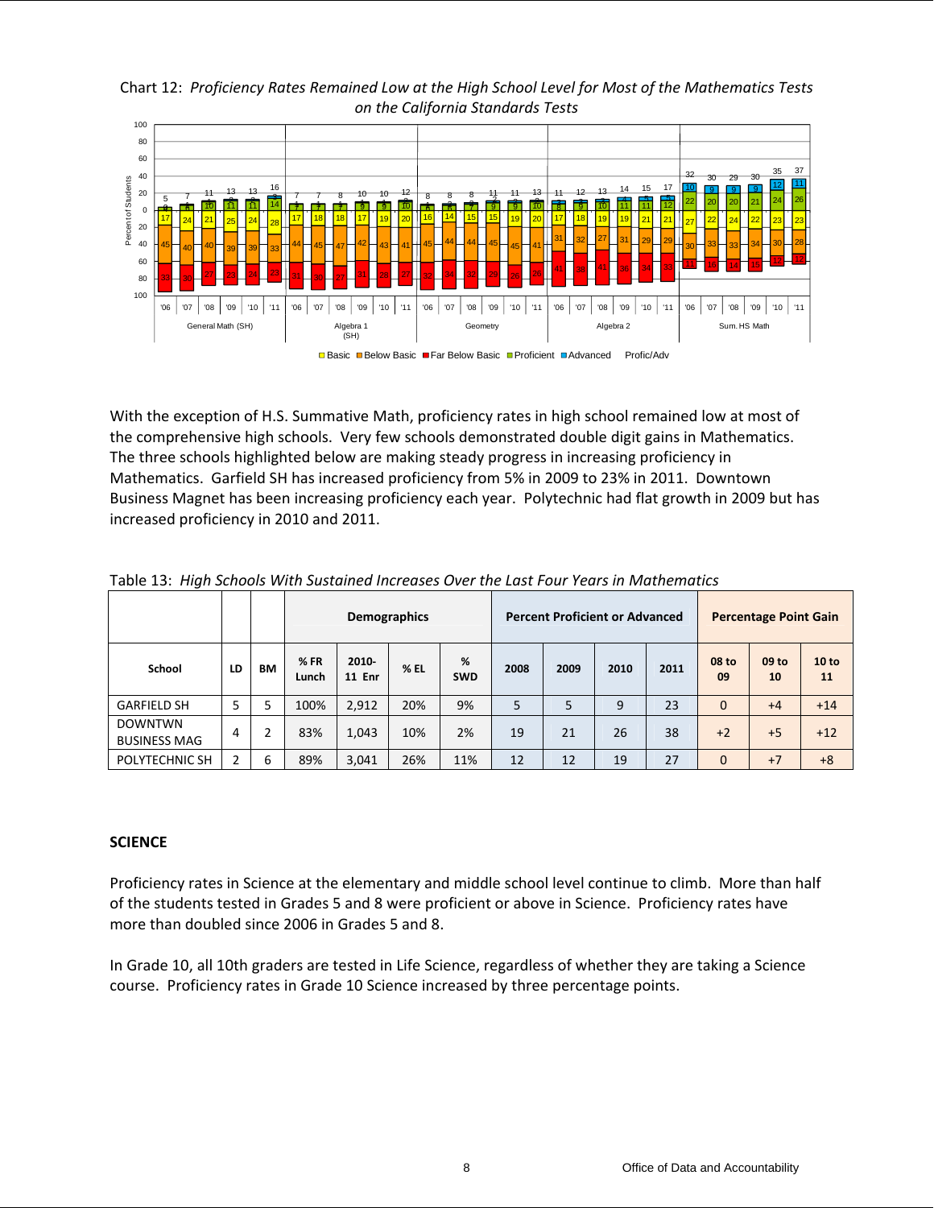Chart 12: *Proficiency Rates Remained Low at the High School Level for Most of the Mathematics Tests on the California Standards Tests*

With the exception of H.S. Summative Math, proficiency rates in high school remained low at most of the comprehensive high schools. Very few schools demonstrated double digit gains in Mathematics. The three schools highlighted below are making steady progress in increasing proficiency in Mathematics. Garfield SH has increased proficiency from 5% in 2009 to 23% in 2011. Downtown Business Magnet has been increasing proficiency each year. Polytechnic had flat growth in 2009 but has increased proficiency in 2010 and 2011.

Table 13: *High Schools With Sustained Increases Over the Last Four Years in Mathematics*

| | | | Demographics | | | | Percent Proficient or Advanced | | | | Percentage Point Gain | | |
|---|---|---|---|---|---|---|---|---|---|---|---|---|---|
| School | LD | BM | % FR Lunch | 2010-11 Enr | % EL | % SWD | 2008 | 2009 | 2010 | 2011 | 08 to 09 | 09 to 10 | 10 to 11 |
| GARFIELD SH | 5 | 5 | 100% | 2,912 | 20% | 9% | 5 | 5 | 9 | 23 | 0 | +4 | +14 |
| DOWNTWN BUSINESS MAG | 4 | 2 | 83% | 1,043 | 10% | 2% | 19 | 21 | 26 | 38 | +2 | +5 | +12 |
| POLYTECHNIC SH | 2 | 6 | 89% | 3,041 | 26% | 11% | 12 | 12 | 19 | 27 | 0 | +7 | +8 |

**SCIENCE**

Proficiency rates in Science at the elementary and middle school level continue to climb. More than half of the students tested in Grades 5 and 8 were proficient or above in Science. Proficiency rates have more than doubled since 2006 in Grades 5 and 8.

In Grade 10, all 10th graders are tested in Life Science, regardless of whether they are taking a Science course. Proficiency rates in Grade 10 Science increased by three percentage points.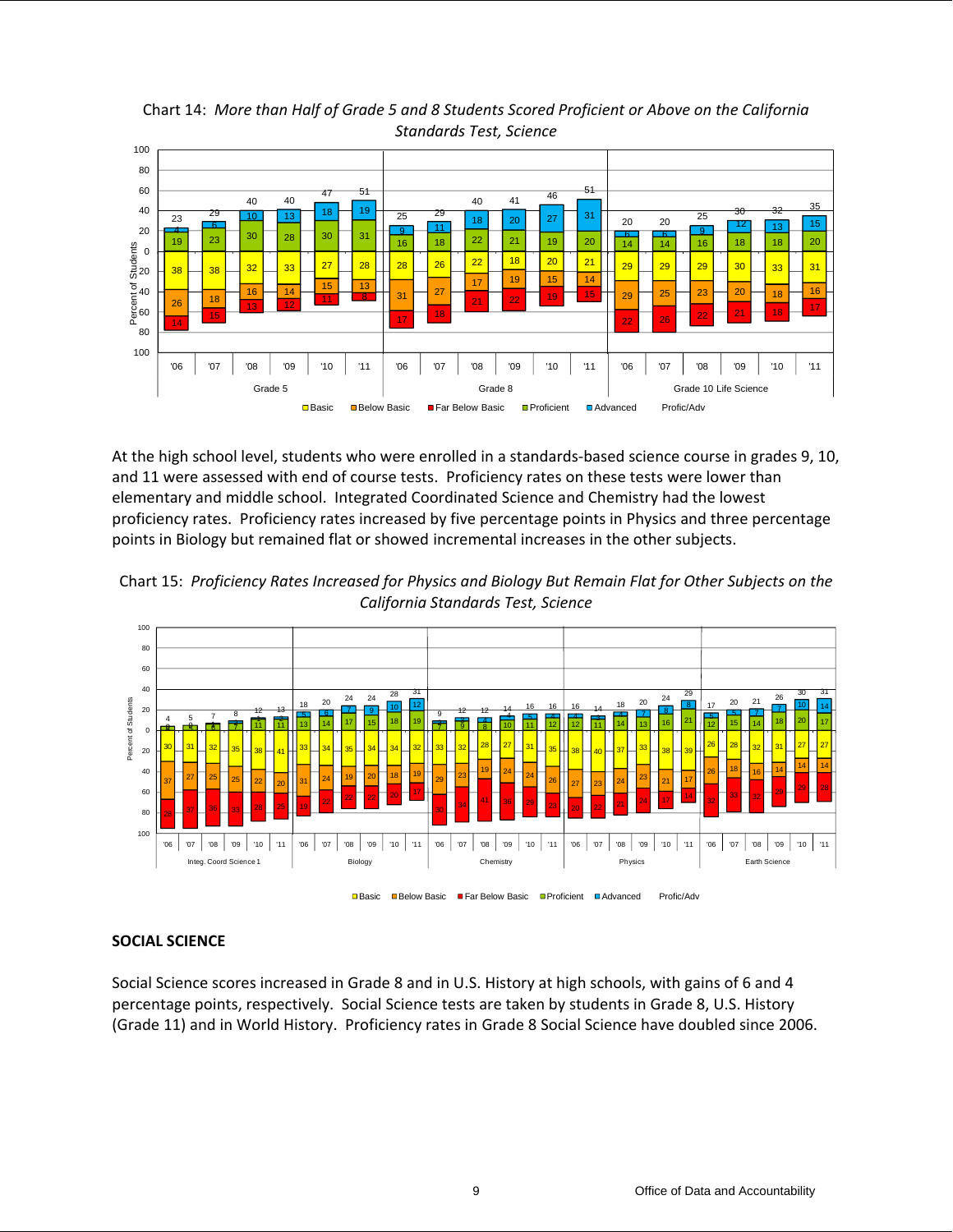Chart 14: *More than Half of Grade 5 and 8 Students Scored Proficient or Above on the California Standards Test, Science*

| | Year | Advanced | Proficient | Basic | Below Basic | Far Below Basic | Profic/Adv |
|---|---|---|---|---|---|---|---|
| Grade 5 | '06 | 4 | 19 | 38 | 26 | 14 | 23 |
| | '07 | 6 | 23 | 38 | 18 | 15 | 29 |
| | '08 | 10 | 30 | 32 | 16 | 13 | 40 |
| | '09 | 13 | 28 | 33 | 14 | 12 | 40 |
| | '10 | 18 | 30 | 27 | 15 | 11 | 47 |
| | '11 | 19 | 31 | 28 | 13 | 8 | 51 |
| Grade 8 | '06 | 9 | 16 | 28 | 31 | 17 | 25 |
| | '07 | 11 | 18 | 26 | 27 | 18 | 29 |
| | '08 | 18 | 22 | 22 | 17 | 21 | 40 |
| | '09 | 20 | 21 | 18 | 19 | 22 | 41 |
| | '10 | 27 | 19 | 20 | 15 | 19 | 46 |
| | '11 | 31 | 20 | 21 | 14 | 15 | 51 |
| Grade 10 Life Science | '06 | 6 | 14 | 29 | 29 | 22 | 20 |
| | '07 | 6 | 14 | 29 | 25 | 26 | 20 |
| | '08 | 9 | 16 | 29 | 23 | 22 | 25 |
| | '09 | 12 | 18 | 30 | 20 | 21 | 30 |
| | '10 | 13 | 18 | 33 | 18 | 18 | 32 |
| | '11 | 15 | 20 | 31 | 16 | 17 | 35 |

At the high school level, students who were enrolled in a standards-based science course in grades 9, 10, and 11 were assessed with end of course tests. Proficiency rates on these tests were lower than elementary and middle school. Integrated Coordinated Science and Chemistry had the lowest proficiency rates. Proficiency rates increased by five percentage points in Physics and three percentage points in Biology but remained flat or showed incremental increases in the other subjects.

Chart 15: *Proficiency Rates Increased for Physics and Biology But Remain Flat for Other Subjects on the California Standards Test, Science*

| | Year | Advanced | Proficient | Basic | Below Basic | Far Below Basic | Profic/Adv |
|---|---|---|---|---|---|---|---|
| Integ. Coord Science 1 | '06 | 0 | 3 | 30 | 37 | 28 | 4 |
| | '07 | 0 | 4 | 31 | 27 | 37 | 5 |
| | '08 | 1 | 6 | 32 | 25 | 36 | 7 |
| | '09 | 1 | 7 | 35 | 25 | 33 | 8 |
| | '10 | 1 | 11 | 38 | 22 | 28 | 12 |
| | '11 | 2 | 11 | 41 | 20 | 25 | 13 |
| Biology | '06 | 5 | 13 | 33 | 31 | 19 | 18 |
| | '07 | 6 | 14 | 34 | 24 | 22 | 20 |
| | '08 | 7 | 17 | 35 | 19 | 22 | 24 |
| | '09 | 9 | 15 | 34 | 20 | 22 | 24 |
| | '10 | 10 | 18 | 34 | 18 | 20 | 28 |
| | '11 | 12 | 19 | 32 | 19 | 17 | 31 |
| Chemistry | '06 | 2 | 7 | 33 | 29 | 30 | 9 |
| | '07 | 3 | 9 | 32 | 23 | 34 | 12 |
| | '08 | 4 | 8 | 28 | 19 | 41 | 12 |
| | '09 | 4 | 10 | 27 | 24 | 36 | 14 |
| | '10 | 5 | 11 | 31 | 24 | 29 | 16 |
| | '11 | 4 | 12 | 35 | 26 | 23 | 16 |
| Physics | '06 | 4 | 12 | 38 | 27 | 20 | 16 |
| | '07 | 3 | 11 | 40 | 23 | 22 | 14 |
| | '08 | 4 | 14 | 37 | 24 | 23 | 18 |
| | '09 | 7 | 13 | 33 | 23 | 24 | 20 |
| | '10 | 8 | 16 | 38 | 21 | 17 | 24 |
| | '11 | 8 | 21 | 39 | 17 | 14 | 29 |
| Earth Science | '06 | 5 | 12 | 26 | 26 | 32 | 17 |
| | '07 | 5 | 15 | 28 | 18 | 33 | 20 |
| | '08 | 7 | 14 | 32 | 16 | 32 | 21 |
| | '09 | 7 | 18 | 31 | 14 | 29 | 26 |
| | '10 | 10 | 20 | 27 | 14 | 29 | 30 |
| | '11 | 14 | 17 | 27 | 14 | 28 | 31 |

## SOCIAL SCIENCE

Social Science scores increased in Grade 8 and in U.S. History at high schools, with gains of 6 and 4 percentage points, respectively. Social Science tests are taken by students in Grade 8, U.S. History (Grade 11) and in World History. Proficiency rates in Grade 8 Social Science have doubled since 2006.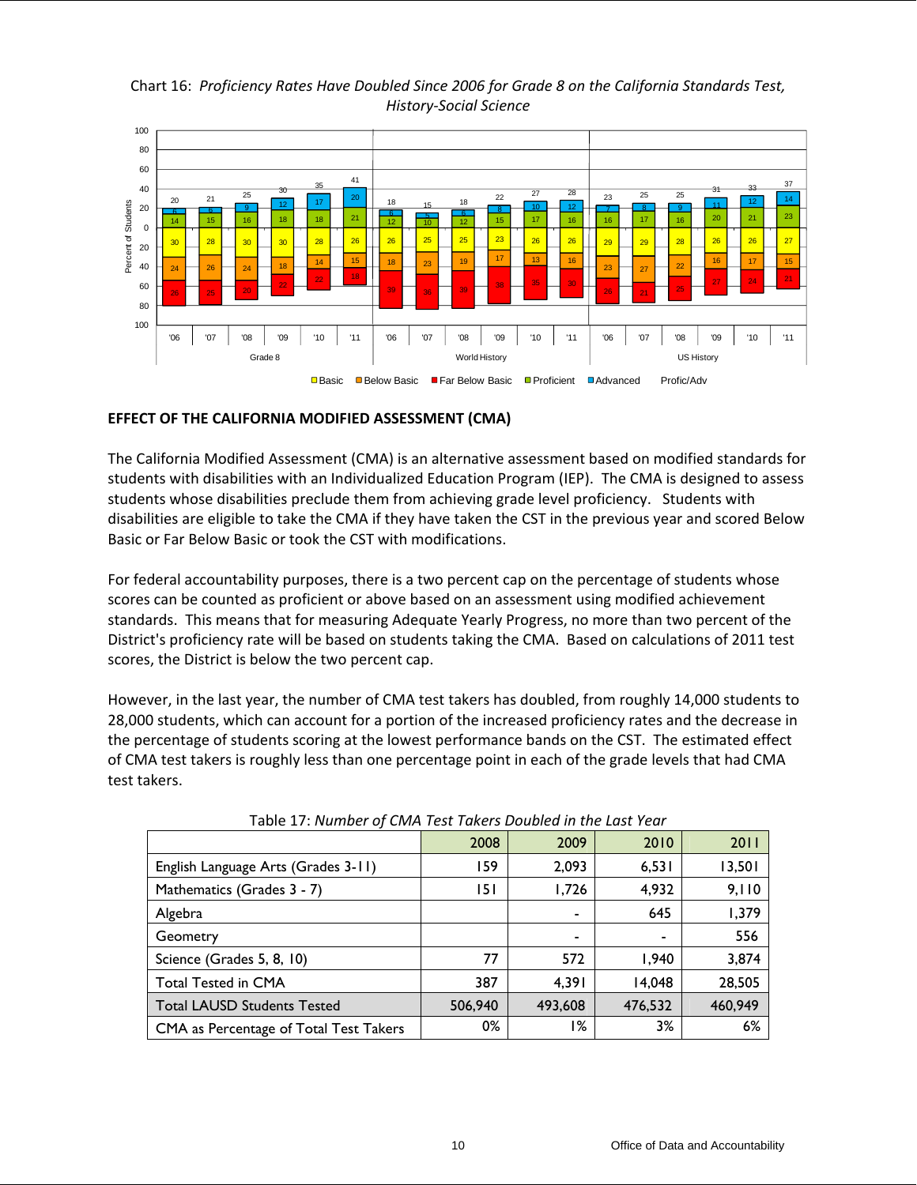Chart 16: *Proficiency Rates Have Doubled Since 2006 for Grade 8 on the California Standards Test, History-Social Science*

**EFFECT OF THE CALIFORNIA MODIFIED ASSESSMENT (CMA)**

The California Modified Assessment (CMA) is an alternative assessment based on modified standards for students with disabilities with an Individualized Education Program (IEP). The CMA is designed to assess students whose disabilities preclude them from achieving grade level proficiency. Students with disabilities are eligible to take the CMA if they have taken the CST in the previous year and scored Below Basic or Far Below Basic or took the CST with modifications.

For federal accountability purposes, there is a two percent cap on the percentage of students whose scores can be counted as proficient or above based on an assessment using modified achievement standards. This means that for measuring Adequate Yearly Progress, no more than two percent of the District's proficiency rate will be based on students taking the CMA. Based on calculations of 2011 test scores, the District is below the two percent cap.

However, in the last year, the number of CMA test takers has doubled, from roughly 14,000 students to 28,000 students, which can account for a portion of the increased proficiency rates and the decrease in the percentage of students scoring at the lowest performance bands on the CST. The estimated effect of CMA test takers is roughly less than one percentage point in each of the grade levels that had CMA test takers.

Table 17: *Number of CMA Test Takers Doubled in the Last Year*

| | 2008 | 2009 | 2010 | 2011 |
|---|---|---|---|---|
| English Language Arts (Grades 3-11) | 159 | 2,093 | 6,531 | 13,501 |
| Mathematics (Grades 3 - 7) | 151 | 1,726 | 4,932 | 9,110 |
| Algebra | | - | 645 | 1,379 |
| Geometry | | - | - | 556 |
| Science (Grades 5, 8, 10) | 77 | 572 | 1,940 | 3,874 |
| Total Tested in CMA | 387 | 4,391 | 14,048 | 28,505 |
| Total LAUSD Students Tested | 506,940 | 493,608 | 476,532 | 460,949 |
| CMA as Percentage of Total Test Takers | 0% | 1% | 3% | 6% |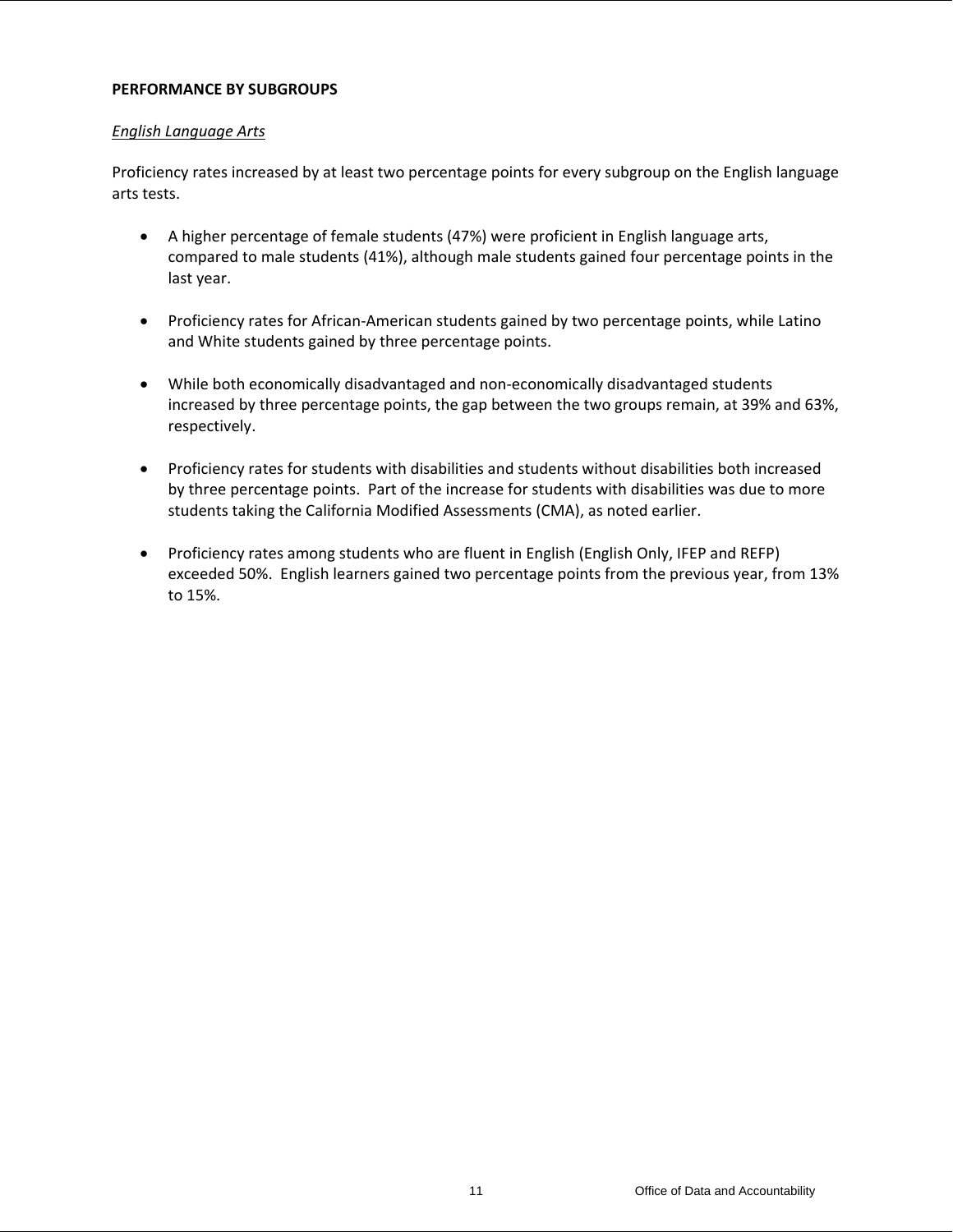**PERFORMANCE BY SUBGROUPS**

*English Language Arts*

Proficiency rates increased by at least two percentage points for every subgroup on the English language arts tests.

- A higher percentage of female students (47%) were proficient in English language arts, compared to male students (41%), although male students gained four percentage points in the last year.

- Proficiency rates for African-American students gained by two percentage points, while Latino and White students gained by three percentage points.

- While both economically disadvantaged and non-economically disadvantaged students increased by three percentage points, the gap between the two groups remain, at 39% and 63%, respectively.

- Proficiency rates for students with disabilities and students without disabilities both increased by three percentage points. Part of the increase for students with disabilities was due to more students taking the California Modified Assessments (CMA), as noted earlier.

- Proficiency rates among students who are fluent in English (English Only, IFEP and REFP) exceeded 50%. English learners gained two percentage points from the previous year, from 13% to 15%.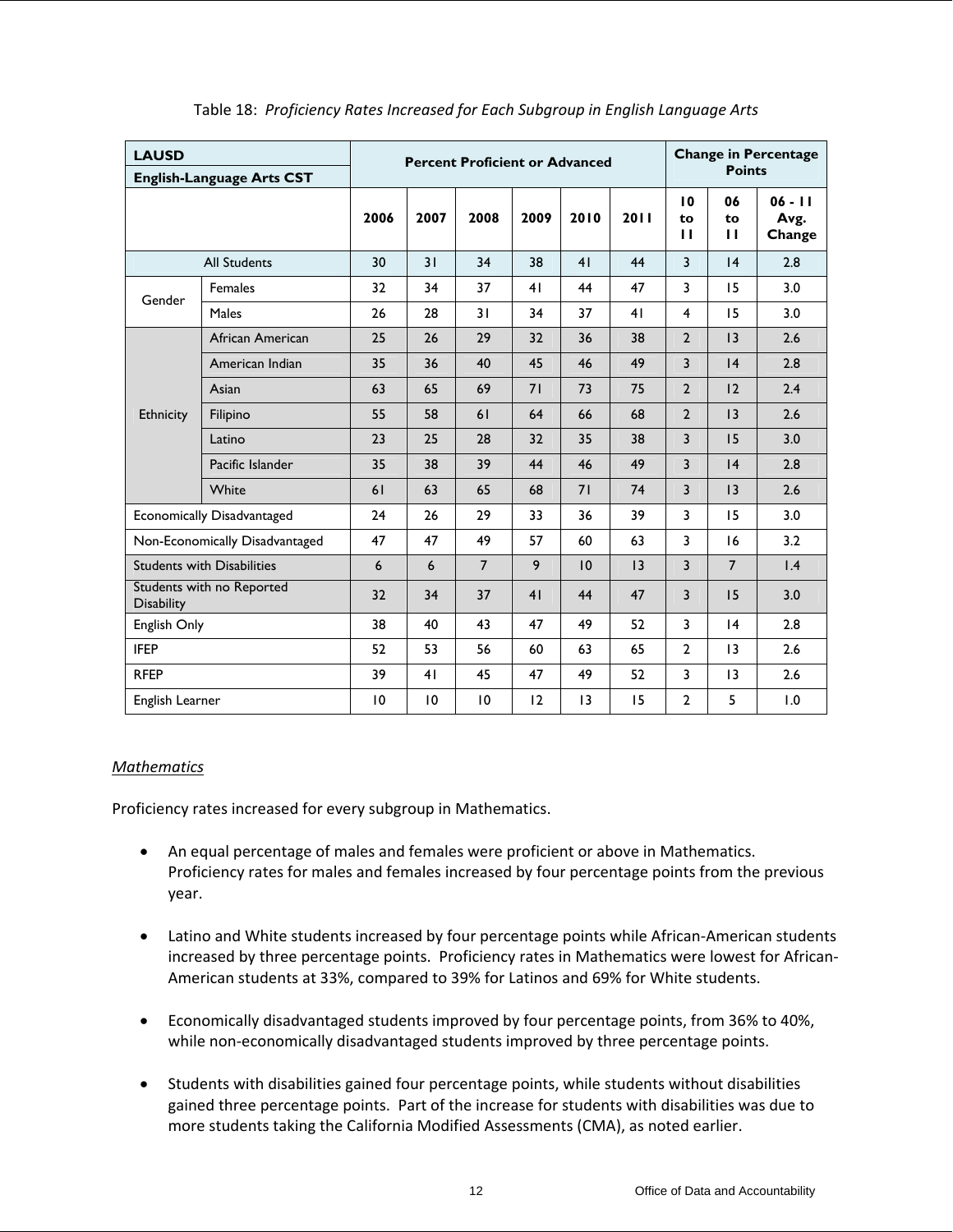Table 18: *Proficiency Rates Increased for Each Subgroup in English Language Arts*

| **LAUSD English-Language Arts CST** | | **Percent Proficient or Advanced** | | | | | | **Change in Percentage Points** | | |
|---|---|---|---|---|---|---|---|---|---|---|
| | | **2006** | **2007** | **2008** | **2009** | **2010** | **2011** | **10 to 11** | **06 to 11** | **06 - 11 Avg. Change** |
| All Students | | 30 | 31 | 34 | 38 | 41 | 44 | 3 | 14 | 2.8 |
| Gender | Females | 32 | 34 | 37 | 41 | 44 | 47 | 3 | 15 | 3.0 |
| | Males | 26 | 28 | 31 | 34 | 37 | 41 | 4 | 15 | 3.0 |
| Ethnicity | African American | 25 | 26 | 29 | 32 | 36 | 38 | 2 | 13 | 2.6 |
| | American Indian | 35 | 36 | 40 | 45 | 46 | 49 | 3 | 14 | 2.8 |
| | Asian | 63 | 65 | 69 | 71 | 73 | 75 | 2 | 12 | 2.4 |
| | Filipino | 55 | 58 | 61 | 64 | 66 | 68 | 2 | 13 | 2.6 |
| | Latino | 23 | 25 | 28 | 32 | 35 | 38 | 3 | 15 | 3.0 |
| | Pacific Islander | 35 | 38 | 39 | 44 | 46 | 49 | 3 | 14 | 2.8 |
| | White | 61 | 63 | 65 | 68 | 71 | 74 | 3 | 13 | 2.6 |
| Economically Disadvantaged | | 24 | 26 | 29 | 33 | 36 | 39 | 3 | 15 | 3.0 |
| Non-Economically Disadvantaged | | 47 | 47 | 49 | 57 | 60 | 63 | 3 | 16 | 3.2 |
| Students with Disabilities | | 6 | 6 | 7 | 9 | 10 | 13 | 3 | 7 | 1.4 |
| Students with no Reported Disability | | 32 | 34 | 37 | 41 | 44 | 47 | 3 | 15 | 3.0 |
| English Only | | 38 | 40 | 43 | 47 | 49 | 52 | 3 | 14 | 2.8 |
| IFEP | | 52 | 53 | 56 | 60 | 63 | 65 | 2 | 13 | 2.6 |
| RFEP | | 39 | 41 | 45 | 47 | 49 | 52 | 3 | 13 | 2.6 |
| English Learner | | 10 | 10 | 10 | 12 | 13 | 15 | 2 | 5 | 1.0 |

*Mathematics*

Proficiency rates increased for every subgroup in Mathematics.

- An equal percentage of males and females were proficient or above in Mathematics. Proficiency rates for males and females increased by four percentage points from the previous year.

- Latino and White students increased by four percentage points while African-American students increased by three percentage points. Proficiency rates in Mathematics were lowest for African-American students at 33%, compared to 39% for Latinos and 69% for White students.

- Economically disadvantaged students improved by four percentage points, from 36% to 40%, while non-economically disadvantaged students improved by three percentage points.

- Students with disabilities gained four percentage points, while students without disabilities gained three percentage points. Part of the increase for students with disabilities was due to more students taking the California Modified Assessments (CMA), as noted earlier.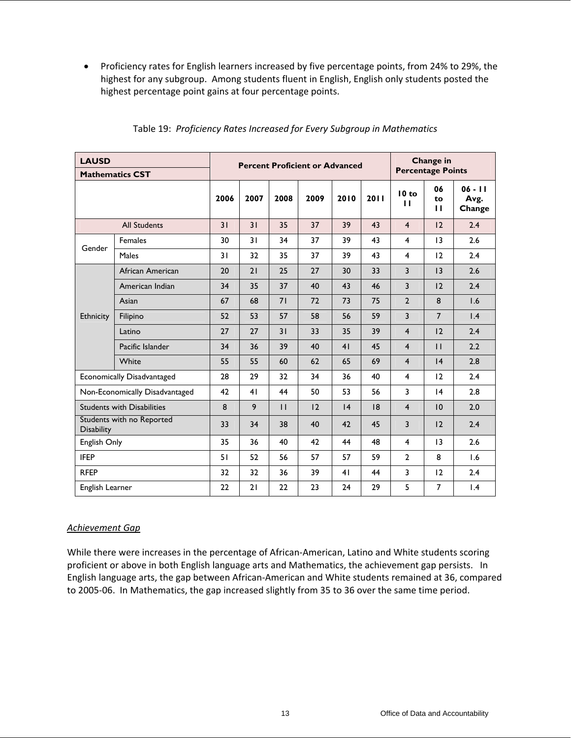- Proficiency rates for English learners increased by five percentage points, from 24% to 29%, the highest for any subgroup. Among students fluent in English, English only students posted the highest percentage point gains at four percentage points.

Table 19: *Proficiency Rates Increased for Every Subgroup in Mathematics*

| **LAUSD Mathematics CST** | | **Percent Proficient or Advanced** | | | | | | **Change in Percentage Points** | | |
|---|---|---|---|---|---|---|---|---|---|---|
| | | **2006** | **2007** | **2008** | **2009** | **2010** | **2011** | **10 to 11** | **06 to 11** | **06 - 11 Avg. Change** |
| All Students | | 31 | 31 | 35 | 37 | 39 | 43 | 4 | 12 | 2.4 |
| Gender | Females | 30 | 31 | 34 | 37 | 39 | 43 | 4 | 13 | 2.6 |
| | Males | 31 | 32 | 35 | 37 | 39 | 43 | 4 | 12 | 2.4 |
| Ethnicity | African American | 20 | 21 | 25 | 27 | 30 | 33 | 3 | 13 | 2.6 |
| | American Indian | 34 | 35 | 37 | 40 | 43 | 46 | 3 | 12 | 2.4 |
| | Asian | 67 | 68 | 71 | 72 | 73 | 75 | 2 | 8 | 1.6 |
| | Filipino | 52 | 53 | 57 | 58 | 56 | 59 | 3 | 7 | 1.4 |
| | Latino | 27 | 27 | 31 | 33 | 35 | 39 | 4 | 12 | 2.4 |
| | Pacific Islander | 34 | 36 | 39 | 40 | 41 | 45 | 4 | 11 | 2.2 |
| | White | 55 | 55 | 60 | 62 | 65 | 69 | 4 | 14 | 2.8 |
| Economically Disadvantaged | | 28 | 29 | 32 | 34 | 36 | 40 | 4 | 12 | 2.4 |
| Non-Economically Disadvantaged | | 42 | 41 | 44 | 50 | 53 | 56 | 3 | 14 | 2.8 |
| Students with Disabilities | | 8 | 9 | 11 | 12 | 14 | 18 | 4 | 10 | 2.0 |
| Students with no Reported Disability | | 33 | 34 | 38 | 40 | 42 | 45 | 3 | 12 | 2.4 |
| English Only | | 35 | 36 | 40 | 42 | 44 | 48 | 4 | 13 | 2.6 |
| IFEP | | 51 | 52 | 56 | 57 | 57 | 59 | 2 | 8 | 1.6 |
| RFEP | | 32 | 32 | 36 | 39 | 41 | 44 | 3 | 12 | 2.4 |
| English Learner | | 22 | 21 | 22 | 23 | 24 | 29 | 5 | 7 | 1.4 |

*Achievement Gap*

While there were increases in the percentage of African-American, Latino and White students scoring proficient or above in both English language arts and Mathematics, the achievement gap persists. In English language arts, the gap between African-American and White students remained at 36, compared to 2005-06. In Mathematics, the gap increased slightly from 35 to 36 over the same time period.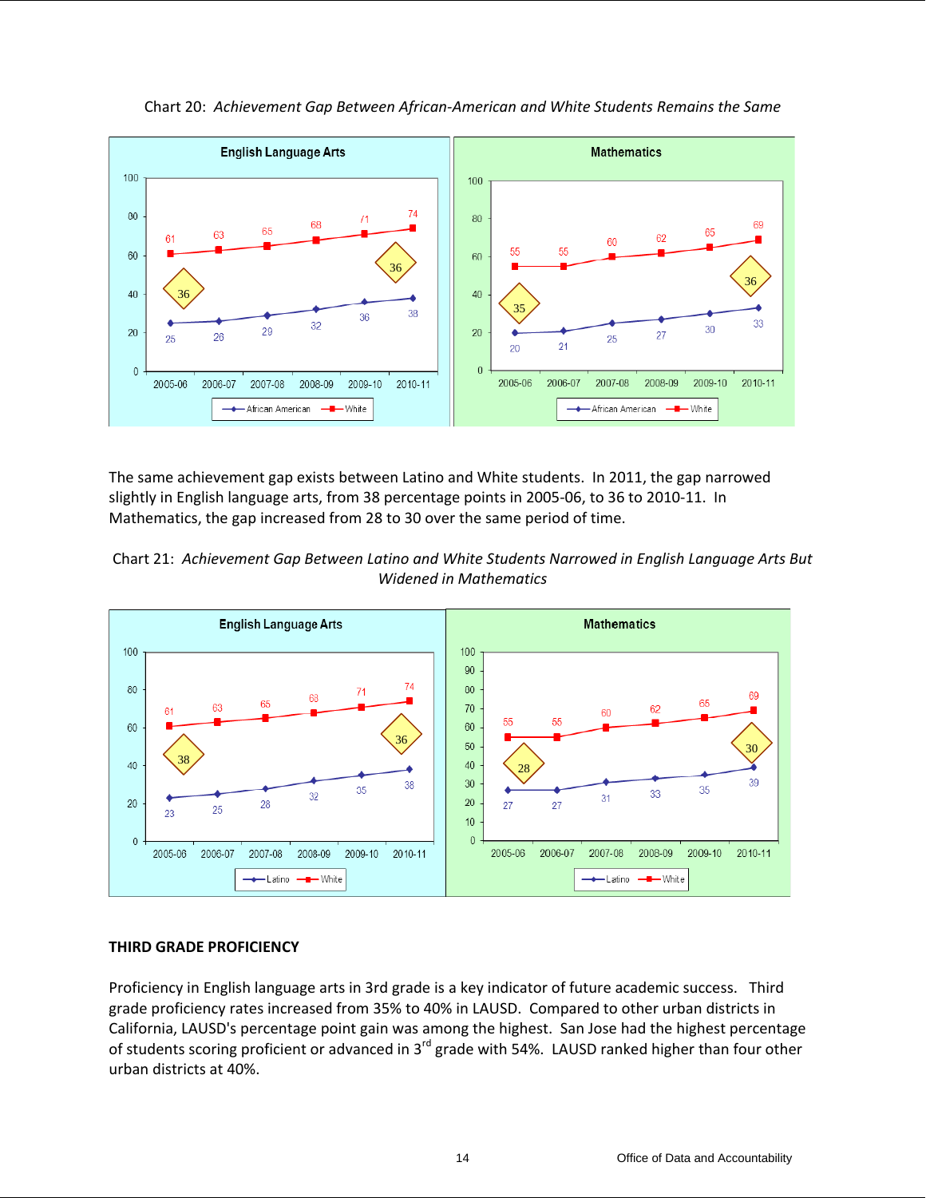Chart 20: *Achievement Gap Between African-American and White Students Remains the Same*

**English Language Arts**

| Year | African American | White |
|---|---|---|
| 2005-06 | 25 | 61 |
| 2006-07 | 26 | 63 |
| 2007-08 | 29 | 65 |
| 2008-09 | 32 | 68 |
| 2009-10 | 36 | 71 |
| 2010-11 | 38 | 74 |

Gap: 36 (2005-06), 36 (2010-11)

**Mathematics**

| Year | African American | White |
|---|---|---|
| 2005-06 | 20 | 55 |
| 2006-07 | 21 | 55 |
| 2007-08 | 25 | 60 |
| 2008-09 | 27 | 62 |
| 2009-10 | 30 | 65 |
| 2010-11 | 33 | 69 |

Gap: 35 (2005-06), 36 (2010-11)

The same achievement gap exists between Latino and White students. In 2011, the gap narrowed slightly in English language arts, from 38 percentage points in 2005-06, to 36 to 2010-11. In Mathematics, the gap increased from 28 to 30 over the same period of time.

Chart 21: *Achievement Gap Between Latino and White Students Narrowed in English Language Arts But Widened in Mathematics*

**English Language Arts**

| Year | Latino | White |
|---|---|---|
| 2005-06 | 23 | 61 |
| 2006-07 | 25 | 63 |
| 2007-08 | 28 | 65 |
| 2008-09 | 32 | 68 |
| 2009-10 | 35 | 71 |
| 2010-11 | 38 | 74 |

Gap: 38 (2005-06), 36 (2010-11)

**Mathematics**

| Year | Latino | White |
|---|---|---|
| 2005-06 | 27 | 55 |
| 2006-07 | 27 | 55 |
| 2007-08 | 31 | 60 |
| 2008-09 | 33 | 62 |
| 2009-10 | 35 | 65 |
| 2010-11 | 39 | 69 |

Gap: 28 (2005-06), 30 (2010-11)

## THIRD GRADE PROFICIENCY

Proficiency in English language arts in 3rd grade is a key indicator of future academic success. Third grade proficiency rates increased from 35% to 40% in LAUSD. Compared to other urban districts in California, LAUSD's percentage point gain was among the highest. San Jose had the highest percentage of students scoring proficient or advanced in 3rd grade with 54%. LAUSD ranked higher than four other urban districts at 40%.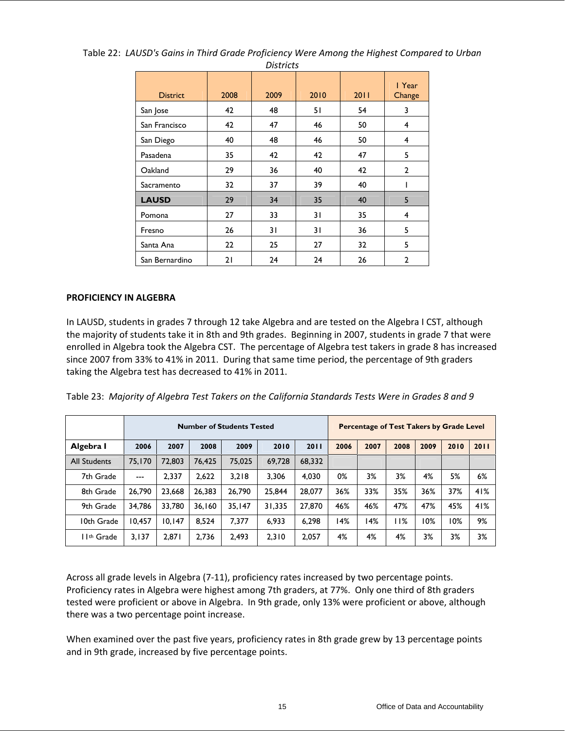Table 22: *LAUSD's Gains in Third Grade Proficiency Were Among the Highest Compared to Urban Districts*

| District | 2008 | 2009 | 2010 | 2011 | 1 Year Change |
|---|---|---|---|---|---|
| San Jose | 42 | 48 | 51 | 54 | 3 |
| San Francisco | 42 | 47 | 46 | 50 | 4 |
| San Diego | 40 | 48 | 46 | 50 | 4 |
| Pasadena | 35 | 42 | 42 | 47 | 5 |
| Oakland | 29 | 36 | 40 | 42 | 2 |
| Sacramento | 32 | 37 | 39 | 40 | 1 |
| **LAUSD** | 29 | 34 | 35 | 40 | 5 |
| Pomona | 27 | 33 | 31 | 35 | 4 |
| Fresno | 26 | 31 | 31 | 36 | 5 |
| Santa Ana | 22 | 25 | 27 | 32 | 5 |
| San Bernardino | 21 | 24 | 24 | 26 | 2 |

**PROFICIENCY IN ALGEBRA**

In LAUSD, students in grades 7 through 12 take Algebra and are tested on the Algebra I CST, although the majority of students take it in 8th and 9th grades. Beginning in 2007, students in grade 7 that were enrolled in Algebra took the Algebra CST. The percentage of Algebra test takers in grade 8 has increased since 2007 from 33% to 41% in 2011. During that same time period, the percentage of 9th graders taking the Algebra test has decreased to 41% in 2011.

Table 23: *Majority of Algebra Test Takers on the California Standards Tests Were in Grades 8 and 9*

| | Number of Students Tested | | | | | | Percentage of Test Takers by Grade Level | | | | | |
|---|---|---|---|---|---|---|---|---|---|---|---|---|
| **Algebra I** | **2006** | **2007** | **2008** | **2009** | **2010** | **2011** | **2006** | **2007** | **2008** | **2009** | **2010** | **2011** |
| All Students | 75,170 | 72,803 | 76,425 | 75,025 | 69,728 | 68,332 | | | | | | |
| 7th Grade | --- | 2,337 | 2,622 | 3,218 | 3,306 | 4,030 | 0% | 3% | 3% | 4% | 5% | 6% |
| 8th Grade | 26,790 | 23,668 | 26,383 | 26,790 | 25,844 | 28,077 | 36% | 33% | 35% | 36% | 37% | 41% |
| 9th Grade | 34,786 | 33,780 | 36,160 | 35,147 | 31,335 | 27,870 | 46% | 46% | 47% | 47% | 45% | 41% |
| 10th Grade | 10,457 | 10,147 | 8,524 | 7,377 | 6,933 | 6,298 | 14% | 14% | 11% | 10% | 10% | 9% |
| 11th Grade | 3,137 | 2,871 | 2,736 | 2,493 | 2,310 | 2,057 | 4% | 4% | 4% | 3% | 3% | 3% |

Across all grade levels in Algebra (7-11), proficiency rates increased by two percentage points. Proficiency rates in Algebra were highest among 7th graders, at 77%. Only one third of 8th graders tested were proficient or above in Algebra. In 9th grade, only 13% were proficient or above, although there was a two percentage point increase.

When examined over the past five years, proficiency rates in 8th grade grew by 13 percentage points and in 9th grade, increased by five percentage points.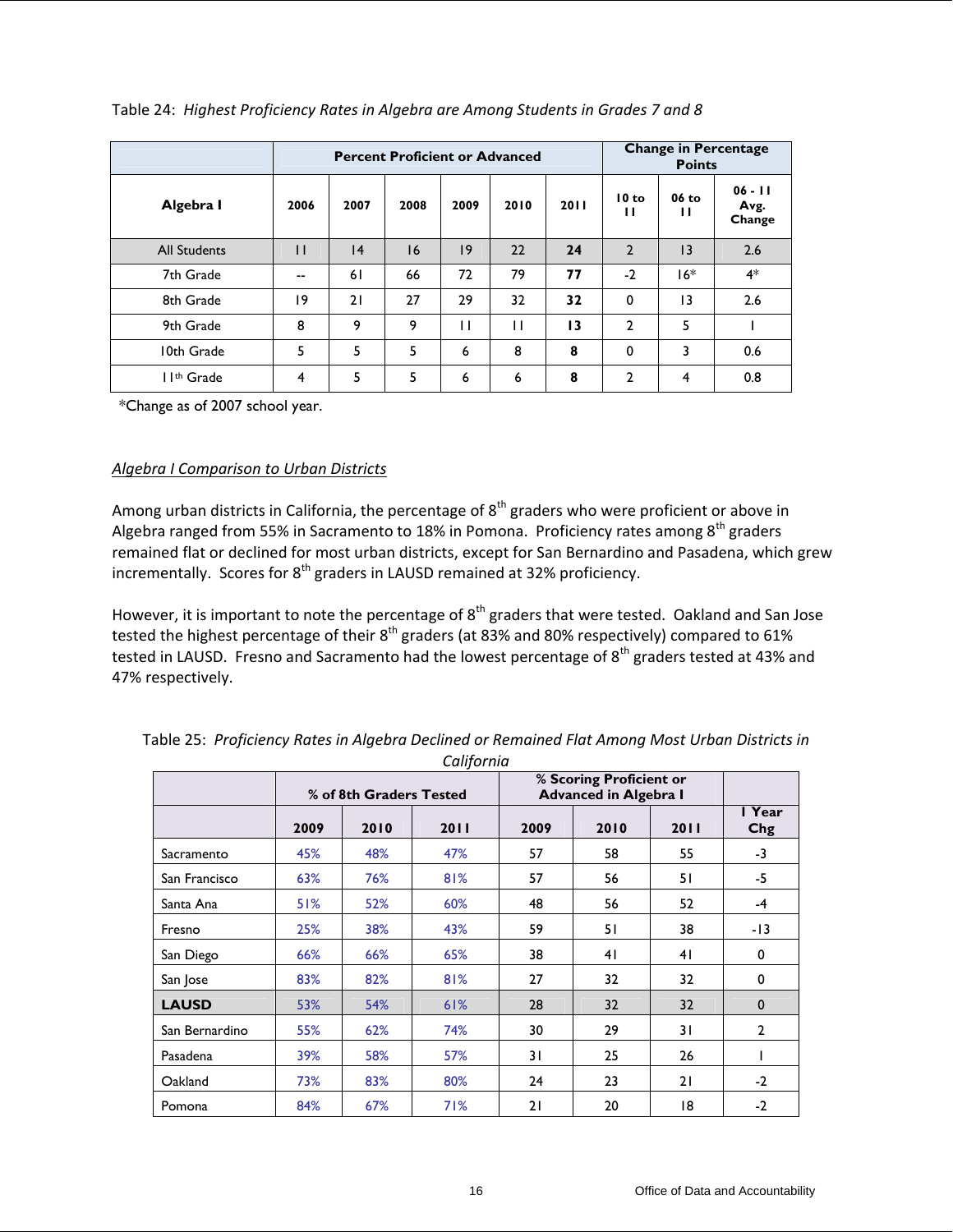Table 24: *Highest Proficiency Rates in Algebra are Among Students in Grades 7 and 8*

| | Percent Proficient or Advanced | | | | | | Change in Percentage Points | | |
|---|---|---|---|---|---|---|---|---|---|
| **Algebra I** | **2006** | **2007** | **2008** | **2009** | **2010** | **2011** | **10 to 11** | **06 to 11** | **06 - 11 Avg. Change** |
| All Students | 11 | 14 | 16 | 19 | 22 | **24** | 2 | 13 | 2.6 |
| 7th Grade | -- | 61 | 66 | 72 | 79 | **77** | -2 | 16* | 4* |
| 8th Grade | 19 | 21 | 27 | 29 | 32 | **32** | 0 | 13 | 2.6 |
| 9th Grade | 8 | 9 | 9 | 11 | 11 | **13** | 2 | 5 | 1 |
| 10th Grade | 5 | 5 | 5 | 6 | 8 | **8** | 0 | 3 | 0.6 |
| 11th Grade | 4 | 5 | 5 | 6 | 6 | **8** | 2 | 4 | 0.8 |

*Change as of 2007 school year.

*Algebra I Comparison to Urban Districts*

Among urban districts in California, the percentage of 8th graders who were proficient or above in Algebra ranged from 55% in Sacramento to 18% in Pomona. Proficiency rates among 8th graders remained flat or declined for most urban districts, except for San Bernardino and Pasadena, which grew incrementally. Scores for 8th graders in LAUSD remained at 32% proficiency.

However, it is important to note the percentage of 8th graders that were tested. Oakland and San Jose tested the highest percentage of their 8th graders (at 83% and 80% respectively) compared to 61% tested in LAUSD. Fresno and Sacramento had the lowest percentage of 8th graders tested at 43% and 47% respectively.

Table 25: *Proficiency Rates in Algebra Declined or Remained Flat Among Most Urban Districts in California*

| | % of 8th Graders Tested | | | % Scoring Proficient or Advanced in Algebra I | | | |
|---|---|---|---|---|---|---|---|
| | **2009** | **2010** | **2011** | **2009** | **2010** | **2011** | **1 Year Chg** |
| Sacramento | 45% | 48% | 47% | 57 | 58 | 55 | -3 |
| San Francisco | 63% | 76% | 81% | 57 | 56 | 51 | -5 |
| Santa Ana | 51% | 52% | 60% | 48 | 56 | 52 | -4 |
| Fresno | 25% | 38% | 43% | 59 | 51 | 38 | -13 |
| San Diego | 66% | 66% | 65% | 38 | 41 | 41 | 0 |
| San Jose | 83% | 82% | 81% | 27 | 32 | 32 | 0 |
| **LAUSD** | 53% | 54% | 61% | 28 | 32 | 32 | 0 |
| San Bernardino | 55% | 62% | 74% | 30 | 29 | 31 | 2 |
| Pasadena | 39% | 58% | 57% | 31 | 25 | 26 | 1 |
| Oakland | 73% | 83% | 80% | 24 | 23 | 21 | -2 |
| Pomona | 84% | 67% | 71% | 21 | 20 | 18 | -2 |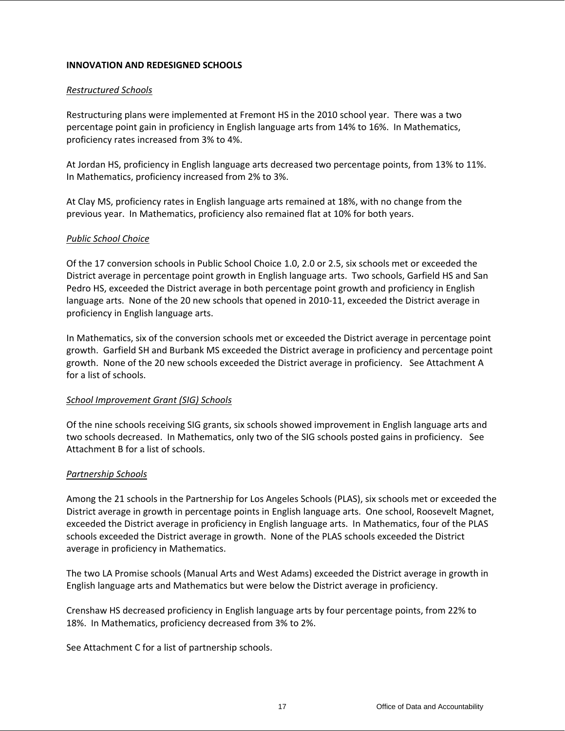**INNOVATION AND REDESIGNED SCHOOLS**

*Restructured Schools*

Restructuring plans were implemented at Fremont HS in the 2010 school year. There was a two percentage point gain in proficiency in English language arts from 14% to 16%. In Mathematics, proficiency rates increased from 3% to 4%.

At Jordan HS, proficiency in English language arts decreased two percentage points, from 13% to 11%. In Mathematics, proficiency increased from 2% to 3%.

At Clay MS, proficiency rates in English language arts remained at 18%, with no change from the previous year. In Mathematics, proficiency also remained flat at 10% for both years.

*Public School Choice*

Of the 17 conversion schools in Public School Choice 1.0, 2.0 or 2.5, six schools met or exceeded the District average in percentage point growth in English language arts. Two schools, Garfield HS and San Pedro HS, exceeded the District average in both percentage point growth and proficiency in English language arts. None of the 20 new schools that opened in 2010-11, exceeded the District average in proficiency in English language arts.

In Mathematics, six of the conversion schools met or exceeded the District average in percentage point growth. Garfield SH and Burbank MS exceeded the District average in proficiency and percentage point growth. None of the 20 new schools exceeded the District average in proficiency. See Attachment A for a list of schools.

*School Improvement Grant (SIG) Schools*

Of the nine schools receiving SIG grants, six schools showed improvement in English language arts and two schools decreased. In Mathematics, only two of the SIG schools posted gains in proficiency. See Attachment B for a list of schools.

*Partnership Schools*

Among the 21 schools in the Partnership for Los Angeles Schools (PLAS), six schools met or exceeded the District average in growth in percentage points in English language arts. One school, Roosevelt Magnet, exceeded the District average in proficiency in English language arts. In Mathematics, four of the PLAS schools exceeded the District average in growth. None of the PLAS schools exceeded the District average in proficiency in Mathematics.

The two LA Promise schools (Manual Arts and West Adams) exceeded the District average in growth in English language arts and Mathematics but were below the District average in proficiency.

Crenshaw HS decreased proficiency in English language arts by four percentage points, from 22% to 18%. In Mathematics, proficiency decreased from 3% to 2%.

See Attachment C for a list of partnership schools.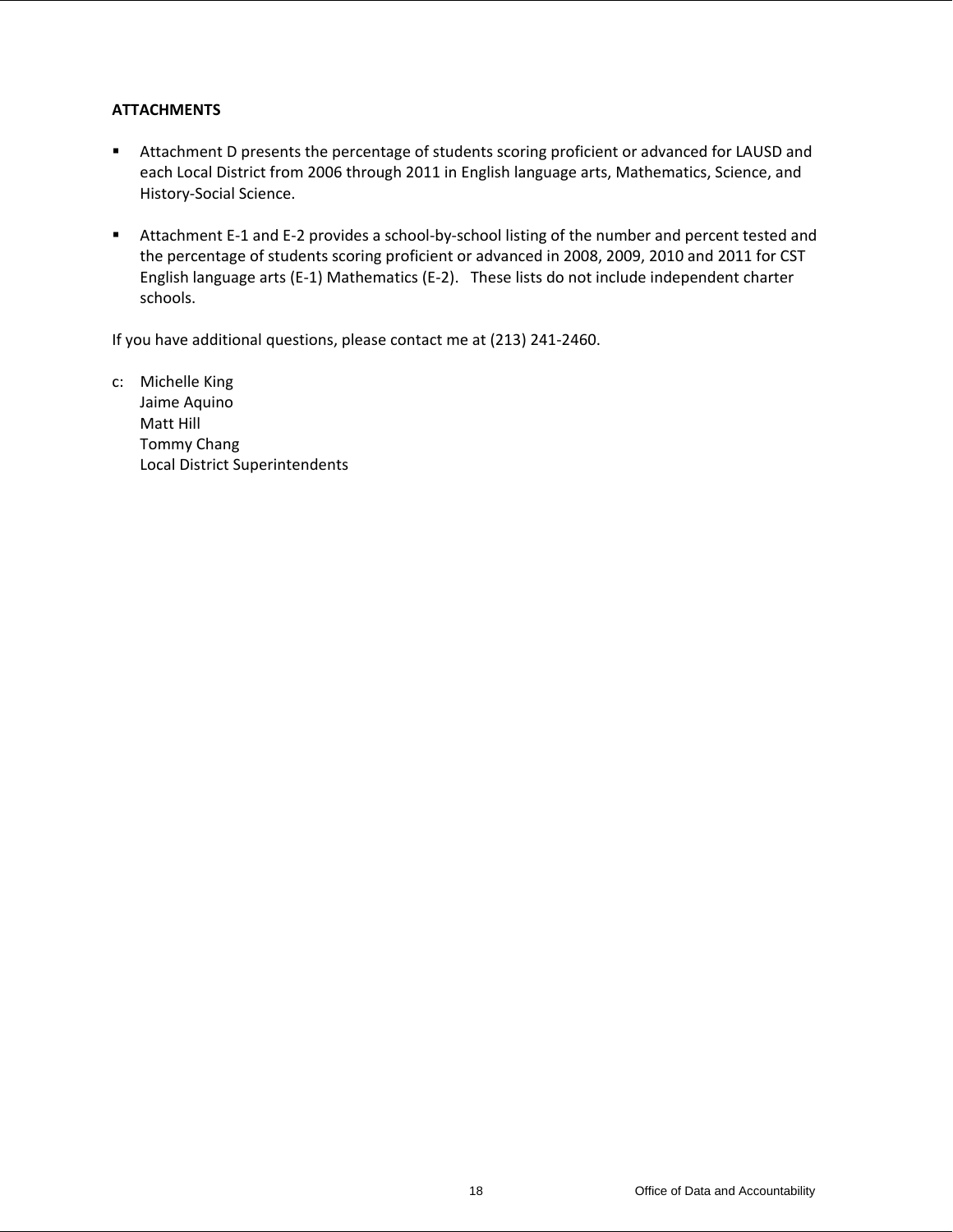**ATTACHMENTS**

- Attachment D presents the percentage of students scoring proficient or advanced for LAUSD and each Local District from 2006 through 2011 in English language arts, Mathematics, Science, and History-Social Science.

- Attachment E-1 and E-2 provides a school-by-school listing of the number and percent tested and the percentage of students scoring proficient or advanced in 2008, 2009, 2010 and 2011 for CST English language arts (E-1) Mathematics (E-2). These lists do not include independent charter schools.

If you have additional questions, please contact me at (213) 241-2460.

c: Michelle King
Jaime Aquino
Matt Hill
Tommy Chang
Local District Superintendents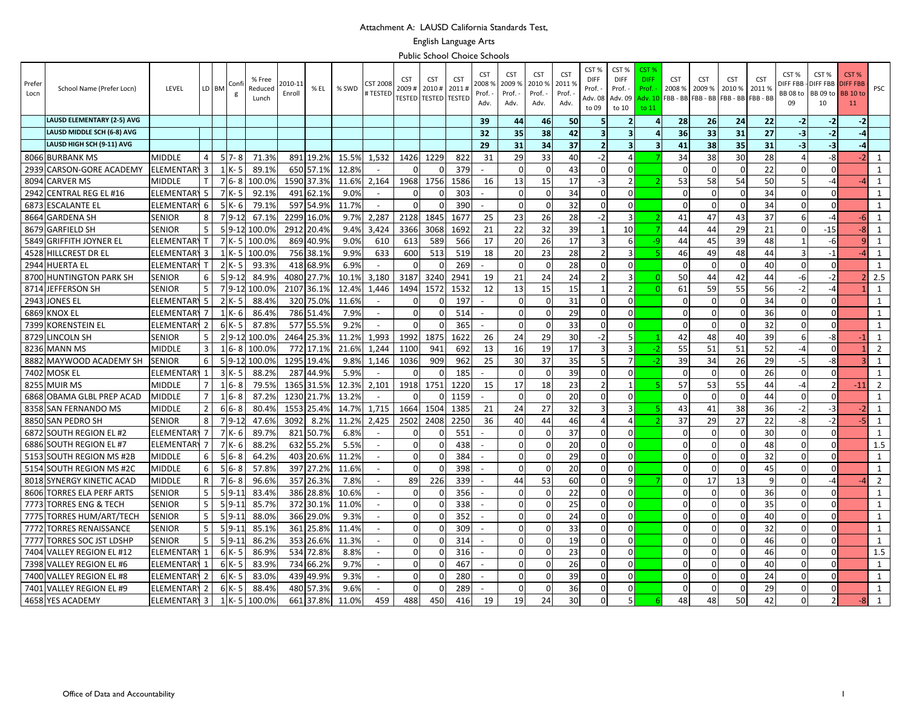Attachment A: LAUSD California Standards Test,

English Language Arts

Public School Choice Schools

| Prefer Locn | School Name (Prefer Locn) | LEVEL | LD | BM | Config | % Free Reduced Lunch | 2010-11 Enroll | % EL | % SWD | CST 2008 # TESTED | CST 2009 # TESTED | CST 2010 # TESTED | CST 2011 # TESTED | CST 2008 % Prof. - Adv. | CST 2009 % Prof. - Adv. | CST 2010 % Prof. - Adv. | CST 2011 % Prof. - Adv. | CST % DIFF Prof. - Adv. 08 to 09 | CST % DIFF Prof. - Adv. 09 to 10 | CST % DIFF Prof. - Adv. 10 to 11 | CST 2008 % FBB - BB | CST 2009 % FBB - BB | CST 2010 % FBB - BB | CST 2011 % FBB - BB | CST % DIFF FBB - BB 08 to 09 | CST % DIFF FBB - BB 09 to 10 | CST % DIFF FBB - BB 10 to 11 | PSC |
|---|---|---|---|---|---|---|---|---|---|---|---|---|---|---|---|---|---|---|---|---|---|---|---|---|---|---|---|---|
| | LAUSD ELEMENTARY (2-5) AVG | | | | | | | | | | | | | 39 | 44 | 46 | 50 | 5 | 2 | 4 | 28 | 26 | 24 | 22 | -2 | -2 | -2 | |
| | LAUSD MIDDLE SCH (6-8) AVG | | | | | | | | | | | | | 32 | 35 | 38 | 42 | 3 | 3 | 4 | 36 | 33 | 31 | 27 | -3 | -2 | -4 | |
| | LAUSD HIGH SCH (9-11) AVG | | | | | | | | | | | | | 29 | 31 | 34 | 37 | 2 | 3 | 3 | 41 | 38 | 35 | 31 | -3 | -3 | -4 | |
| 8066 | BURBANK MS | MIDDLE | 4 | 5 | 7- 8 | 71.3% | 891 | 19.2% | 15.5% | 1,532 | 1426 | 1229 | 822 | 31 | 29 | 33 | 40 | -2 | 4 | 7 | 34 | 38 | 30 | 28 | 4 | -8 | -2 | 1 |
| 2939 | CARSON-GORE ACADEMY | ELEMENTARY | 3 | 1 | K- 5 | 89.1% | 650 | 57.1% | 12.8% | - | 0 | 0 | 379 | - | 0 | 0 | 43 | 0 | 0 | | 0 | 0 | 0 | 22 | 0 | 0 | | 1 |
| 8094 | CARVER MS | MIDDLE | T | 7 | 6- 8 | 100.0% | 1590 | 37.3% | 11.6% | 2,164 | 1968 | 1756 | 1586 | 16 | 13 | 15 | 17 | -3 | 2 | 2 | 53 | 58 | 54 | 50 | 5 | -4 | -4 | 1 |
| 2942 | CENTRAL REG EL #16 | ELEMENTARY | 5 | 7 | K- 5 | 92.1% | 491 | 62.1% | 9.0% | - | 0 | 0 | 303 | - | 0 | 0 | 34 | 0 | 0 | | 0 | 0 | 0 | 34 | 0 | 0 | | 1 |
| 6873 | ESCALANTE EL | ELEMENTARY | 6 | 5 | K- 6 | 79.1% | 597 | 54.9% | 11.7% | - | 0 | 0 | 390 | - | 0 | 0 | 32 | 0 | 0 | | 0 | 0 | 0 | 34 | 0 | 0 | | 1 |
| 8664 | GARDENA SH | SENIOR | 8 | 7 | 9-12 | 67.1% | 2299 | 16.0% | 9.7% | 2,287 | 2128 | 1845 | 1677 | 25 | 23 | 26 | 28 | -2 | 3 | 2 | 41 | 47 | 43 | 37 | 6 | -4 | -6 | 1 |
| 8679 | GARFIELD SH | SENIOR | 5 | 5 | 9-12 | 100.0% | 2912 | 20.4% | 9.4% | 3,424 | 3366 | 3068 | 1692 | 21 | 22 | 32 | 39 | 1 | 10 | 7 | 44 | 44 | 29 | 21 | 0 | -15 | -8 | 1 |
| 5849 | GRIFFITH JOYNER EL | ELEMENTARY | T | 7 | K- 5 | 100.0% | 869 | 40.9% | 9.0% | 610 | 613 | 589 | 566 | 17 | 20 | 26 | 17 | 3 | 6 | -9 | 44 | 45 | 39 | 48 | 1 | -6 | 9 | 1 |
| 4528 | HILLCREST DR EL | ELEMENTARY | 3 | 1 | K- 5 | 100.0% | 756 | 38.1% | 9.9% | 633 | 600 | 513 | 519 | 18 | 20 | 23 | 28 | 2 | 3 | 5 | 46 | 49 | 48 | 44 | 3 | -1 | -4 | 1 |
| 2944 | HUERTA EL | ELEMENTARY | T | 2 | K- 5 | 93.3% | 418 | 68.9% | 6.9% | - | 0 | 0 | 269 | - | 0 | 0 | 28 | 0 | 0 | | 0 | 0 | 0 | 40 | 0 | 0 | | 1 |
| 8700 | HUNTINGTON PARK SH | SENIOR | 6 | 5 | 9-12 | 84.9% | 4080 | 27.7% | 10.1% | 3,180 | 3187 | 3240 | 2941 | 19 | 21 | 24 | 24 | 2 | 3 | 0 | 50 | 44 | 42 | 44 | -6 | -2 | 2 | 2.5 |
| 8714 | JEFFERSON SH | SENIOR | 5 | 7 | 9-12 | 100.0% | 2107 | 36.1% | 12.4% | 1,446 | 1494 | 1572 | 1532 | 12 | 13 | 15 | 15 | 1 | 2 | 0 | 61 | 59 | 55 | 56 | -2 | -4 | 1 | 1 |
| 2943 | JONES EL | ELEMENTARY | 5 | 2 | K- 5 | 88.4% | 320 | 75.0% | 11.6% | - | 0 | 0 | 197 | - | 0 | 0 | 31 | 0 | 0 | | 0 | 0 | 0 | 34 | 0 | 0 | | 1 |
| 6869 | KNOX EL | ELEMENTARY | 7 | 1 | K- 6 | 86.4% | 786 | 51.4% | 7.9% | - | 0 | 0 | 514 | - | 0 | 0 | 29 | 0 | 0 | | 0 | 0 | 0 | 36 | 0 | 0 | | 1 |
| 7399 | KORENSTEIN EL | ELEMENTARY | 2 | 6 | K- 5 | 87.8% | 577 | 55.5% | 9.2% | - | 0 | 0 | 365 | - | 0 | 0 | 33 | 0 | 0 | | 0 | 0 | 0 | 32 | 0 | 0 | | 1 |
| 8729 | LINCOLN SH | SENIOR | 5 | 2 | 9-12 | 100.0% | 2464 | 25.3% | 11.2% | 1,993 | 1992 | 1875 | 1622 | 26 | 24 | 29 | 30 | -2 | 5 | 1 | 42 | 48 | 40 | 39 | 6 | -8 | -1 | 1 |
| 8236 | MANN MS | MIDDLE | 3 | 1 | 6- 8 | 100.0% | 772 | 17.1% | 21.6% | 1,244 | 1100 | 941 | 692 | 13 | 16 | 19 | 17 | 3 | 3 | -2 | 55 | 51 | 51 | 52 | -4 | 0 | 1 | 2 |
| 8882 | MAYWOOD ACADEMY SH | SENIOR | 6 | 5 | 9-12 | 100.0% | 1295 | 19.4% | 9.8% | 1,146 | 1036 | 909 | 962 | 25 | 30 | 37 | 35 | 5 | 7 | -2 | 39 | 34 | 26 | 29 | -5 | -8 | 3 | 1 |
| 7402 | MOSK EL | ELEMENTARY | 1 | 3 | K- 5 | 88.2% | 287 | 44.9% | 5.9% | - | 0 | 0 | 185 | - | 0 | 0 | 39 | 0 | 0 | | 0 | 0 | 0 | 26 | 0 | 0 | | 1 |
| 8255 | MUIR MS | MIDDLE | 7 | 1 | 6- 8 | 79.5% | 1365 | 31.5% | 12.3% | 2,101 | 1918 | 1751 | 1220 | 15 | 17 | 18 | 23 | 2 | 1 | 5 | 57 | 53 | 55 | 44 | -4 | 2 | -11 | 2 |
| 6868 | OBAMA GLBL PREP ACAD | MIDDLE | 7 | 1 | 6- 8 | 87.2% | 1230 | 21.7% | 13.2% | - | 0 | 0 | 1159 | - | 0 | 0 | 20 | 0 | 0 | | 0 | 0 | 0 | 44 | 0 | 0 | | 1 |
| 8358 | SAN FERNANDO MS | MIDDLE | 2 | 6 | 6- 8 | 80.4% | 1553 | 25.4% | 14.7% | 1,715 | 1664 | 1504 | 1385 | 21 | 24 | 27 | 32 | 3 | 3 | 5 | 43 | 41 | 38 | 36 | -2 | -3 | -2 | 1 |
| 8850 | SAN PEDRO SH | SENIOR | 8 | 7 | 9-12 | 47.6% | 3092 | 8.2% | 11.2% | 2,425 | 2502 | 2408 | 2250 | 36 | 40 | 44 | 46 | 4 | 4 | 2 | 37 | 29 | 27 | 22 | -8 | -2 | -5 | 1 |
| 6872 | SOUTH REGION EL #2 | ELEMENTARY | 7 | 7 | K- 6 | 89.7% | 821 | 50.7% | 6.8% | - | 0 | 0 | 551 | - | 0 | 0 | 37 | 0 | 0 | | 0 | 0 | 0 | 30 | 0 | 0 | | 1 |
| 6886 | SOUTH REGION EL #7 | ELEMENTARY | 7 | 7 | K- 6 | 88.2% | 632 | 55.2% | 5.5% | - | 0 | 0 | 438 | - | 0 | 0 | 20 | 0 | 0 | | 0 | 0 | 0 | 48 | 0 | 0 | | 1.5 |
| 5153 | SOUTH REGION MS #2B | MIDDLE | 6 | 5 | 6- 8 | 64.2% | 403 | 20.6% | 11.2% | - | 0 | 0 | 384 | - | 0 | 0 | 29 | 0 | 0 | | 0 | 0 | 0 | 32 | 0 | 0 | | 1 |
| 5154 | SOUTH REGION MS #2C | MIDDLE | 6 | 5 | 6- 8 | 57.8% | 397 | 27.2% | 11.6% | - | 0 | 0 | 398 | - | 0 | 0 | 20 | 0 | 0 | | 0 | 0 | 0 | 45 | 0 | 0 | | 1 |
| 8018 | SYNERGY KINETIC ACAD | MIDDLE | R | 7 | 6- 8 | 96.6% | 357 | 26.3% | 7.8% | - | 89 | 226 | 339 | - | 44 | 53 | 60 | 0 | 9 | 7 | 0 | 17 | 13 | 9 | 0 | -4 | -4 | 2 |
| 8606 | TORRES ELA PERF ARTS | SENIOR | 5 | 5 | 9-11 | 83.4% | 386 | 28.8% | 10.6% | - | 0 | 0 | 356 | - | 0 | 0 | 22 | 0 | 0 | | 0 | 0 | 0 | 36 | 0 | 0 | | 1 |
| 7773 | TORRES ENG & TECH | SENIOR | 5 | 5 | 9-11 | 85.7% | 372 | 30.1% | 11.0% | - | 0 | 0 | 338 | - | 0 | 0 | 25 | 0 | 0 | | 0 | 0 | 0 | 35 | 0 | 0 | | 1 |
| 7775 | TORRES HUM/ART/TECH | SENIOR | 5 | 5 | 9-11 | 88.0% | 366 | 29.0% | 9.3% | - | 0 | 0 | 352 | - | 0 | 0 | 24 | 0 | 0 | | 0 | 0 | 0 | 40 | 0 | 0 | | 1 |
| 7772 | TORRES RENAISSANCE | SENIOR | 5 | 5 | 9-11 | 85.1% | 361 | 25.8% | 11.4% | - | 0 | 0 | 309 | - | 0 | 0 | 33 | 0 | 0 | | 0 | 0 | 0 | 32 | 0 | 0 | | 1 |
| 7777 | TORRES SOC JST LDSHP | SENIOR | 5 | 5 | 9-11 | 86.2% | 353 | 26.6% | 11.3% | - | 0 | 0 | 314 | - | 0 | 0 | 19 | 0 | 0 | | 0 | 0 | 0 | 46 | 0 | 0 | | 1 |
| 7404 | VALLEY REGION EL #12 | ELEMENTARY | 1 | 6 | K- 5 | 86.9% | 534 | 72.8% | 8.8% | - | 0 | 0 | 316 | - | 0 | 0 | 23 | 0 | 0 | | 0 | 0 | 0 | 46 | 0 | 0 | | 1.5 |
| 7398 | VALLEY REGION EL #6 | ELEMENTARY | 1 | 6 | K- 5 | 83.9% | 734 | 66.2% | 9.7% | - | 0 | 0 | 467 | - | 0 | 0 | 26 | 0 | 0 | | 0 | 0 | 0 | 40 | 0 | 0 | | 1 |
| 7400 | VALLEY REGION EL #8 | ELEMENTARY | 2 | 6 | K- 5 | 83.0% | 439 | 49.9% | 9.3% | - | 0 | 0 | 280 | - | 0 | 0 | 39 | 0 | 0 | | 0 | 0 | 0 | 24 | 0 | 0 | | 1 |
| 7401 | VALLEY REGION EL #9 | ELEMENTARY | 2 | 6 | K- 5 | 88.4% | 480 | 57.3% | 9.6% | - | 0 | 0 | 289 | - | 0 | 0 | 36 | 0 | 0 | | 0 | 0 | 0 | 29 | 0 | 0 | | 1 |
| 4658 | YES ACADEMY | ELEMENTARY | 3 | 1 | K- 5 | 100.0% | 661 | 37.8% | 11.0% | 459 | 488 | 450 | 416 | 19 | 19 | 24 | 30 | 0 | 5 | 6 | 48 | 48 | 50 | 42 | 0 | 2 | -8 | 1 |

Office of Data and Accountability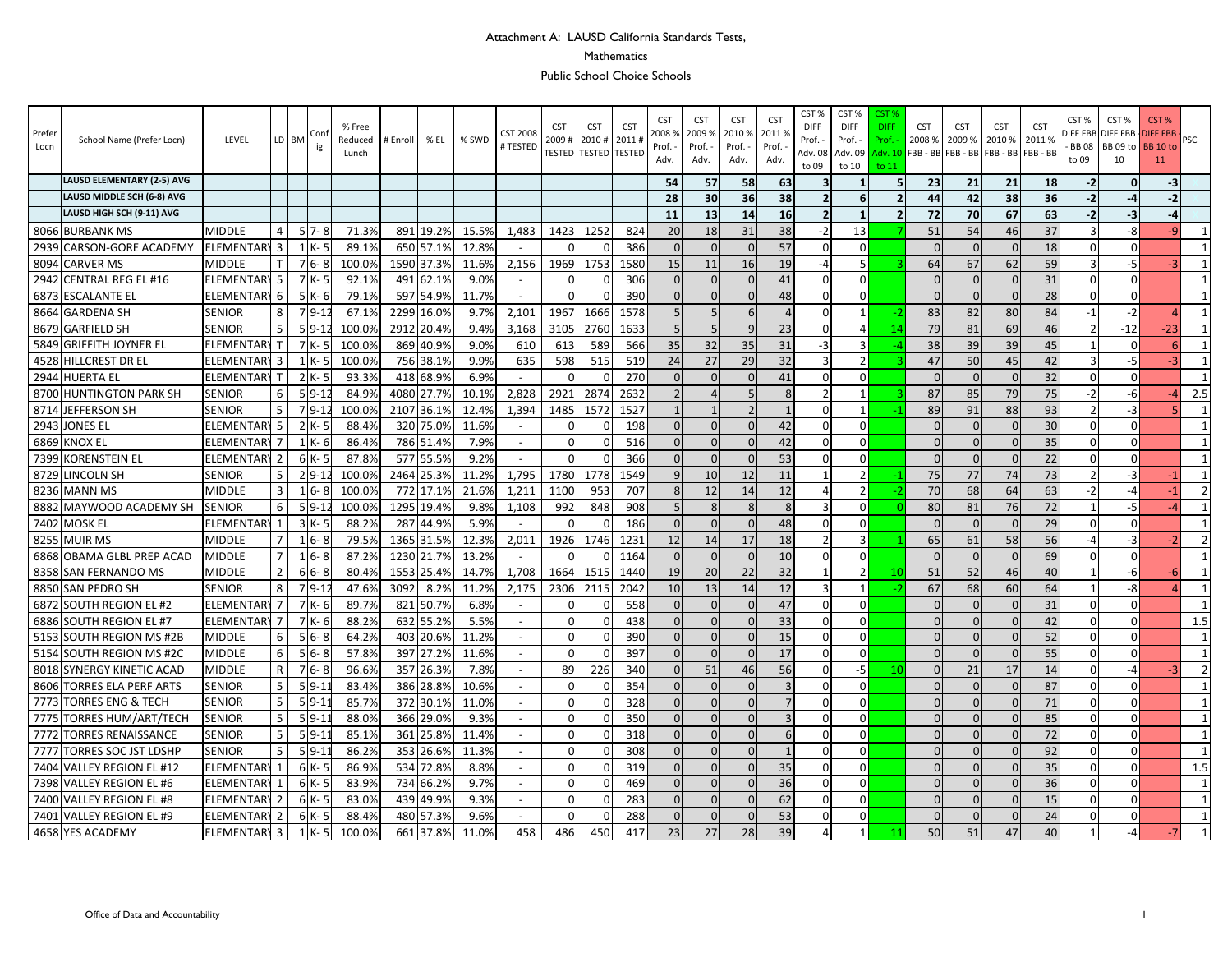# Attachment A: LAUSD California Standards Tests,

## Mathematics

### Public School Choice Schools

| Prefer Locn | School Name (Prefer Locn) | LEVEL | LD | BM | Config | % Free Reduced Lunch | # Enroll | % EL | % SWD | CST 2008 # TESTED | CST 2009 # TESTED | CST 2010 # TESTED | CST 2011 # TESTED | CST 2008 % Prof. - Adv. | CST 2009 % Prof. - Adv. | CST 2010 % Prof. - Adv. | CST 2011 % Prof. - Adv. | CST % DIFF Prof. - Adv. 08 to 09 | CST % DIFF Prof. - Adv. 09 to 10 | CST % DIFF Prof. - Adv. 10 to 11 | CST 2008 % FBB - BB | CST 2009 % FBB - BB | CST 2010 % FBB - BB | CST 2011 % FBB - BB | CST % DIFF FBB - BB 08 to 09 | CST % DIFF FBB - BB 09 to 10 | CST % DIFF FBB - BB 10 to 11 | PSC |
|---|---|---|---|---|---|---|---|---|---|---|---|---|---|---|---|---|---|---|---|---|---|---|---|---|---|---|---|---|
| | LAUSD ELEMENTARY (2-5) AVG | | | | | | | | | | | | | 54 | 57 | 58 | 63 | 3 | 1 | 5 | 23 | 21 | 21 | 18 | -2 | 0 | -3 | |
| | LAUSD MIDDLE SCH (6-8) AVG | | | | | | | | | | | | | 28 | 30 | 36 | 38 | 2 | 6 | 2 | 44 | 42 | 38 | 36 | -2 | -4 | -2 | |
| | LAUSD HIGH SCH (9-11) AVG | | | | | | | | | | | | | 11 | 13 | 14 | 16 | 2 | 1 | 2 | 72 | 70 | 67 | 63 | -2 | -3 | -4 | |
| 8066 | BURBANK MS | MIDDLE | 4 | 5 | 7- 8 | 71.3% | 891 | 19.2% | 15.5% | 1,483 | 1423 | 1252 | 824 | 20 | 18 | 31 | 38 | -2 | 13 | 7 | 51 | 54 | 46 | 37 | 3 | -8 | -9 | 1 |
| 2939 | CARSON-GORE ACADEMY | ELEMENTARY | 3 | 1 | K- 5 | 89.1% | 650 | 57.1% | 12.8% | - | 0 | 0 | 386 | 0 | 0 | 0 | 57 | 0 | 0 | | 0 | 0 | 0 | 18 | 0 | 0 | | 1 |
| 8094 | CARVER MS | MIDDLE | T | 7 | 6- 8 | 100.0% | 1590 | 37.3% | 11.6% | 2,156 | 1969 | 1753 | 1580 | 15 | 11 | 16 | 19 | -4 | 5 | 3 | 64 | 67 | 62 | 59 | 3 | -5 | -3 | 1 |
| 2942 | CENTRAL REG EL #16 | ELEMENTARY | 5 | 7 | K- 5 | 92.1% | 491 | 62.1% | 9.0% | - | 0 | 0 | 306 | 0 | 0 | 0 | 41 | 0 | 0 | | 0 | 0 | 0 | 31 | 0 | 0 | | 1 |
| 6873 | ESCALANTE EL | ELEMENTARY | 6 | 5 | K- 6 | 79.1% | 597 | 54.9% | 11.7% | - | 0 | 0 | 390 | 0 | 0 | 0 | 48 | 0 | 0 | | 0 | 0 | 0 | 28 | 0 | 0 | | 1 |
| 8664 | GARDENA SH | SENIOR | 8 | 7 | 9-12 | 67.1% | 2299 | 16.0% | 9.7% | 2,101 | 1967 | 1666 | 1578 | 5 | 5 | 6 | 4 | 0 | 1 | -2 | 83 | 82 | 80 | 84 | -1 | -2 | 4 | 1 |
| 8679 | GARFIELD SH | SENIOR | 5 | 5 | 9-12 | 100.0% | 2912 | 20.4% | 9.4% | 3,168 | 3105 | 2760 | 1633 | 5 | 5 | 9 | 23 | 0 | 4 | 14 | 79 | 81 | 69 | 46 | 2 | -12 | -23 | 1 |
| 5849 | GRIFFITH JOYNER EL | ELEMENTARY | T | 7 | K- 5 | 100.0% | 869 | 40.9% | 9.0% | 610 | 613 | 589 | 566 | 35 | 32 | 35 | 31 | -3 | 3 | -4 | 38 | 39 | 39 | 45 | 1 | 0 | 6 | 1 |
| 4528 | HILLCREST DR EL | ELEMENTARY | 3 | 1 | K- 5 | 100.0% | 756 | 38.1% | 9.9% | 635 | 598 | 515 | 519 | 24 | 27 | 29 | 32 | 3 | 2 | 3 | 47 | 50 | 45 | 42 | 3 | -5 | -3 | 1 |
| 2944 | HUERTA EL | ELEMENTARY | T | 2 | K- 5 | 93.3% | 418 | 68.9% | 6.9% | - | 0 | 0 | 270 | 0 | 0 | 0 | 41 | 0 | 0 | | 0 | 0 | 0 | 32 | 0 | 0 | | 1 |
| 8700 | HUNTINGTON PARK SH | SENIOR | 6 | 5 | 9-12 | 84.9% | 4080 | 27.7% | 10.1% | 2,828 | 2921 | 2874 | 2632 | 2 | 4 | 5 | 8 | 2 | 1 | 3 | 87 | 85 | 79 | 75 | -2 | -6 | -4 | 2.5 |
| 8714 | JEFFERSON SH | SENIOR | 5 | 7 | 9-12 | 100.0% | 2107 | 36.1% | 12.4% | 1,394 | 1485 | 1572 | 1527 | 1 | 1 | 2 | 1 | 0 | 1 | -1 | 89 | 91 | 88 | 93 | 2 | -3 | 5 | 1 |
| 2943 | JONES EL | ELEMENTARY | 5 | 2 | K- 5 | 88.4% | 320 | 75.0% | 11.6% | - | 0 | 0 | 198 | 0 | 0 | 0 | 42 | 0 | 0 | | 0 | 0 | 0 | 30 | 0 | 0 | | 1 |
| 6869 | KNOX EL | ELEMENTARY | 7 | 1 | K- 6 | 86.4% | 786 | 51.4% | 7.9% | - | 0 | 0 | 516 | 0 | 0 | 0 | 42 | 0 | 0 | | 0 | 0 | 0 | 35 | 0 | 0 | | 1 |
| 7399 | KORENSTEIN EL | ELEMENTARY | 2 | 6 | K- 5 | 87.8% | 577 | 55.5% | 9.2% | - | 0 | 0 | 366 | 0 | 0 | 0 | 53 | 0 | 0 | | 0 | 0 | 0 | 22 | 0 | 0 | | 1 |
| 8729 | LINCOLN SH | SENIOR | 5 | 2 | 9-12 | 100.0% | 2464 | 25.3% | 11.2% | 1,795 | 1780 | 1778 | 1549 | 9 | 10 | 12 | 11 | 1 | 2 | -1 | 75 | 77 | 74 | 73 | 2 | -3 | -1 | 1 |
| 8236 | MANN MS | MIDDLE | 3 | 1 | 6- 8 | 100.0% | 772 | 17.1% | 21.6% | 1,211 | 1100 | 953 | 707 | 8 | 12 | 14 | 12 | 4 | 2 | -2 | 70 | 68 | 64 | 63 | -2 | -4 | -1 | 2 |
| 8882 | MAYWOOD ACADEMY SH | SENIOR | 6 | 5 | 9-12 | 100.0% | 1295 | 19.4% | 9.8% | 1,108 | 992 | 848 | 908 | 5 | 8 | 8 | 8 | 3 | 0 | 0 | 80 | 81 | 76 | 72 | 1 | -5 | -4 | 1 |
| 7402 | MOSK EL | ELEMENTARY | 1 | 3 | K- 5 | 88.2% | 287 | 44.9% | 5.9% | - | 0 | 0 | 186 | 0 | 0 | 0 | 48 | 0 | 0 | | 0 | 0 | 0 | 29 | 0 | 0 | | 1 |
| 8255 | MUIR MS | MIDDLE | 7 | 1 | 6- 8 | 79.5% | 1365 | 31.5% | 12.3% | 2,011 | 1926 | 1746 | 1231 | 12 | 14 | 17 | 18 | 2 | 3 | 1 | 65 | 61 | 58 | 56 | -4 | -3 | -2 | 2 |
| 6868 | OBAMA GLBL PREP ACAD | MIDDLE | 7 | 1 | 6- 8 | 87.2% | 1230 | 21.7% | 13.2% | - | 0 | 0 | 1164 | 0 | 0 | 0 | 10 | 0 | 0 | | 0 | 0 | 0 | 69 | 0 | 0 | | 1 |
| 8358 | SAN FERNANDO MS | MIDDLE | 2 | 6 | 6- 8 | 80.4% | 1553 | 25.4% | 14.7% | 1,708 | 1664 | 1515 | 1440 | 19 | 20 | 22 | 32 | 1 | 2 | 10 | 51 | 52 | 46 | 40 | 1 | -6 | -6 | 1 |
| 8850 | SAN PEDRO SH | SENIOR | 8 | 7 | 9-12 | 47.6% | 3092 | 8.2% | 11.2% | 2,175 | 2306 | 2115 | 2042 | 10 | 13 | 14 | 12 | 3 | 1 | -2 | 67 | 68 | 60 | 64 | 1 | -8 | 4 | 1 |
| 6872 | SOUTH REGION EL #2 | ELEMENTARY | 7 | 7 | K- 6 | 89.7% | 821 | 50.7% | 6.8% | - | 0 | 0 | 558 | 0 | 0 | 0 | 47 | 0 | 0 | | 0 | 0 | 0 | 31 | 0 | 0 | | 1 |
| 6886 | SOUTH REGION EL #7 | ELEMENTARY | 7 | 7 | K- 6 | 88.2% | 632 | 55.2% | 5.5% | - | 0 | 0 | 438 | 0 | 0 | 0 | 33 | 0 | 0 | | 0 | 0 | 0 | 42 | 0 | 0 | | 1.5 |
| 5153 | SOUTH REGION MS #2B | MIDDLE | 6 | 5 | 6- 8 | 64.2% | 403 | 20.6% | 11.2% | - | 0 | 0 | 390 | 0 | 0 | 0 | 15 | 0 | 0 | | 0 | 0 | 0 | 52 | 0 | 0 | | 1 |
| 5154 | SOUTH REGION MS #2C | MIDDLE | 6 | 5 | 6- 8 | 57.8% | 397 | 27.2% | 11.6% | - | 0 | 0 | 397 | 0 | 0 | 0 | 17 | 0 | 0 | | 0 | 0 | 0 | 55 | 0 | 0 | | 1 |
| 8018 | SYNERGY KINETIC ACAD | MIDDLE | R | 7 | 6- 8 | 96.6% | 357 | 26.3% | 7.8% | - | 89 | 226 | 340 | 0 | 51 | 46 | 56 | 0 | -5 | 10 | 0 | 21 | 17 | 14 | 0 | -4 | -3 | 2 |
| 8606 | TORRES ELA PERF ARTS | SENIOR | 5 | 5 | 9-11 | 83.4% | 386 | 28.8% | 10.6% | - | 0 | 0 | 354 | 0 | 0 | 0 | 3 | 0 | 0 | | 0 | 0 | 0 | 87 | 0 | 0 | | 1 |
| 7773 | TORRES ENG & TECH | SENIOR | 5 | 5 | 9-11 | 85.7% | 372 | 30.1% | 11.0% | - | 0 | 0 | 328 | 0 | 0 | 0 | 7 | 0 | 0 | | 0 | 0 | 0 | 71 | 0 | 0 | | 1 |
| 7775 | TORRES HUM/ART/TECH | SENIOR | 5 | 5 | 9-11 | 88.0% | 366 | 29.0% | 9.3% | - | 0 | 0 | 350 | 0 | 0 | 0 | 3 | 0 | 0 | | 0 | 0 | 0 | 85 | 0 | 0 | | 1 |
| 7772 | TORRES RENAISSANCE | SENIOR | 5 | 5 | 9-11 | 85.1% | 361 | 25.8% | 11.4% | - | 0 | 0 | 318 | 0 | 0 | 0 | 6 | 0 | 0 | | 0 | 0 | 0 | 72 | 0 | 0 | | 1 |
| 7777 | TORRES SOC JST LDSHP | SENIOR | 5 | 5 | 9-11 | 86.2% | 353 | 26.6% | 11.3% | - | 0 | 0 | 308 | 0 | 0 | 0 | 1 | 0 | 0 | | 0 | 0 | 0 | 92 | 0 | 0 | | 1 |
| 7404 | VALLEY REGION EL #12 | ELEMENTARY | 1 | 6 | K- 5 | 86.9% | 534 | 72.8% | 8.8% | - | 0 | 0 | 319 | 0 | 0 | 0 | 35 | 0 | 0 | | 0 | 0 | 0 | 35 | 0 | 0 | | 1.5 |
| 7398 | VALLEY REGION EL #6 | ELEMENTARY | 1 | 6 | K- 5 | 83.9% | 734 | 66.2% | 9.7% | - | 0 | 0 | 469 | 0 | 0 | 0 | 36 | 0 | 0 | | 0 | 0 | 0 | 36 | 0 | 0 | | 1 |
| 7400 | VALLEY REGION EL #8 | ELEMENTARY | 2 | 6 | K- 5 | 83.0% | 439 | 49.9% | 9.3% | - | 0 | 0 | 283 | 0 | 0 | 0 | 62 | 0 | 0 | | 0 | 0 | 0 | 15 | 0 | 0 | | 1 |
| 7401 | VALLEY REGION EL #9 | ELEMENTARY | 2 | 6 | K- 5 | 88.4% | 480 | 57.3% | 9.6% | - | 0 | 0 | 288 | 0 | 0 | 0 | 53 | 0 | 0 | | 0 | 0 | 0 | 24 | 0 | 0 | | 1 |
| 4658 | YES ACADEMY | ELEMENTARY | 3 | 1 | K- 5 | 100.0% | 661 | 37.8% | 11.0% | 458 | 486 | 450 | 417 | 23 | 27 | 28 | 39 | 4 | 1 | 11 | 50 | 51 | 47 | 40 | 1 | -4 | -7 | 1 |

Office of Data and Accountability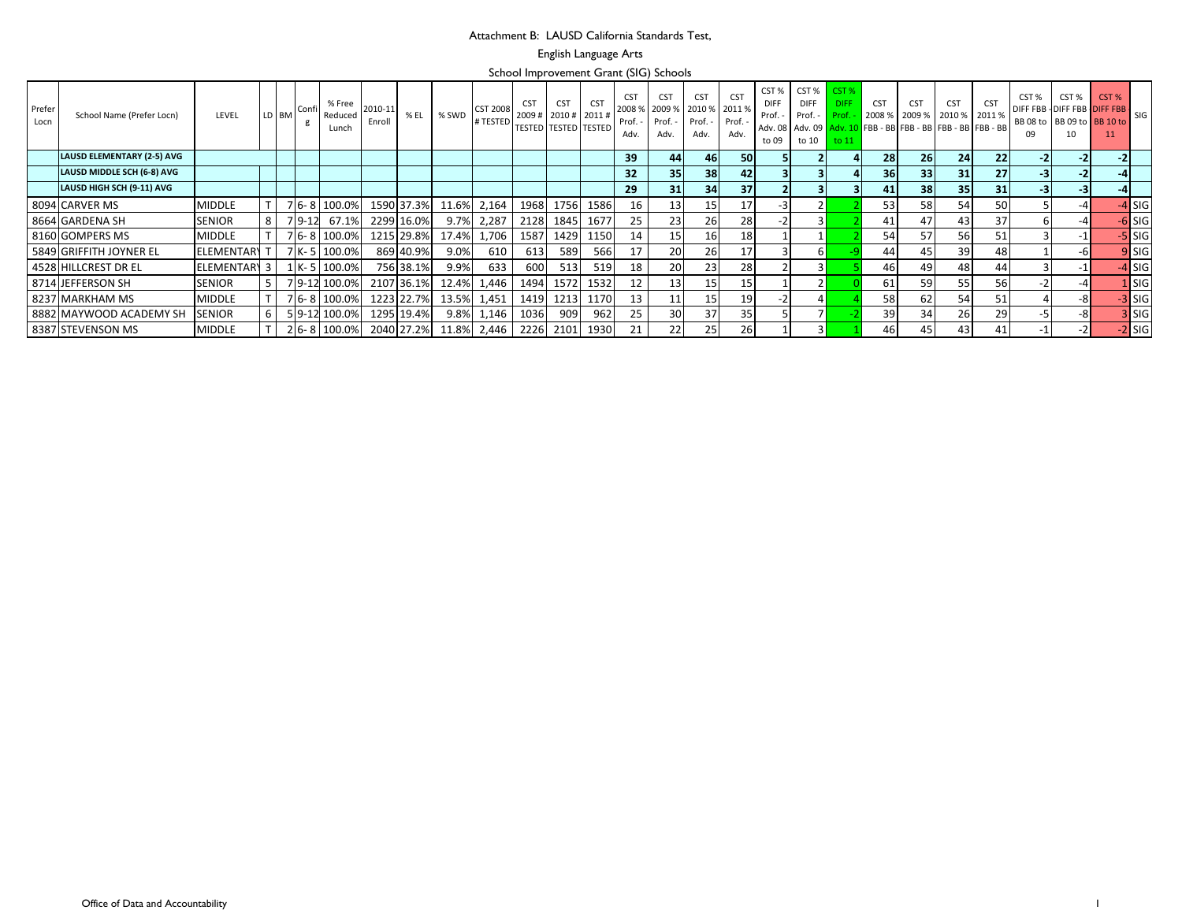# Attachment B: LAUSD California Standards Test,

## English Language Arts

## School Improvement Grant (SIG) Schools

| Prefer Locn | School Name (Prefer Locn) | LEVEL | LD | BM | Config | % Free Reduced Lunch | 2010-11 Enroll | % EL | % SWD | CST 2008 # TESTED | CST 2009 # TESTED | CST 2010 # TESTED | CST 2011 # TESTED | CST 2008 % Prof. - Adv. | CST 2009 % Prof. - Adv. | CST 2010 % Prof. - Adv. | CST 2011 % Prof. - Adv. | CST % DIFF Prof. - Adv. 08 to 09 | CST % DIFF Prof. - Adv. 09 to 10 | CST % DIFF Prof. - Adv. 10 to 11 | CST 2008 % FBB - BB | CST 2009 % FBB - BB | CST 2010 % FBB - BB | CST 2011 % FBB - BB | CST % DIFF FBB - BB 08 to 09 | CST % DIFF FBB - BB 09 to 10 | CST % DIFF FBB - BB 10 to 11 | SIG |
|---|---|---|---|---|---|---|---|---|---|---|---|---|---|---|---|---|---|---|---|---|---|---|---|---|---|---|---|---|
| | **LAUSD ELEMENTARY (2-5) AVG** | | | | | | | | | | | | | **39** | **44** | **46** | **50** | **5** | **2** | **4** | **28** | **26** | **24** | **22** | **-2** | **-2** | **-2** | |
| | **LAUSD MIDDLE SCH (6-8) AVG** | | | | | | | | | | | | | **32** | **35** | **38** | **42** | **3** | **3** | **4** | **36** | **33** | **31** | **27** | **-3** | **-2** | **-4** | |
| | **LAUSD HIGH SCH (9-11) AVG** | | | | | | | | | | | | | **29** | **31** | **34** | **37** | **2** | **3** | **3** | **41** | **38** | **35** | **31** | **-3** | **-3** | **-4** | |
| 8094 | CARVER MS | MIDDLE | T | 7 | 6- 8 | 100.0% | 1590 | 37.3% | 11.6% | 2,164 | 1968 | 1756 | 1586 | 16 | 13 | 15 | 17 | -3 | 2 | 2 | 53 | 58 | 54 | 50 | 5 | -4 | -4 | SIG |
| 8664 | GARDENA SH | SENIOR | 8 | 7 | 9-12 | 67.1% | 2299 | 16.0% | 9.7% | 2,287 | 2128 | 1845 | 1677 | 25 | 23 | 26 | 28 | -2 | 3 | 2 | 41 | 47 | 43 | 37 | 6 | -4 | -6 | SIG |
| 8160 | GOMPERS MS | MIDDLE | T | 7 | 6- 8 | 100.0% | 1215 | 29.8% | 17.4% | 1,706 | 1587 | 1429 | 1150 | 14 | 15 | 16 | 18 | 1 | 1 | 2 | 54 | 57 | 56 | 51 | 3 | -1 | -5 | SIG |
| 5849 | GRIFFITH JOYNER EL | ELEMENTARY | T | 7 | K- 5 | 100.0% | 869 | 40.9% | 9.0% | 610 | 613 | 589 | 566 | 17 | 20 | 26 | 17 | 3 | 6 | -9 | 44 | 45 | 39 | 48 | 1 | -6 | 9 | SIG |
| 4528 | HILLCREST DR EL | ELEMENTARY | 3 | 1 | K- 5 | 100.0% | 756 | 38.1% | 9.9% | 633 | 600 | 513 | 519 | 18 | 20 | 23 | 28 | 2 | 3 | 5 | 46 | 49 | 48 | 44 | 3 | -1 | -4 | SIG |
| 8714 | JEFFERSON SH | SENIOR | 5 | 7 | 9-12 | 100.0% | 2107 | 36.1% | 12.4% | 1,446 | 1494 | 1572 | 1532 | 12 | 13 | 15 | 15 | 1 | 2 | 0 | 61 | 59 | 55 | 56 | -2 | -4 | 1 | SIG |
| 8237 | MARKHAM MS | MIDDLE | T | 7 | 6- 8 | 100.0% | 1223 | 22.7% | 13.5% | 1,451 | 1419 | 1213 | 1170 | 13 | 11 | 15 | 19 | -2 | 4 | 4 | 58 | 62 | 54 | 51 | 4 | -8 | -3 | SIG |
| 8882 | MAYWOOD ACADEMY SH | SENIOR | 6 | 5 | 9-12 | 100.0% | 1295 | 19.4% | 9.8% | 1,146 | 1036 | 909 | 962 | 25 | 30 | 37 | 35 | 5 | 7 | -2 | 39 | 34 | 26 | 29 | -5 | -8 | 3 | SIG |
| 8387 | STEVENSON MS | MIDDLE | T | 2 | 6- 8 | 100.0% | 2040 | 27.2% | 11.8% | 2,446 | 2226 | 2101 | 1930 | 21 | 22 | 25 | 26 | 1 | 3 | 1 | 46 | 45 | 43 | 41 | -1 | -2 | -2 | SIG |

Office of Data and Accountability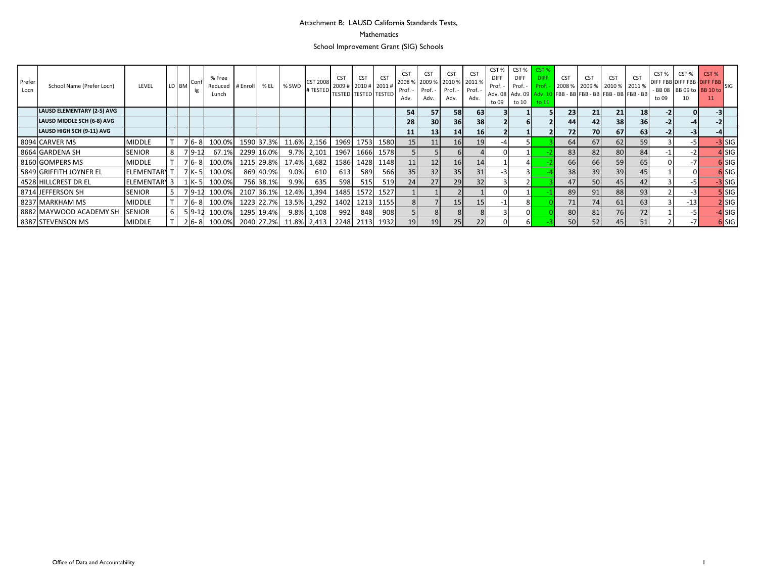Attachment B: LAUSD California Standards Tests,

Mathematics

School Improvement Grant (SIG) Schools

| Prefer Locn | School Name (Prefer Locn) | LEVEL | LD | BM | Config | % Free Reduced Lunch | # Enroll | % EL | % SWD | CST 2008 # TESTED | CST 2009 # TESTED | CST 2010 # TESTED | CST 2011 # TESTED | CST 2008 % Prof. - Adv. | CST 2009 % Prof. - Adv. | CST 2010 % Prof. - Adv. | CST 2011 % Prof. - Adv. | CST % DIFF Prof. - Adv. 08 to 09 | CST % DIFF Prof. - Adv. 09 to 10 | CST % DIFF Prof. - Adv. 10 to 11 | CST 2008 % FBB - BB | CST 2009 % FBB - BB | CST 2010 % FBB - BB | CST 2011 % FBB - BB | CST % DIFF FBB - BB 08 to 09 | CST % DIFF FBB BB 09 to 10 | CST % DIFF FBB BB 10 to 11 | SIG |
|---|---|---|---|---|---|---|---|---|---|---|---|---|---|---|---|---|---|---|---|---|---|---|---|---|---|---|---|---|
| | **LAUSD ELEMENTARY (2-5) AVG** | | | | | | | | | | | | | **54** | **57** | **58** | **63** | **3** | **1** | **5** | **23** | **21** | **21** | **18** | **-2** | **0** | **-3** | |
| | **LAUSD MIDDLE SCH (6-8) AVG** | | | | | | | | | | | | | **28** | **30** | **36** | **38** | **2** | **6** | **2** | **44** | **42** | **38** | **36** | **-2** | **-4** | **-2** | |
| | **LAUSD HIGH SCH (9-11) AVG** | | | | | | | | | | | | | **11** | **13** | **14** | **16** | **2** | **1** | **2** | **72** | **70** | **67** | **63** | **-2** | **-3** | **-4** | |
| 8094 | CARVER MS | MIDDLE | T | 7 | 6- 8 | 100.0% | 1590 | 37.3% | 11.6% | 2,156 | 1969 | 1753 | 1580 | 15 | 11 | 16 | 19 | -4 | 5 | 3 | 64 | 67 | 62 | 59 | 3 | -5 | -3 | SIG |
| 8664 | GARDENA SH | SENIOR | 8 | 7 | 9-12 | 67.1% | 2299 | 16.0% | 9.7% | 2,101 | 1967 | 1666 | 1578 | 5 | 5 | 6 | 4 | 0 | 1 | -2 | 83 | 82 | 80 | 84 | -1 | -2 | 4 | SIG |
| 8160 | GOMPERS MS | MIDDLE | T | 7 | 6- 8 | 100.0% | 1215 | 29.8% | 17.4% | 1,682 | 1586 | 1428 | 1148 | 11 | 12 | 16 | 14 | 1 | 4 | -2 | 66 | 66 | 59 | 65 | 0 | -7 | 6 | SIG |
| 5849 | GRIFFITH JOYNER EL | ELEMENTARY | T | 7 | K- 5 | 100.0% | 869 | 40.9% | 9.0% | 610 | 613 | 589 | 566 | 35 | 32 | 35 | 31 | -3 | 3 | -4 | 38 | 39 | 39 | 45 | 1 | 0 | 6 | SIG |
| 4528 | HILLCREST DR EL | ELEMENTARY | 3 | 1 | K- 5 | 100.0% | 756 | 38.1% | 9.9% | 635 | 598 | 515 | 519 | 24 | 27 | 29 | 32 | 3 | 2 | 3 | 47 | 50 | 45 | 42 | 3 | -5 | -3 | SIG |
| 8714 | JEFFERSON SH | SENIOR | 5 | 7 | 9-12 | 100.0% | 2107 | 36.1% | 12.4% | 1,394 | 1485 | 1572 | 1527 | 1 | 1 | 2 | 1 | 0 | 1 | -1 | 89 | 91 | 88 | 93 | 2 | -3 | 5 | SIG |
| 8237 | MARKHAM MS | MIDDLE | T | 7 | 6- 8 | 100.0% | 1223 | 22.7% | 13.5% | 1,292 | 1402 | 1213 | 1155 | 8 | 7 | 15 | 15 | -1 | 8 | 0 | 71 | 74 | 61 | 63 | 3 | -13 | 2 | SIG |
| 8882 | MAYWOOD ACADEMY SH | SENIOR | 6 | 5 | 9-12 | 100.0% | 1295 | 19.4% | 9.8% | 1,108 | 992 | 848 | 908 | 5 | 8 | 8 | 8 | 3 | 0 | 0 | 80 | 81 | 76 | 72 | 1 | -5 | -4 | SIG |
| 8387 | STEVENSON MS | MIDDLE | T | 2 | 6- 8 | 100.0% | 2040 | 27.2% | 11.8% | 2,413 | 2248 | 2113 | 1932 | 19 | 19 | 25 | 22 | 0 | 6 | -3 | 50 | 52 | 45 | 51 | 2 | -7 | 6 | SIG |

Office of Data and Accountability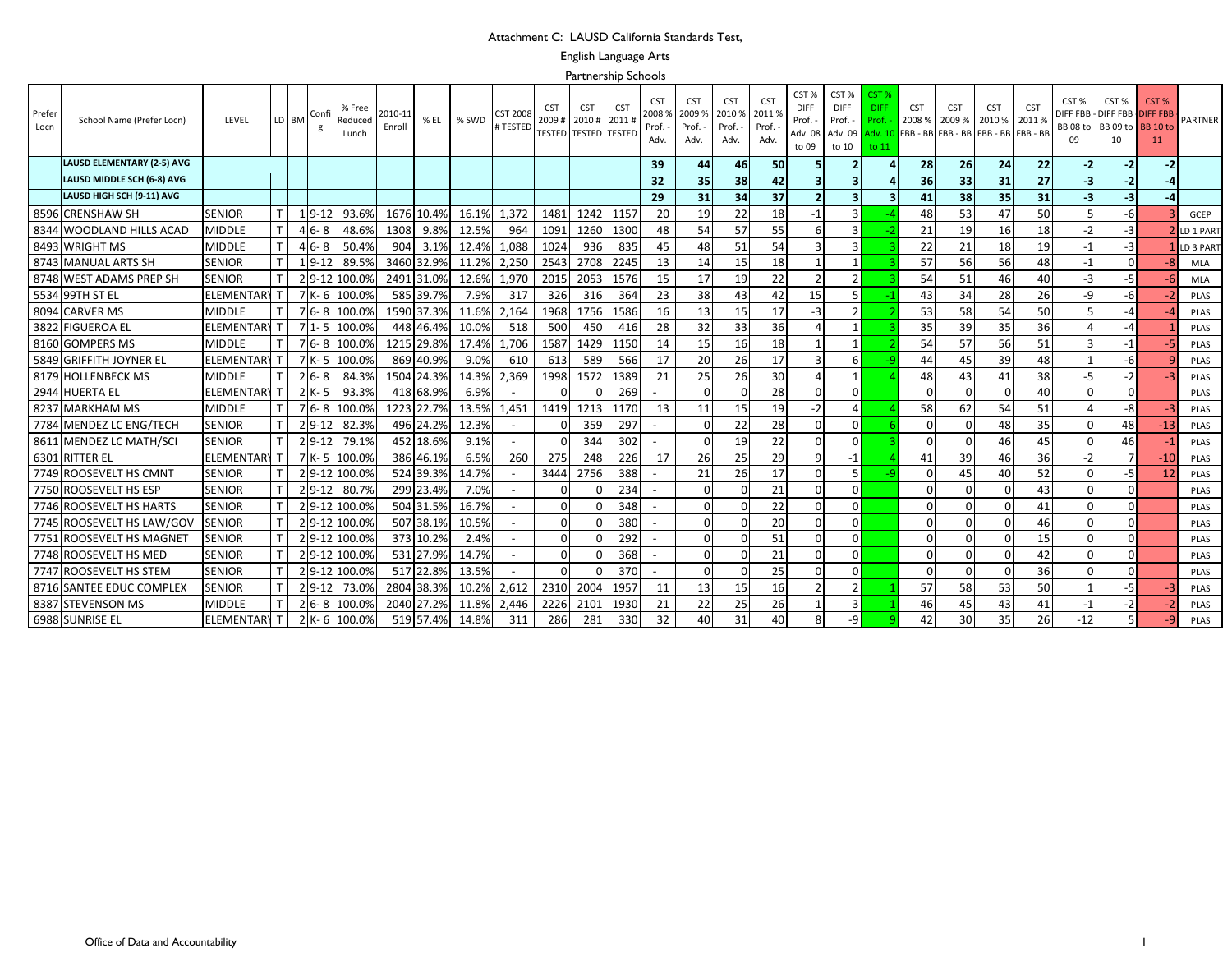Attachment C: LAUSD California Standards Test,

English Language Arts

Partnership Schools

| Prefer Locn | School Name (Prefer Locn) | LEVEL | LD | BM | Config | % Free Reduced Lunch | 2010-11 Enroll | % EL | % SWD | CST 2008 # TESTED | CST 2009 # TESTED | CST 2010 # TESTED | CST 2011 # TESTED | CST 2008 % Prof. - Adv. | CST 2009 % Prof. - Adv. | CST 2010 % Prof. - Adv. | CST 2011 % Prof. - Adv. | CST % DIFF Prof. - Adv. 08 to 09 | CST % DIFF Prof. - Adv. 09 to 10 | CST % DIFF Prof. - Adv. 10 to 11 | CST 2008 % FBB - BB | CST 2009 % FBB - BB | CST 2010 % FBB - BB | CST 2011 % FBB - BB | CST % DIFF FBB - BB 08 to 09 | CST % DIFF FBB - BB 09 to 10 | CST % DIFF FBB - BB 10 to 11 | PARTNER |
|---|---|---|---|---|---|---|---|---|---|---|---|---|---|---|---|---|---|---|---|---|---|---|---|---|---|---|---|---|
| | **LAUSD ELEMENTARY (2-5) AVG** | | | | | | | | | | | | | **39** | **44** | **46** | **50** | **5** | **2** | **4** | **28** | **26** | **24** | **22** | **-2** | **-2** | **-2** | |
| | **LAUSD MIDDLE SCH (6-8) AVG** | | | | | | | | | | | | | **32** | **35** | **38** | **42** | **3** | **3** | **4** | **36** | **33** | **31** | **27** | **-3** | **-2** | **-4** | |
| | **LAUSD HIGH SCH (9-11) AVG** | | | | | | | | | | | | | **29** | **31** | **34** | **37** | **2** | **3** | **3** | **41** | **38** | **35** | **31** | **-3** | **-3** | **-4** | |
| 8596 | CRENSHAW SH | SENIOR | T | 1 | 9-12 | 93.6% | 1676 | 10.4% | 16.1% | 1,372 | 1481 | 1242 | 1157 | 20 | 19 | 22 | 18 | -1 | 3 | -4 | 48 | 53 | 47 | 50 | 5 | -6 | 3 | GCEP |
| 8344 | WOODLAND HILLS ACAD | MIDDLE | T | 4 | 6- 8 | 48.6% | 1308 | 9.8% | 12.5% | 964 | 1091 | 1260 | 1300 | 48 | 54 | 57 | 55 | 6 | 3 | -2 | 21 | 19 | 16 | 18 | -2 | -3 | 2 | LD 1 PART |
| 8493 | WRIGHT MS | MIDDLE | T | 4 | 6- 8 | 50.4% | 904 | 3.1% | 12.4% | 1,088 | 1024 | 936 | 835 | 45 | 48 | 51 | 54 | 3 | 3 | 3 | 22 | 21 | 18 | 19 | -1 | -3 | 1 | LD 3 PART |
| 8743 | MANUAL ARTS SH | SENIOR | T | 1 | 9-12 | 89.5% | 3460 | 32.9% | 11.2% | 2,250 | 2543 | 2708 | 2245 | 13 | 14 | 15 | 18 | 1 | 1 | 3 | 57 | 56 | 56 | 48 | -1 | 0 | -8 | MLA |
| 8748 | WEST ADAMS PREP SH | SENIOR | T | 2 | 9-12 | 100.0% | 2491 | 31.0% | 12.6% | 1,970 | 2015 | 2053 | 1576 | 15 | 17 | 19 | 22 | 2 | 2 | 3 | 54 | 51 | 46 | 40 | -3 | -5 | -6 | MLA |
| 5534 | 99TH ST EL | ELEMENTARY | T | 7 | K- 6 | 100.0% | 585 | 39.7% | 7.9% | 317 | 326 | 316 | 364 | 23 | 38 | 43 | 42 | 15 | 5 | -1 | 43 | 34 | 28 | 26 | -9 | -6 | -2 | PLAS |
| 8094 | CARVER MS | MIDDLE | T | 7 | 6- 8 | 100.0% | 1590 | 37.3% | 11.6% | 2,164 | 1968 | 1756 | 1586 | 16 | 13 | 15 | 17 | -3 | 2 | 2 | 53 | 58 | 54 | 50 | 5 | -4 | -4 | PLAS |
| 3822 | FIGUEROA EL | ELEMENTARY | T | 7 | 1- 5 | 100.0% | 448 | 46.4% | 10.0% | 518 | 500 | 450 | 416 | 28 | 32 | 33 | 36 | 4 | 1 | 3 | 35 | 39 | 35 | 36 | 4 | -4 | 1 | PLAS |
| 8160 | GOMPERS MS | MIDDLE | T | 7 | 6- 8 | 100.0% | 1215 | 29.8% | 17.4% | 1,706 | 1587 | 1429 | 1150 | 14 | 15 | 16 | 18 | 1 | 1 | 2 | 54 | 57 | 56 | 51 | 3 | -1 | -5 | PLAS |
| 5849 | GRIFFITH JOYNER EL | ELEMENTARY | T | 7 | K- 5 | 100.0% | 869 | 40.9% | 9.0% | 610 | 613 | 589 | 566 | 17 | 20 | 26 | 17 | 3 | 6 | -9 | 44 | 45 | 39 | 48 | 1 | -6 | 9 | PLAS |
| 8179 | HOLLENBECK MS | MIDDLE | T | 2 | 6- 8 | 84.3% | 1504 | 24.3% | 14.3% | 2,369 | 1998 | 1572 | 1389 | 21 | 25 | 26 | 30 | 4 | 1 | 4 | 48 | 43 | 41 | 38 | -5 | -2 | -3 | PLAS |
| 2944 | HUERTA EL | ELEMENTARY | T | 2 | K- 5 | 93.3% | 418 | 68.9% | 6.9% | - | 0 | 0 | 269 | - | 0 | 0 | 28 | 0 | 0 | | 0 | 0 | 0 | 40 | 0 | 0 | | PLAS |
| 8237 | MARKHAM MS | MIDDLE | T | 7 | 6- 8 | 100.0% | 1223 | 22.7% | 13.5% | 1,451 | 1419 | 1213 | 1170 | 13 | 11 | 15 | 19 | -2 | 4 | 4 | 58 | 62 | 54 | 51 | 4 | -8 | -3 | PLAS |
| 7784 | MENDEZ LC ENG/TECH | SENIOR | T | 2 | 9-12 | 82.3% | 496 | 24.2% | 12.3% | - | 0 | 359 | 297 | - | 0 | 22 | 28 | 0 | 0 | 6 | 0 | 0 | 48 | 35 | 0 | 48 | -13 | PLAS |
| 8611 | MENDEZ LC MATH/SCI | SENIOR | T | 2 | 9-12 | 79.1% | 452 | 18.6% | 9.1% | - | 0 | 344 | 302 | - | 0 | 19 | 22 | 0 | 0 | 3 | 0 | 0 | 46 | 45 | 0 | 46 | -1 | PLAS |
| 6301 | RITTER EL | ELEMENTARY | T | 7 | K- 5 | 100.0% | 386 | 46.1% | 6.5% | 260 | 275 | 248 | 226 | 17 | 26 | 25 | 29 | 9 | -1 | 4 | 41 | 39 | 46 | 36 | -2 | 7 | -10 | PLAS |
| 7749 | ROOSEVELT HS CMNT | SENIOR | T | 2 | 9-12 | 100.0% | 524 | 39.3% | 14.7% | - | 3444 | 2756 | 388 | - | 21 | 26 | 17 | 0 | 5 | -9 | 0 | 45 | 40 | 52 | 0 | -5 | 12 | PLAS |
| 7750 | ROOSEVELT HS ESP | SENIOR | T | 2 | 9-12 | 80.7% | 299 | 23.4% | 7.0% | - | 0 | 0 | 234 | - | 0 | 0 | 21 | 0 | 0 | | 0 | 0 | 0 | 43 | 0 | 0 | | PLAS |
| 7746 | ROOSEVELT HS HARTS | SENIOR | T | 2 | 9-12 | 100.0% | 504 | 31.5% | 16.7% | - | 0 | 0 | 348 | - | 0 | 0 | 22 | 0 | 0 | | 0 | 0 | 0 | 41 | 0 | 0 | | PLAS |
| 7745 | ROOSEVELT HS LAW/GOV | SENIOR | T | 2 | 9-12 | 100.0% | 507 | 38.1% | 10.5% | - | 0 | 0 | 380 | - | 0 | 0 | 20 | 0 | 0 | | 0 | 0 | 0 | 46 | 0 | 0 | | PLAS |
| 7751 | ROOSEVELT HS MAGNET | SENIOR | T | 2 | 9-12 | 100.0% | 373 | 10.2% | 2.4% | - | 0 | 0 | 292 | - | 0 | 0 | 51 | 0 | 0 | | 0 | 0 | 0 | 15 | 0 | 0 | | PLAS |
| 7748 | ROOSEVELT HS MED | SENIOR | T | 2 | 9-12 | 100.0% | 531 | 27.9% | 14.7% | - | 0 | 0 | 368 | - | 0 | 0 | 21 | 0 | 0 | | 0 | 0 | 0 | 42 | 0 | 0 | | PLAS |
| 7747 | ROOSEVELT HS STEM | SENIOR | T | 2 | 9-12 | 100.0% | 517 | 22.8% | 13.5% | - | 0 | 0 | 370 | - | 0 | 0 | 25 | 0 | 0 | | 0 | 0 | 0 | 36 | 0 | 0 | | PLAS |
| 8716 | SANTEE EDUC COMPLEX | SENIOR | T | 2 | 9-12 | 73.0% | 2804 | 38.3% | 10.2% | 2,612 | 2310 | 2004 | 1957 | 11 | 13 | 15 | 16 | 2 | 2 | 1 | 57 | 58 | 53 | 50 | 1 | -5 | -3 | PLAS |
| 8387 | STEVENSON MS | MIDDLE | T | 2 | 6- 8 | 100.0% | 2040 | 27.2% | 11.8% | 2,446 | 2226 | 2101 | 1930 | 21 | 22 | 25 | 26 | 1 | 3 | 1 | 46 | 45 | 43 | 41 | -1 | -2 | -2 | PLAS |
| 6988 | SUNRISE EL | ELEMENTARY | T | 2 | K- 6 | 100.0% | 519 | 57.4% | 14.8% | 311 | 286 | 281 | 330 | 32 | 40 | 31 | 40 | 8 | -9 | 9 | 42 | 30 | 35 | 26 | -12 | 5 | -9 | PLAS |

Office of Data and Accountability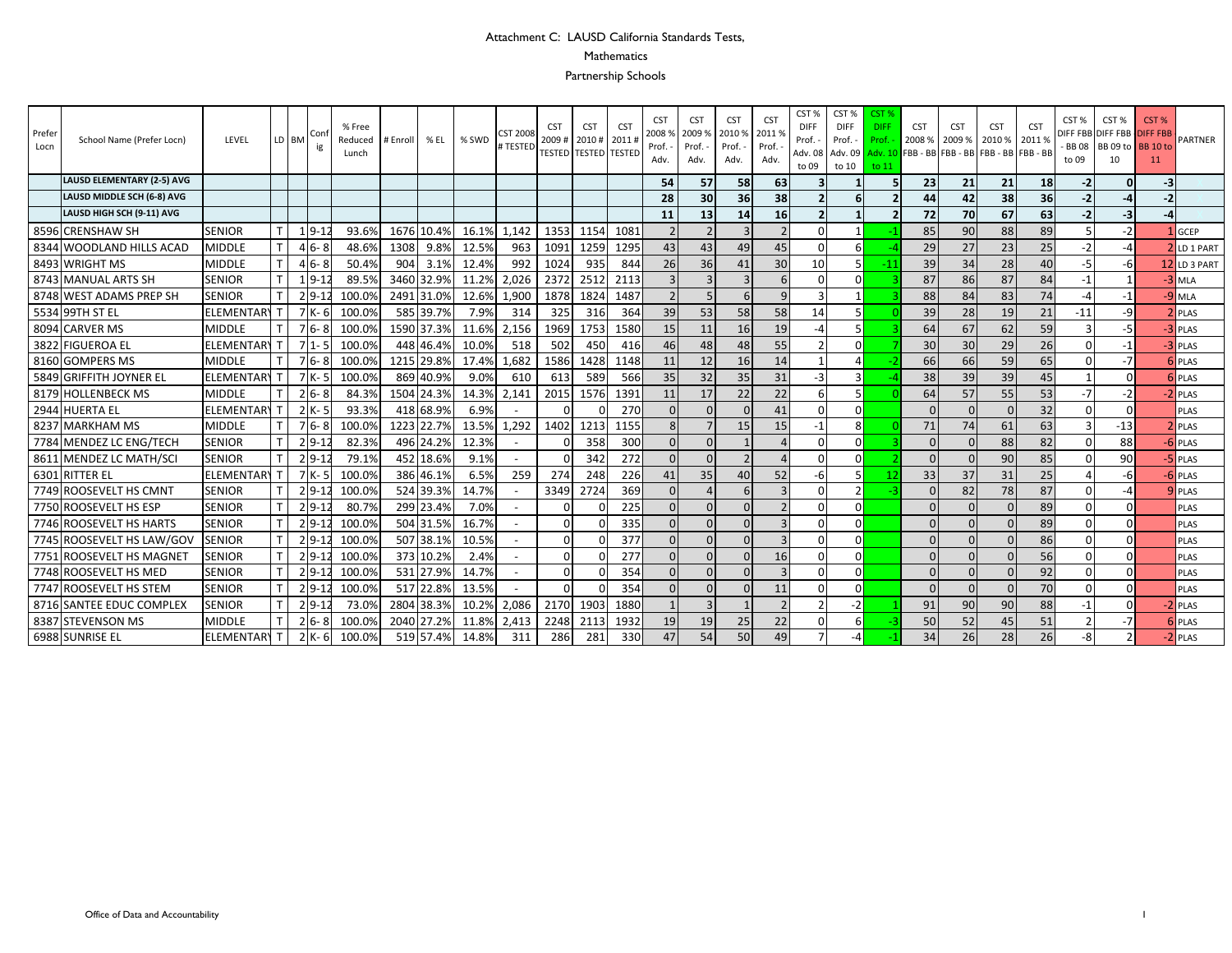# Attachment C: LAUSD California Standards Tests,

## Mathematics

## Partnership Schools

| Prefer Locn | School Name (Prefer Locn) | LEVEL | LD | BM | Config | % Free Reduced Lunch | # Enroll | % EL | % SWD | CST 2008 # TESTED | CST 2009 # TESTED | CST 2010 # TESTED | CST 2011 # TESTED | CST 2008 % Prof. - Adv. | CST 2009 % Prof. - Adv. | CST 2010 % Prof. - Adv. | CST 2011 % Prof. - Adv. | CST % DIFF Prof. - Adv. 08 to 09 | CST % DIFF Prof. - Adv. 09 to 10 | CST % DIFF Prof. - Adv. 10 to 11 | CST 2008 % FBB - BB | CST 2009 % FBB - BB | CST 2010 % FBB - BB | CST 2011 % FBB - BB | CST % DIFF FBB - BB 08 to 09 | CST % DIFF FBB BB 09 to 10 | CST % DIFF FBB BB 10 to 11 | PARTNER |
|---|---|---|---|---|---|---|---|---|---|---|---|---|---|---|---|---|---|---|---|---|---|---|---|---|---|---|---|---|
| | **LAUSD ELEMENTARY (2-5) AVG** | | | | | | | | | | | | | **54** | **57** | **58** | **63** | **3** | **1** | **5** | **23** | **21** | **21** | **18** | **-2** | **0** | **-3** | |
| | **LAUSD MIDDLE SCH (6-8) AVG** | | | | | | | | | | | | | **28** | **30** | **36** | **38** | **2** | **6** | **2** | **44** | **42** | **38** | **36** | **-2** | **-4** | **-2** | |
| | **LAUSD HIGH SCH (9-11) AVG** | | | | | | | | | | | | | **11** | **13** | **14** | **16** | **2** | **1** | **2** | **72** | **70** | **67** | **63** | **-2** | **-3** | **-4** | |
| 8596 | CRENSHAW SH | SENIOR | T | 1 | 9-12 | 93.6% | 1676 | 10.4% | 16.1% | 1,142 | 1353 | 1154 | 1081 | 2 | 2 | 3 | 2 | 0 | 1 | -1 | 85 | 90 | 88 | 89 | 5 | -2 | 1 | GCEP |
| 8344 | WOODLAND HILLS ACAD | MIDDLE | T | 4 | 6- 8 | 48.6% | 1308 | 9.8% | 12.5% | 963 | 1091 | 1259 | 1295 | 43 | 43 | 49 | 45 | 0 | 6 | -4 | 29 | 27 | 23 | 25 | -2 | -4 | 2 | LD 1 PART |
| 8493 | WRIGHT MS | MIDDLE | T | 4 | 6- 8 | 50.4% | 904 | 3.1% | 12.4% | 992 | 1024 | 935 | 844 | 26 | 36 | 41 | 30 | 10 | 5 | -11 | 39 | 34 | 28 | 40 | -5 | -6 | 12 | LD 3 PART |
| 8743 | MANUAL ARTS SH | SENIOR | T | 1 | 9-12 | 89.5% | 3460 | 32.9% | 11.2% | 2,026 | 2372 | 2512 | 2113 | 3 | 3 | 3 | 6 | 0 | 0 | 3 | 87 | 86 | 87 | 84 | -1 | 1 | -3 | MLA |
| 8748 | WEST ADAMS PREP SH | SENIOR | T | 2 | 9-12 | 100.0% | 2491 | 31.0% | 12.6% | 1,900 | 1878 | 1824 | 1487 | 2 | 5 | 6 | 9 | 3 | 1 | 3 | 88 | 84 | 83 | 74 | -4 | -1 | -9 | MLA |
| 5534 | 99TH ST EL | ELEMENTARY | T | 7 | K- 6 | 100.0% | 585 | 39.7% | 7.9% | 314 | 325 | 316 | 364 | 39 | 53 | 58 | 58 | 14 | 5 | 0 | 39 | 28 | 19 | 21 | -11 | -9 | 2 | PLAS |
| 8094 | CARVER MS | MIDDLE | T | 7 | 6- 8 | 100.0% | 1590 | 37.3% | 11.6% | 2,156 | 1969 | 1753 | 1580 | 15 | 11 | 16 | 19 | -4 | 5 | 3 | 64 | 67 | 62 | 59 | 3 | -5 | -3 | PLAS |
| 3822 | FIGUEROA EL | ELEMENTARY | T | 7 | 1- 5 | 100.0% | 448 | 46.4% | 10.0% | 518 | 502 | 450 | 416 | 46 | 48 | 48 | 55 | 2 | 0 | 7 | 30 | 30 | 29 | 26 | 0 | -1 | -3 | PLAS |
| 8160 | GOMPERS MS | MIDDLE | T | 7 | 6- 8 | 100.0% | 1215 | 29.8% | 17.4% | 1,682 | 1586 | 1428 | 1148 | 11 | 12 | 16 | 14 | 1 | 4 | -2 | 66 | 66 | 59 | 65 | 0 | -7 | 6 | PLAS |
| 5849 | GRIFFITH JOYNER EL | ELEMENTARY | T | 7 | K- 5 | 100.0% | 869 | 40.9% | 9.0% | 610 | 613 | 589 | 566 | 35 | 32 | 35 | 31 | -3 | 3 | -4 | 38 | 39 | 39 | 45 | 1 | 0 | 6 | PLAS |
| 8179 | HOLLENBECK MS | MIDDLE | T | 2 | 6- 8 | 84.3% | 1504 | 24.3% | 14.3% | 2,141 | 2015 | 1576 | 1391 | 11 | 17 | 22 | 22 | 6 | 5 | 0 | 64 | 57 | 55 | 53 | -7 | -2 | -2 | PLAS |
| 2944 | HUERTA EL | ELEMENTARY | T | 2 | K- 5 | 93.3% | 418 | 68.9% | 6.9% | - | 0 | 0 | 270 | 0 | 0 | 0 | 41 | 0 | 0 | | 0 | 0 | 0 | 32 | 0 | 0 | | PLAS |
| 8237 | MARKHAM MS | MIDDLE | T | 7 | 6- 8 | 100.0% | 1223 | 22.7% | 13.5% | 1,292 | 1402 | 1213 | 1155 | 8 | 7 | 15 | 15 | -1 | 8 | 0 | 71 | 74 | 61 | 63 | 3 | -13 | 2 | PLAS |
| 7784 | MENDEZ LC ENG/TECH | SENIOR | T | 2 | 9-12 | 82.3% | 496 | 24.2% | 12.3% | - | 0 | 358 | 300 | 0 | 0 | 1 | 4 | 0 | 0 | 3 | 0 | 0 | 88 | 82 | 0 | 88 | -6 | PLAS |
| 8611 | MENDEZ LC MATH/SCI | SENIOR | T | 2 | 9-12 | 79.1% | 452 | 18.6% | 9.1% | - | 0 | 342 | 272 | 0 | 0 | 2 | 4 | 0 | 0 | 2 | 0 | 0 | 90 | 85 | 0 | 90 | -5 | PLAS |
| 6301 | RITTER EL | ELEMENTARY | T | 7 | K- 5 | 100.0% | 386 | 46.1% | 6.5% | 259 | 274 | 248 | 226 | 41 | 35 | 40 | 52 | -6 | 5 | 12 | 33 | 37 | 31 | 25 | 4 | -6 | -6 | PLAS |
| 7749 | ROOSEVELT HS CMNT | SENIOR | T | 2 | 9-12 | 100.0% | 524 | 39.3% | 14.7% | - | 3349 | 2724 | 369 | 0 | 4 | 6 | 3 | 0 | 2 | -3 | 0 | 82 | 78 | 87 | 0 | -4 | 9 | PLAS |
| 7750 | ROOSEVELT HS ESP | SENIOR | T | 2 | 9-12 | 80.7% | 299 | 23.4% | 7.0% | - | 0 | 0 | 225 | 0 | 0 | 0 | 2 | 0 | 0 | | 0 | 0 | 0 | 89 | 0 | 0 | | PLAS |
| 7746 | ROOSEVELT HS HARTS | SENIOR | T | 2 | 9-12 | 100.0% | 504 | 31.5% | 16.7% | - | 0 | 0 | 335 | 0 | 0 | 0 | 3 | 0 | 0 | | 0 | 0 | 0 | 89 | 0 | 0 | | PLAS |
| 7745 | ROOSEVELT HS LAW/GOV | SENIOR | T | 2 | 9-12 | 100.0% | 507 | 38.1% | 10.5% | - | 0 | 0 | 377 | 0 | 0 | 0 | 3 | 0 | 0 | | 0 | 0 | 0 | 86 | 0 | 0 | | PLAS |
| 7751 | ROOSEVELT HS MAGNET | SENIOR | T | 2 | 9-12 | 100.0% | 373 | 10.2% | 2.4% | - | 0 | 0 | 277 | 0 | 0 | 0 | 16 | 0 | 0 | | 0 | 0 | 0 | 56 | 0 | 0 | | PLAS |
| 7748 | ROOSEVELT HS MED | SENIOR | T | 2 | 9-12 | 100.0% | 531 | 27.9% | 14.7% | - | 0 | 0 | 354 | 0 | 0 | 0 | 3 | 0 | 0 | | 0 | 0 | 0 | 92 | 0 | 0 | | PLAS |
| 7747 | ROOSEVELT HS STEM | SENIOR | T | 2 | 9-12 | 100.0% | 517 | 22.8% | 13.5% | - | 0 | 0 | 354 | 0 | 0 | 0 | 11 | 0 | 0 | | 0 | 0 | 0 | 70 | 0 | 0 | | PLAS |
| 8716 | SANTEE EDUC COMPLEX | SENIOR | T | 2 | 9-12 | 73.0% | 2804 | 38.3% | 10.2% | 2,086 | 2170 | 1903 | 1880 | 1 | 3 | 1 | 2 | 2 | -2 | 1 | 91 | 90 | 90 | 88 | -1 | 0 | -2 | PLAS |
| 8387 | STEVENSON MS | MIDDLE | T | 2 | 6- 8 | 100.0% | 2040 | 27.2% | 11.8% | 2,413 | 2248 | 2113 | 1932 | 19 | 19 | 25 | 22 | 0 | 6 | -3 | 50 | 52 | 45 | 51 | 2 | -7 | 6 | PLAS |
| 6988 | SUNRISE EL | ELEMENTARY | T | 2 | K- 6 | 100.0% | 519 | 57.4% | 14.8% | 311 | 286 | 281 | 330 | 47 | 54 | 50 | 49 | 7 | -4 | -1 | 34 | 26 | 28 | 26 | -8 | 2 | -2 | PLAS |

Office of Data and Accountability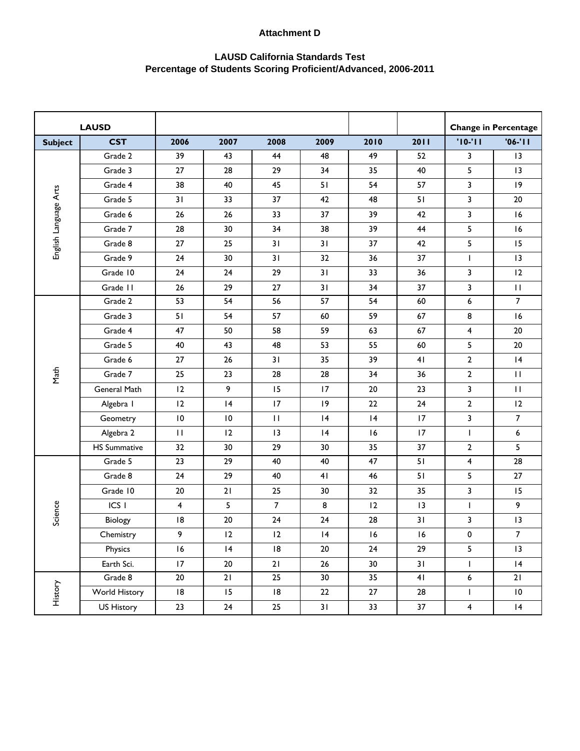**Attachment D**

**LAUSD California Standards Test**
**Percentage of Students Scoring Proficient/Advanced, 2006-2011**

| LAUSD | | | | | | | | Change in Percentage | |
|---|---|---|---|---|---|---|---|---|---|
| **Subject** | **CST** | **2006** | **2007** | **2008** | **2009** | **2010** | **2011** | **'10-'11** | **'06-'11** |
| English Language Arts | Grade 2 | 39 | 43 | 44 | 48 | 49 | 52 | 3 | 13 |
| | Grade 3 | 27 | 28 | 29 | 34 | 35 | 40 | 5 | 13 |
| | Grade 4 | 38 | 40 | 45 | 51 | 54 | 57 | 3 | 19 |
| | Grade 5 | 31 | 33 | 37 | 42 | 48 | 51 | 3 | 20 |
| | Grade 6 | 26 | 26 | 33 | 37 | 39 | 42 | 3 | 16 |
| | Grade 7 | 28 | 30 | 34 | 38 | 39 | 44 | 5 | 16 |
| | Grade 8 | 27 | 25 | 31 | 31 | 37 | 42 | 5 | 15 |
| | Grade 9 | 24 | 30 | 31 | 32 | 36 | 37 | 1 | 13 |
| | Grade 10 | 24 | 24 | 29 | 31 | 33 | 36 | 3 | 12 |
| | Grade 11 | 26 | 29 | 27 | 31 | 34 | 37 | 3 | 11 |
| Math | Grade 2 | 53 | 54 | 56 | 57 | 54 | 60 | 6 | 7 |
| | Grade 3 | 51 | 54 | 57 | 60 | 59 | 67 | 8 | 16 |
| | Grade 4 | 47 | 50 | 58 | 59 | 63 | 67 | 4 | 20 |
| | Grade 5 | 40 | 43 | 48 | 53 | 55 | 60 | 5 | 20 |
| | Grade 6 | 27 | 26 | 31 | 35 | 39 | 41 | 2 | 14 |
| | Grade 7 | 25 | 23 | 28 | 28 | 34 | 36 | 2 | 11 |
| | General Math | 12 | 9 | 15 | 17 | 20 | 23 | 3 | 11 |
| | Algebra I | 12 | 14 | 17 | 19 | 22 | 24 | 2 | 12 |
| | Geometry | 10 | 10 | 11 | 14 | 14 | 17 | 3 | 7 |
| | Algebra 2 | 11 | 12 | 13 | 14 | 16 | 17 | 1 | 6 |
| | HS Summative | 32 | 30 | 29 | 30 | 35 | 37 | 2 | 5 |
| Science | Grade 5 | 23 | 29 | 40 | 40 | 47 | 51 | 4 | 28 |
| | Grade 8 | 24 | 29 | 40 | 41 | 46 | 51 | 5 | 27 |
| | Grade 10 | 20 | 21 | 25 | 30 | 32 | 35 | 3 | 15 |
| | ICS I | 4 | 5 | 7 | 8 | 12 | 13 | 1 | 9 |
| | Biology | 18 | 20 | 24 | 24 | 28 | 31 | 3 | 13 |
| | Chemistry | 9 | 12 | 12 | 14 | 16 | 16 | 0 | 7 |
| | Physics | 16 | 14 | 18 | 20 | 24 | 29 | 5 | 13 |
| | Earth Sci. | 17 | 20 | 21 | 26 | 30 | 31 | 1 | 14 |
| History | Grade 8 | 20 | 21 | 25 | 30 | 35 | 41 | 6 | 21 |
| | World History | 18 | 15 | 18 | 22 | 27 | 28 | 1 | 10 |
| | US History | 23 | 24 | 25 | 31 | 33 | 37 | 4 | 14 |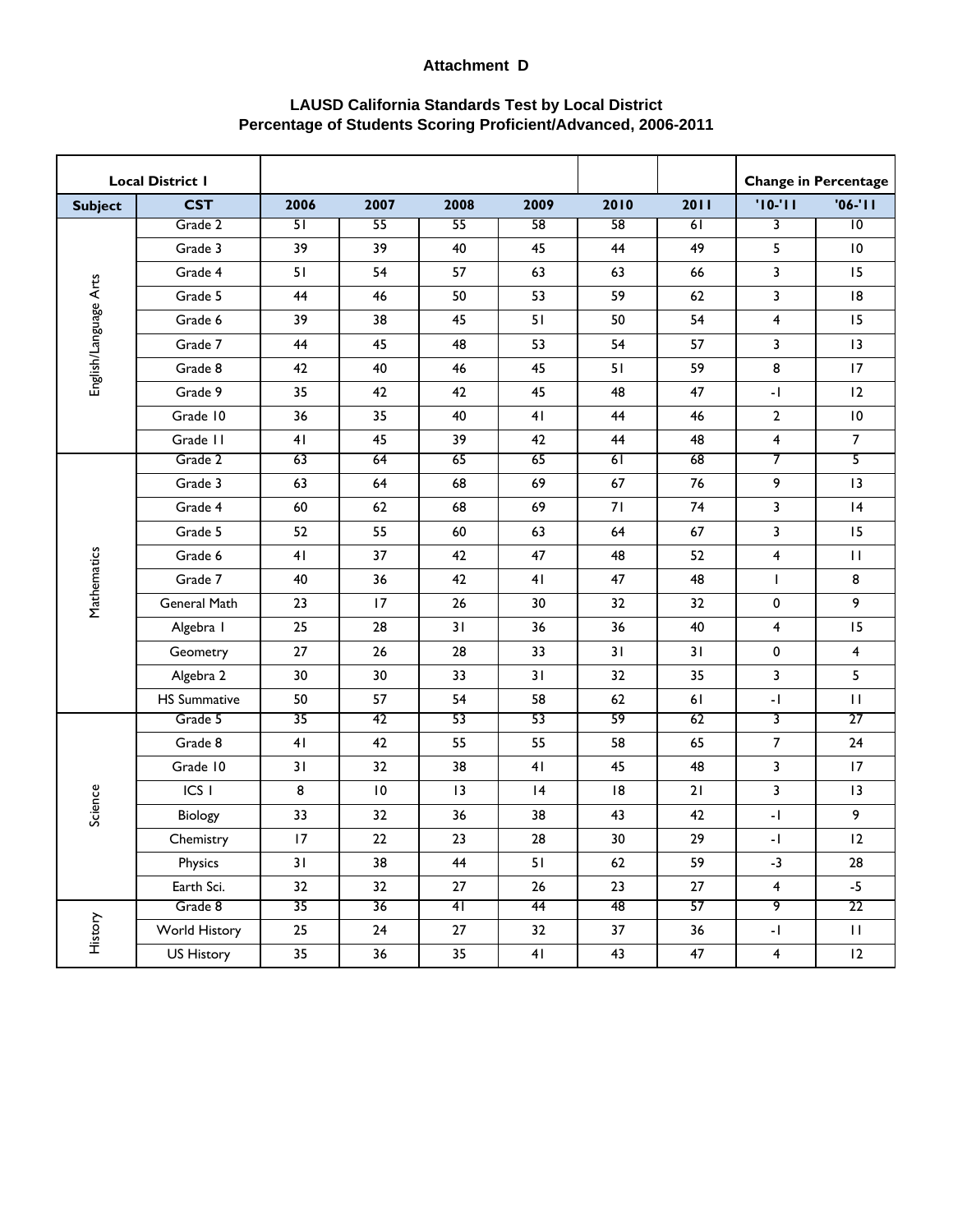**Attachment D**

**LAUSD California Standards Test by Local District**
**Percentage of Students Scoring Proficient/Advanced, 2006-2011**

| Local District 1 | | | | | | | | Change in Percentage | |
|---|---|---|---|---|---|---|---|---|---|
| **Subject** | **CST** | **2006** | **2007** | **2008** | **2009** | **2010** | **2011** | **'10-'11** | **'06-'11** |
| English/Language Arts | Grade 2 | 51 | 55 | 55 | 58 | 58 | 61 | 3 | 10 |
| | Grade 3 | 39 | 39 | 40 | 45 | 44 | 49 | 5 | 10 |
| | Grade 4 | 51 | 54 | 57 | 63 | 63 | 66 | 3 | 15 |
| | Grade 5 | 44 | 46 | 50 | 53 | 59 | 62 | 3 | 18 |
| | Grade 6 | 39 | 38 | 45 | 51 | 50 | 54 | 4 | 15 |
| | Grade 7 | 44 | 45 | 48 | 53 | 54 | 57 | 3 | 13 |
| | Grade 8 | 42 | 40 | 46 | 45 | 51 | 59 | 8 | 17 |
| | Grade 9 | 35 | 42 | 42 | 45 | 48 | 47 | -1 | 12 |
| | Grade 10 | 36 | 35 | 40 | 41 | 44 | 46 | 2 | 10 |
| | Grade 11 | 41 | 45 | 39 | 42 | 44 | 48 | 4 | 7 |
| Mathematics | Grade 2 | 63 | 64 | 65 | 65 | 61 | 68 | 7 | 5 |
| | Grade 3 | 63 | 64 | 68 | 69 | 67 | 76 | 9 | 13 |
| | Grade 4 | 60 | 62 | 68 | 69 | 71 | 74 | 3 | 14 |
| | Grade 5 | 52 | 55 | 60 | 63 | 64 | 67 | 3 | 15 |
| | Grade 6 | 41 | 37 | 42 | 47 | 48 | 52 | 4 | 11 |
| | Grade 7 | 40 | 36 | 42 | 41 | 47 | 48 | 1 | 8 |
| | General Math | 23 | 17 | 26 | 30 | 32 | 32 | 0 | 9 |
| | Algebra 1 | 25 | 28 | 31 | 36 | 36 | 40 | 4 | 15 |
| | Geometry | 27 | 26 | 28 | 33 | 31 | 31 | 0 | 4 |
| | Algebra 2 | 30 | 30 | 33 | 31 | 32 | 35 | 3 | 5 |
| | HS Summative | 50 | 57 | 54 | 58 | 62 | 61 | -1 | 11 |
| Science | Grade 5 | 35 | 42 | 53 | 53 | 59 | 62 | 3 | 27 |
| | Grade 8 | 41 | 42 | 55 | 55 | 58 | 65 | 7 | 24 |
| | Grade 10 | 31 | 32 | 38 | 41 | 45 | 48 | 3 | 17 |
| | ICS 1 | 8 | 10 | 13 | 14 | 18 | 21 | 3 | 13 |
| | Biology | 33 | 32 | 36 | 38 | 43 | 42 | -1 | 9 |
| | Chemistry | 17 | 22 | 23 | 28 | 30 | 29 | -1 | 12 |
| | Physics | 31 | 38 | 44 | 51 | 62 | 59 | -3 | 28 |
| | Earth Sci. | 32 | 32 | 27 | 26 | 23 | 27 | 4 | -5 |
| History | Grade 8 | 35 | 36 | 41 | 44 | 48 | 57 | 9 | 22 |
| | World History | 25 | 24 | 27 | 32 | 37 | 36 | -1 | 11 |
| | US History | 35 | 36 | 35 | 41 | 43 | 47 | 4 | 12 |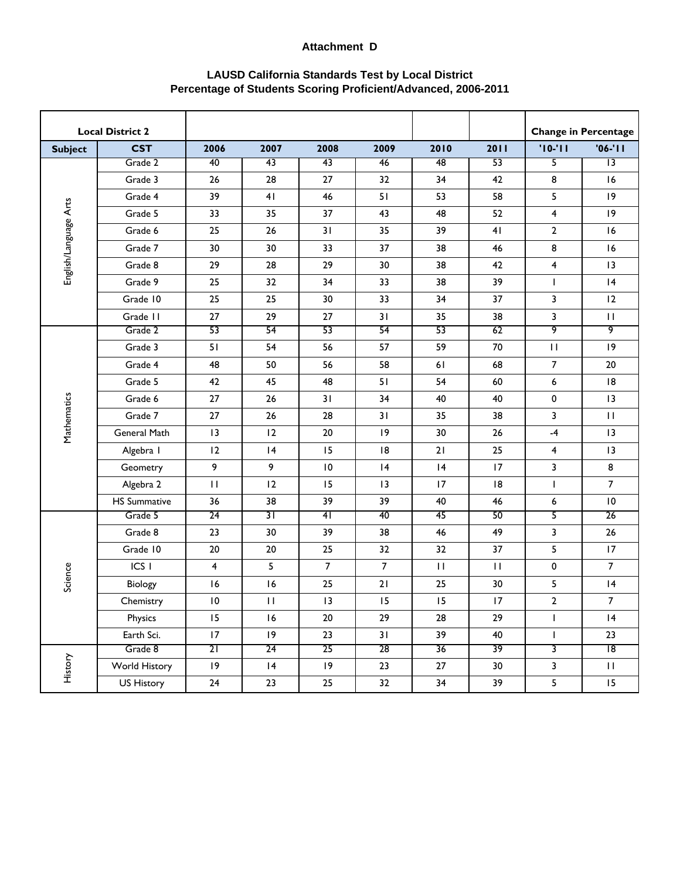**Attachment D**

**LAUSD California Standards Test by Local District**
**Percentage of Students Scoring Proficient/Advanced, 2006-2011**

| Local District 2 | | | | | | | | Change in Percentage | |
|---|---|---|---|---|---|---|---|---|---|
| **Subject** | **CST** | **2006** | **2007** | **2008** | **2009** | **2010** | **2011** | **'10-'11** | **'06-'11** |
| English/Language Arts | Grade 2 | 40 | 43 | 43 | 46 | 48 | 53 | 5 | 13 |
| | Grade 3 | 26 | 28 | 27 | 32 | 34 | 42 | 8 | 16 |
| | Grade 4 | 39 | 41 | 46 | 51 | 53 | 58 | 5 | 19 |
| | Grade 5 | 33 | 35 | 37 | 43 | 48 | 52 | 4 | 19 |
| | Grade 6 | 25 | 26 | 31 | 35 | 39 | 41 | 2 | 16 |
| | Grade 7 | 30 | 30 | 33 | 37 | 38 | 46 | 8 | 16 |
| | Grade 8 | 29 | 28 | 29 | 30 | 38 | 42 | 4 | 13 |
| | Grade 9 | 25 | 32 | 34 | 33 | 38 | 39 | 1 | 14 |
| | Grade 10 | 25 | 25 | 30 | 33 | 34 | 37 | 3 | 12 |
| | Grade 11 | 27 | 29 | 27 | 31 | 35 | 38 | 3 | 11 |
| Mathematics | Grade 2 | 53 | 54 | 53 | 54 | 53 | 62 | 9 | 9 |
| | Grade 3 | 51 | 54 | 56 | 57 | 59 | 70 | 11 | 19 |
| | Grade 4 | 48 | 50 | 56 | 58 | 61 | 68 | 7 | 20 |
| | Grade 5 | 42 | 45 | 48 | 51 | 54 | 60 | 6 | 18 |
| | Grade 6 | 27 | 26 | 31 | 34 | 40 | 40 | 0 | 13 |
| | Grade 7 | 27 | 26 | 28 | 31 | 35 | 38 | 3 | 11 |
| | General Math | 13 | 12 | 20 | 19 | 30 | 26 | -4 | 13 |
| | Algebra I | 12 | 14 | 15 | 18 | 21 | 25 | 4 | 13 |
| | Geometry | 9 | 9 | 10 | 14 | 14 | 17 | 3 | 8 |
| | Algebra 2 | 11 | 12 | 15 | 13 | 17 | 18 | 1 | 7 |
| | HS Summative | 36 | 38 | 39 | 39 | 40 | 46 | 6 | 10 |
| Science | Grade 5 | 24 | 31 | 41 | 40 | 45 | 50 | 5 | 26 |
| | Grade 8 | 23 | 30 | 39 | 38 | 46 | 49 | 3 | 26 |
| | Grade 10 | 20 | 20 | 25 | 32 | 32 | 37 | 5 | 17 |
| | ICS I | 4 | 5 | 7 | 7 | 11 | 11 | 0 | 7 |
| | Biology | 16 | 16 | 25 | 21 | 25 | 30 | 5 | 14 |
| | Chemistry | 10 | 11 | 13 | 15 | 15 | 17 | 2 | 7 |
| | Physics | 15 | 16 | 20 | 29 | 28 | 29 | 1 | 14 |
| | Earth Sci. | 17 | 19 | 23 | 31 | 39 | 40 | 1 | 23 |
| History | Grade 8 | 21 | 24 | 25 | 28 | 36 | 39 | 3 | 18 |
| | World History | 19 | 14 | 19 | 23 | 27 | 30 | 3 | 11 |
| | US History | 24 | 23 | 25 | 32 | 34 | 39 | 5 | 15 |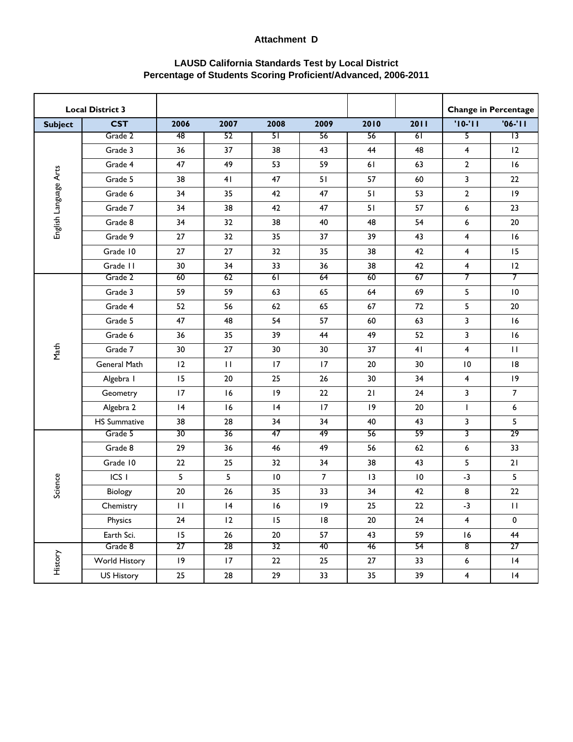**Attachment D**

**LAUSD California Standards Test by Local District**
**Percentage of Students Scoring Proficient/Advanced, 2006-2011**

| Local District 3 | | | | | | | | Change in Percentage | |
|---|---|---|---|---|---|---|---|---|---|
| **Subject** | **CST** | **2006** | **2007** | **2008** | **2009** | **2010** | **2011** | **'10-'11** | **'06-'11** |
| English Language Arts | Grade 2 | 48 | 52 | 51 | 56 | 56 | 61 | 5 | 13 |
| | Grade 3 | 36 | 37 | 38 | 43 | 44 | 48 | 4 | 12 |
| | Grade 4 | 47 | 49 | 53 | 59 | 61 | 63 | 2 | 16 |
| | Grade 5 | 38 | 41 | 47 | 51 | 57 | 60 | 3 | 22 |
| | Grade 6 | 34 | 35 | 42 | 47 | 51 | 53 | 2 | 19 |
| | Grade 7 | 34 | 38 | 42 | 47 | 51 | 57 | 6 | 23 |
| | Grade 8 | 34 | 32 | 38 | 40 | 48 | 54 | 6 | 20 |
| | Grade 9 | 27 | 32 | 35 | 37 | 39 | 43 | 4 | 16 |
| | Grade 10 | 27 | 27 | 32 | 35 | 38 | 42 | 4 | 15 |
| | Grade 11 | 30 | 34 | 33 | 36 | 38 | 42 | 4 | 12 |
| Math | Grade 2 | 60 | 62 | 61 | 64 | 60 | 67 | 7 | 7 |
| | Grade 3 | 59 | 59 | 63 | 65 | 64 | 69 | 5 | 10 |
| | Grade 4 | 52 | 56 | 62 | 65 | 67 | 72 | 5 | 20 |
| | Grade 5 | 47 | 48 | 54 | 57 | 60 | 63 | 3 | 16 |
| | Grade 6 | 36 | 35 | 39 | 44 | 49 | 52 | 3 | 16 |
| | Grade 7 | 30 | 27 | 30 | 30 | 37 | 41 | 4 | 11 |
| | General Math | 12 | 11 | 17 | 17 | 20 | 30 | 10 | 18 |
| | Algebra I | 15 | 20 | 25 | 26 | 30 | 34 | 4 | 19 |
| | Geometry | 17 | 16 | 19 | 22 | 21 | 24 | 3 | 7 |
| | Algebra 2 | 14 | 16 | 14 | 17 | 19 | 20 | 1 | 6 |
| | HS Summative | 38 | 28 | 34 | 34 | 40 | 43 | 3 | 5 |
| Science | Grade 5 | 30 | 36 | 47 | 49 | 56 | 59 | 3 | 29 |
| | Grade 8 | 29 | 36 | 46 | 49 | 56 | 62 | 6 | 33 |
| | Grade 10 | 22 | 25 | 32 | 34 | 38 | 43 | 5 | 21 |
| | ICS I | 5 | 5 | 10 | 7 | 13 | 10 | -3 | 5 |
| | Biology | 20 | 26 | 35 | 33 | 34 | 42 | 8 | 22 |
| | Chemistry | 11 | 14 | 16 | 19 | 25 | 22 | -3 | 11 |
| | Physics | 24 | 12 | 15 | 18 | 20 | 24 | 4 | 0 |
| | Earth Sci. | 15 | 26 | 20 | 57 | 43 | 59 | 16 | 44 |
| History | Grade 8 | 27 | 28 | 32 | 40 | 46 | 54 | 8 | 27 |
| | World History | 19 | 17 | 22 | 25 | 27 | 33 | 6 | 14 |
| | US History | 25 | 28 | 29 | 33 | 35 | 39 | 4 | 14 |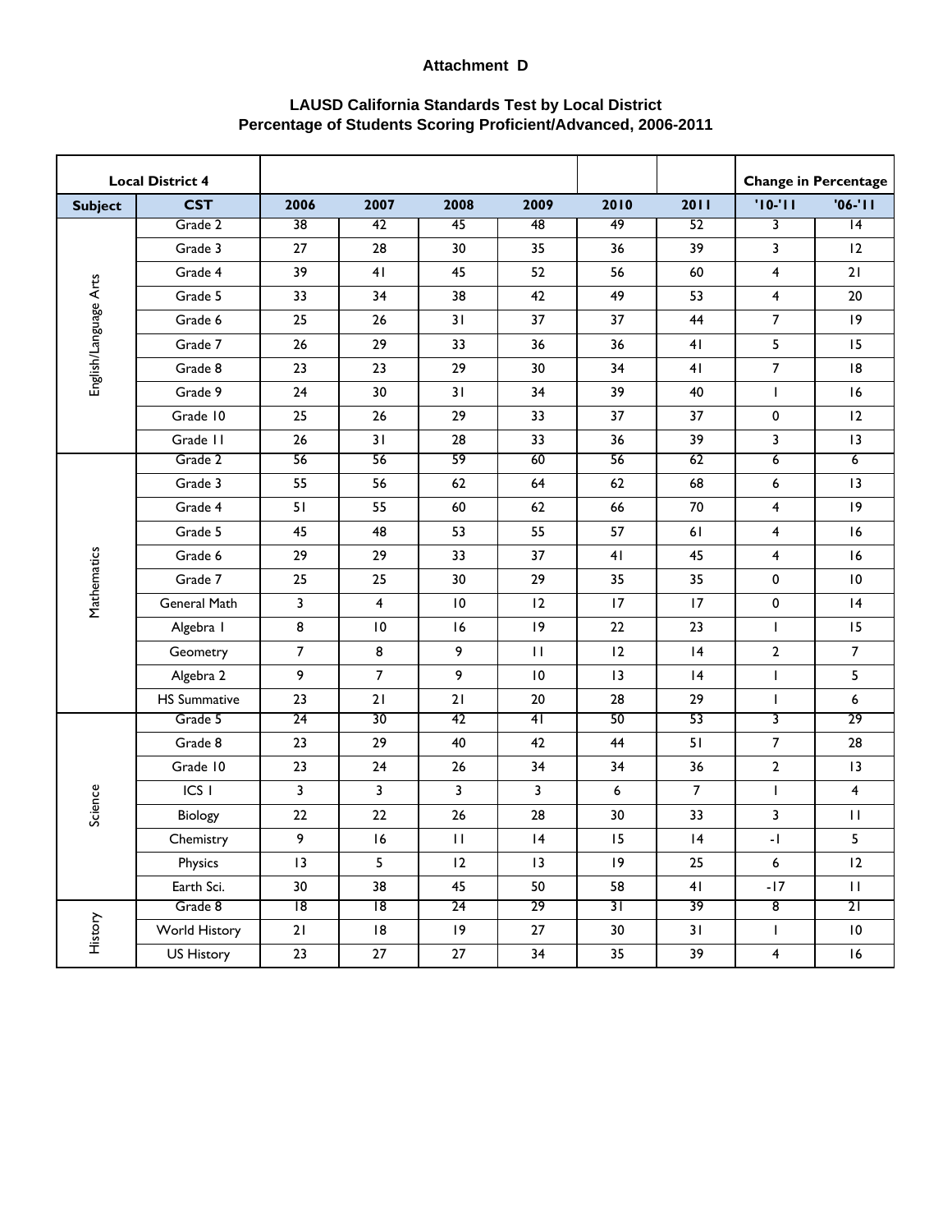**Attachment D**

**LAUSD California Standards Test by Local District**
**Percentage of Students Scoring Proficient/Advanced, 2006-2011**

| Local District 4 | | | | | | | | Change in Percentage | |
|---|---|---|---|---|---|---|---|---|---|
| **Subject** | **CST** | **2006** | **2007** | **2008** | **2009** | **2010** | **2011** | **'10-'11** | **'06-'11** |
| English/Language Arts | Grade 2 | 38 | 42 | 45 | 48 | 49 | 52 | 3 | 14 |
| | Grade 3 | 27 | 28 | 30 | 35 | 36 | 39 | 3 | 12 |
| | Grade 4 | 39 | 41 | 45 | 52 | 56 | 60 | 4 | 21 |
| | Grade 5 | 33 | 34 | 38 | 42 | 49 | 53 | 4 | 20 |
| | Grade 6 | 25 | 26 | 31 | 37 | 37 | 44 | 7 | 19 |
| | Grade 7 | 26 | 29 | 33 | 36 | 36 | 41 | 5 | 15 |
| | Grade 8 | 23 | 23 | 29 | 30 | 34 | 41 | 7 | 18 |
| | Grade 9 | 24 | 30 | 31 | 34 | 39 | 40 | 1 | 16 |
| | Grade 10 | 25 | 26 | 29 | 33 | 37 | 37 | 0 | 12 |
| | Grade 11 | 26 | 31 | 28 | 33 | 36 | 39 | 3 | 13 |
| Mathematics | Grade 2 | 56 | 56 | 59 | 60 | 56 | 62 | 6 | 6 |
| | Grade 3 | 55 | 56 | 62 | 64 | 62 | 68 | 6 | 13 |
| | Grade 4 | 51 | 55 | 60 | 62 | 66 | 70 | 4 | 19 |
| | Grade 5 | 45 | 48 | 53 | 55 | 57 | 61 | 4 | 16 |
| | Grade 6 | 29 | 29 | 33 | 37 | 41 | 45 | 4 | 16 |
| | Grade 7 | 25 | 25 | 30 | 29 | 35 | 35 | 0 | 10 |
| | General Math | 3 | 4 | 10 | 12 | 17 | 17 | 0 | 14 |
| | Algebra I | 8 | 10 | 16 | 19 | 22 | 23 | 1 | 15 |
| | Geometry | 7 | 8 | 9 | 11 | 12 | 14 | 2 | 7 |
| | Algebra 2 | 9 | 7 | 9 | 10 | 13 | 14 | 1 | 5 |
| | HS Summative | 23 | 21 | 21 | 20 | 28 | 29 | 1 | 6 |
| Science | Grade 5 | 24 | 30 | 42 | 41 | 50 | 53 | 3 | 29 |
| | Grade 8 | 23 | 29 | 40 | 42 | 44 | 51 | 7 | 28 |
| | Grade 10 | 23 | 24 | 26 | 34 | 34 | 36 | 2 | 13 |
| | ICS I | 3 | 3 | 3 | 3 | 6 | 7 | 1 | 4 |
| | Biology | 22 | 22 | 26 | 28 | 30 | 33 | 3 | 11 |
| | Chemistry | 9 | 16 | 11 | 14 | 15 | 14 | -1 | 5 |
| | Physics | 13 | 5 | 12 | 13 | 19 | 25 | 6 | 12 |
| | Earth Sci. | 30 | 38 | 45 | 50 | 58 | 41 | -17 | 11 |
| History | Grade 8 | 18 | 18 | 24 | 29 | 31 | 39 | 8 | 21 |
| | World History | 21 | 18 | 19 | 27 | 30 | 31 | 1 | 10 |
| | US History | 23 | 27 | 27 | 34 | 35 | 39 | 4 | 16 |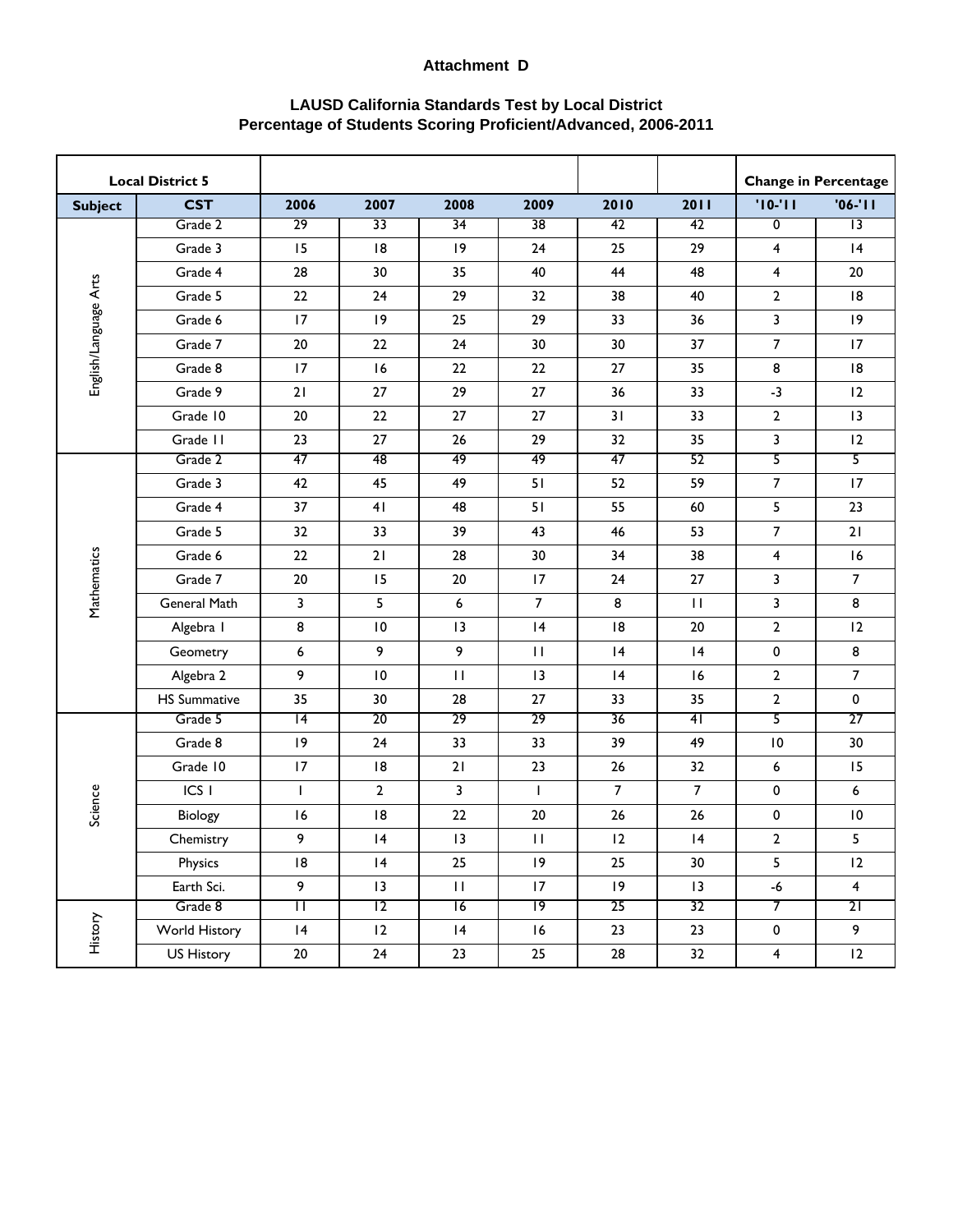**Attachment D**

**LAUSD California Standards Test by Local District**
**Percentage of Students Scoring Proficient/Advanced, 2006-2011**

| Local District 5 | | | | | | | | Change in Percentage | |
|---|---|---|---|---|---|---|---|---|---|
| **Subject** | **CST** | **2006** | **2007** | **2008** | **2009** | **2010** | **2011** | **'10-'11** | **'06-'11** |
| English/Language Arts | Grade 2 | 29 | 33 | 34 | 38 | 42 | 42 | 0 | 13 |
| | Grade 3 | 15 | 18 | 19 | 24 | 25 | 29 | 4 | 14 |
| | Grade 4 | 28 | 30 | 35 | 40 | 44 | 48 | 4 | 20 |
| | Grade 5 | 22 | 24 | 29 | 32 | 38 | 40 | 2 | 18 |
| | Grade 6 | 17 | 19 | 25 | 29 | 33 | 36 | 3 | 19 |
| | Grade 7 | 20 | 22 | 24 | 30 | 30 | 37 | 7 | 17 |
| | Grade 8 | 17 | 16 | 22 | 22 | 27 | 35 | 8 | 18 |
| | Grade 9 | 21 | 27 | 29 | 27 | 36 | 33 | -3 | 12 |
| | Grade 10 | 20 | 22 | 27 | 27 | 31 | 33 | 2 | 13 |
| | Grade 11 | 23 | 27 | 26 | 29 | 32 | 35 | 3 | 12 |
| Mathematics | Grade 2 | 47 | 48 | 49 | 49 | 47 | 52 | 5 | 5 |
| | Grade 3 | 42 | 45 | 49 | 51 | 52 | 59 | 7 | 17 |
| | Grade 4 | 37 | 41 | 48 | 51 | 55 | 60 | 5 | 23 |
| | Grade 5 | 32 | 33 | 39 | 43 | 46 | 53 | 7 | 21 |
| | Grade 6 | 22 | 21 | 28 | 30 | 34 | 38 | 4 | 16 |
| | Grade 7 | 20 | 15 | 20 | 17 | 24 | 27 | 3 | 7 |
| | General Math | 3 | 5 | 6 | 7 | 8 | 11 | 3 | 8 |
| | Algebra I | 8 | 10 | 13 | 14 | 18 | 20 | 2 | 12 |
| | Geometry | 6 | 9 | 9 | 11 | 14 | 14 | 0 | 8 |
| | Algebra 2 | 9 | 10 | 11 | 13 | 14 | 16 | 2 | 7 |
| | HS Summative | 35 | 30 | 28 | 27 | 33 | 35 | 2 | 0 |
| Science | Grade 5 | 14 | 20 | 29 | 29 | 36 | 41 | 5 | 27 |
| | Grade 8 | 19 | 24 | 33 | 33 | 39 | 49 | 10 | 30 |
| | Grade 10 | 17 | 18 | 21 | 23 | 26 | 32 | 6 | 15 |
| | ICS I | 1 | 2 | 3 | 1 | 7 | 7 | 0 | 6 |
| | Biology | 16 | 18 | 22 | 20 | 26 | 26 | 0 | 10 |
| | Chemistry | 9 | 14 | 13 | 11 | 12 | 14 | 2 | 5 |
| | Physics | 18 | 14 | 25 | 19 | 25 | 30 | 5 | 12 |
| | Earth Sci. | 9 | 13 | 11 | 17 | 19 | 13 | -6 | 4 |
| History | Grade 8 | 11 | 12 | 16 | 19 | 25 | 32 | 7 | 21 |
| | World History | 14 | 12 | 14 | 16 | 23 | 23 | 0 | 9 |
| | US History | 20 | 24 | 23 | 25 | 28 | 32 | 4 | 12 |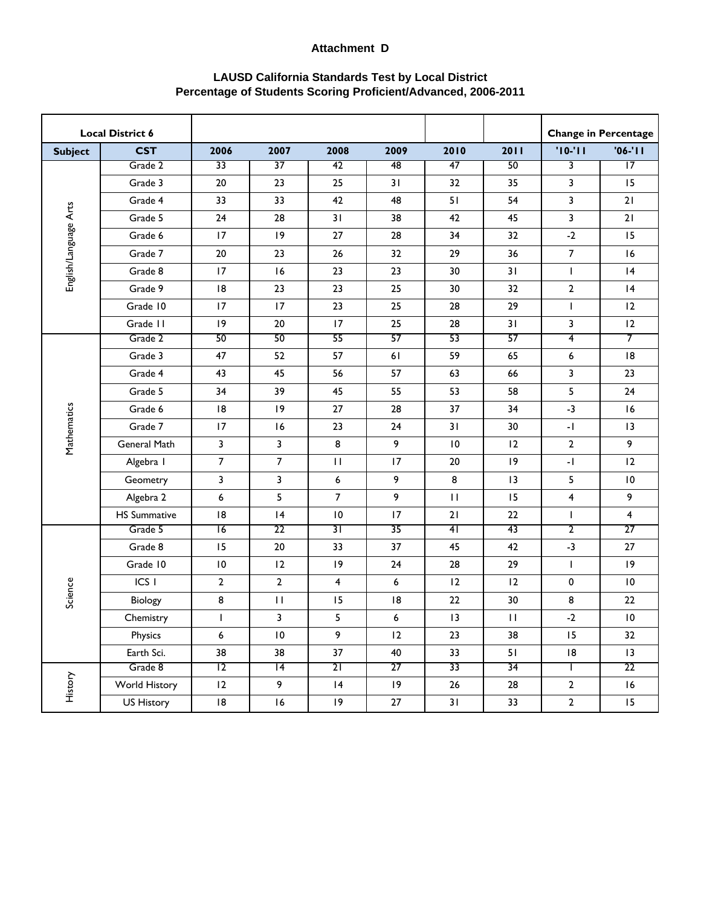**Attachment D**

**LAUSD California Standards Test by Local District**
**Percentage of Students Scoring Proficient/Advanced, 2006-2011**

| Local District 6 | | | | | | | | Change in Percentage | |
|---|---|---|---|---|---|---|---|---|---|
| **Subject** | **CST** | **2006** | **2007** | **2008** | **2009** | **2010** | **2011** | **'10-'11** | **'06-'11** |
| English/Language Arts | Grade 2 | 33 | 37 | 42 | 48 | 47 | 50 | 3 | 17 |
| | Grade 3 | 20 | 23 | 25 | 31 | 32 | 35 | 3 | 15 |
| | Grade 4 | 33 | 33 | 42 | 48 | 51 | 54 | 3 | 21 |
| | Grade 5 | 24 | 28 | 31 | 38 | 42 | 45 | 3 | 21 |
| | Grade 6 | 17 | 19 | 27 | 28 | 34 | 32 | -2 | 15 |
| | Grade 7 | 20 | 23 | 26 | 32 | 29 | 36 | 7 | 16 |
| | Grade 8 | 17 | 16 | 23 | 23 | 30 | 31 | 1 | 14 |
| | Grade 9 | 18 | 23 | 23 | 25 | 30 | 32 | 2 | 14 |
| | Grade 10 | 17 | 17 | 23 | 25 | 28 | 29 | 1 | 12 |
| | Grade 11 | 19 | 20 | 17 | 25 | 28 | 31 | 3 | 12 |
| Mathematics | Grade 2 | 50 | 50 | 55 | 57 | 53 | 57 | 4 | 7 |
| | Grade 3 | 47 | 52 | 57 | 61 | 59 | 65 | 6 | 18 |
| | Grade 4 | 43 | 45 | 56 | 57 | 63 | 66 | 3 | 23 |
| | Grade 5 | 34 | 39 | 45 | 55 | 53 | 58 | 5 | 24 |
| | Grade 6 | 18 | 19 | 27 | 28 | 37 | 34 | -3 | 16 |
| | Grade 7 | 17 | 16 | 23 | 24 | 31 | 30 | -1 | 13 |
| | General Math | 3 | 3 | 8 | 9 | 10 | 12 | 2 | 9 |
| | Algebra I | 7 | 7 | 11 | 17 | 20 | 19 | -1 | 12 |
| | Geometry | 3 | 3 | 6 | 9 | 8 | 13 | 5 | 10 |
| | Algebra 2 | 6 | 5 | 7 | 9 | 11 | 15 | 4 | 9 |
| | HS Summative | 18 | 14 | 10 | 17 | 21 | 22 | 1 | 4 |
| Science | Grade 5 | 16 | 22 | 31 | 35 | 41 | 43 | 2 | 27 |
| | Grade 8 | 15 | 20 | 33 | 37 | 45 | 42 | -3 | 27 |
| | Grade 10 | 10 | 12 | 19 | 24 | 28 | 29 | 1 | 19 |
| | ICS I | 2 | 2 | 4 | 6 | 12 | 12 | 0 | 10 |
| | Biology | 8 | 11 | 15 | 18 | 22 | 30 | 8 | 22 |
| | Chemistry | 1 | 3 | 5 | 6 | 13 | 11 | -2 | 10 |
| | Physics | 6 | 10 | 9 | 12 | 23 | 38 | 15 | 32 |
| | Earth Sci. | 38 | 38 | 37 | 40 | 33 | 51 | 18 | 13 |
| History | Grade 8 | 12 | 14 | 21 | 27 | 33 | 34 | 1 | 22 |
| | World History | 12 | 9 | 14 | 19 | 26 | 28 | 2 | 16 |
| | US History | 18 | 16 | 19 | 27 | 31 | 33 | 2 | 15 |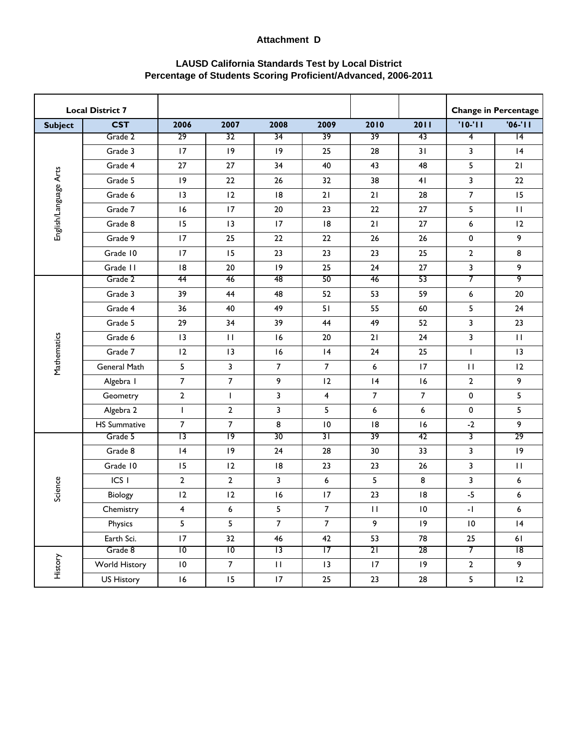**Attachment D**

**LAUSD California Standards Test by Local District**
**Percentage of Students Scoring Proficient/Advanced, 2006-2011**

| Local District 7 | | | | | | | | Change in Percentage | |
|---|---|---|---|---|---|---|---|---|---|
| **Subject** | **CST** | **2006** | **2007** | **2008** | **2009** | **2010** | **2011** | **'10-'11** | **'06-'11** |
| English/Language Arts | Grade 2 | 29 | 32 | 34 | 39 | 39 | 43 | 4 | 14 |
| | Grade 3 | 17 | 19 | 19 | 25 | 28 | 31 | 3 | 14 |
| | Grade 4 | 27 | 27 | 34 | 40 | 43 | 48 | 5 | 21 |
| | Grade 5 | 19 | 22 | 26 | 32 | 38 | 41 | 3 | 22 |
| | Grade 6 | 13 | 12 | 18 | 21 | 21 | 28 | 7 | 15 |
| | Grade 7 | 16 | 17 | 20 | 23 | 22 | 27 | 5 | 11 |
| | Grade 8 | 15 | 13 | 17 | 18 | 21 | 27 | 6 | 12 |
| | Grade 9 | 17 | 25 | 22 | 22 | 26 | 26 | 0 | 9 |
| | Grade 10 | 17 | 15 | 23 | 23 | 23 | 25 | 2 | 8 |
| | Grade 11 | 18 | 20 | 19 | 25 | 24 | 27 | 3 | 9 |
| Mathematics | Grade 2 | 44 | 46 | 48 | 50 | 46 | 53 | 7 | 9 |
| | Grade 3 | 39 | 44 | 48 | 52 | 53 | 59 | 6 | 20 |
| | Grade 4 | 36 | 40 | 49 | 51 | 55 | 60 | 5 | 24 |
| | Grade 5 | 29 | 34 | 39 | 44 | 49 | 52 | 3 | 23 |
| | Grade 6 | 13 | 11 | 16 | 20 | 21 | 24 | 3 | 11 |
| | Grade 7 | 12 | 13 | 16 | 14 | 24 | 25 | 1 | 13 |
| | General Math | 5 | 3 | 7 | 7 | 6 | 17 | 11 | 12 |
| | Algebra 1 | 7 | 7 | 9 | 12 | 14 | 16 | 2 | 9 |
| | Geometry | 2 | 1 | 3 | 4 | 7 | 7 | 0 | 5 |
| | Algebra 2 | 1 | 2 | 3 | 5 | 6 | 6 | 0 | 5 |
| | HS Summative | 7 | 7 | 8 | 10 | 18 | 16 | -2 | 9 |
| Science | Grade 5 | 13 | 19 | 30 | 31 | 39 | 42 | 3 | 29 |
| | Grade 8 | 14 | 19 | 24 | 28 | 30 | 33 | 3 | 19 |
| | Grade 10 | 15 | 12 | 18 | 23 | 23 | 26 | 3 | 11 |
| | ICS 1 | 2 | 2 | 3 | 6 | 5 | 8 | 3 | 6 |
| | Biology | 12 | 12 | 16 | 17 | 23 | 18 | -5 | 6 |
| | Chemistry | 4 | 6 | 5 | 7 | 11 | 10 | -1 | 6 |
| | Physics | 5 | 5 | 7 | 7 | 9 | 19 | 10 | 14 |
| | Earth Sci. | 17 | 32 | 46 | 42 | 53 | 78 | 25 | 61 |
| History | Grade 8 | 10 | 10 | 13 | 17 | 21 | 28 | 7 | 18 |
| | World History | 10 | 7 | 11 | 13 | 17 | 19 | 2 | 9 |
| | US History | 16 | 15 | 17 | 25 | 23 | 28 | 5 | 12 |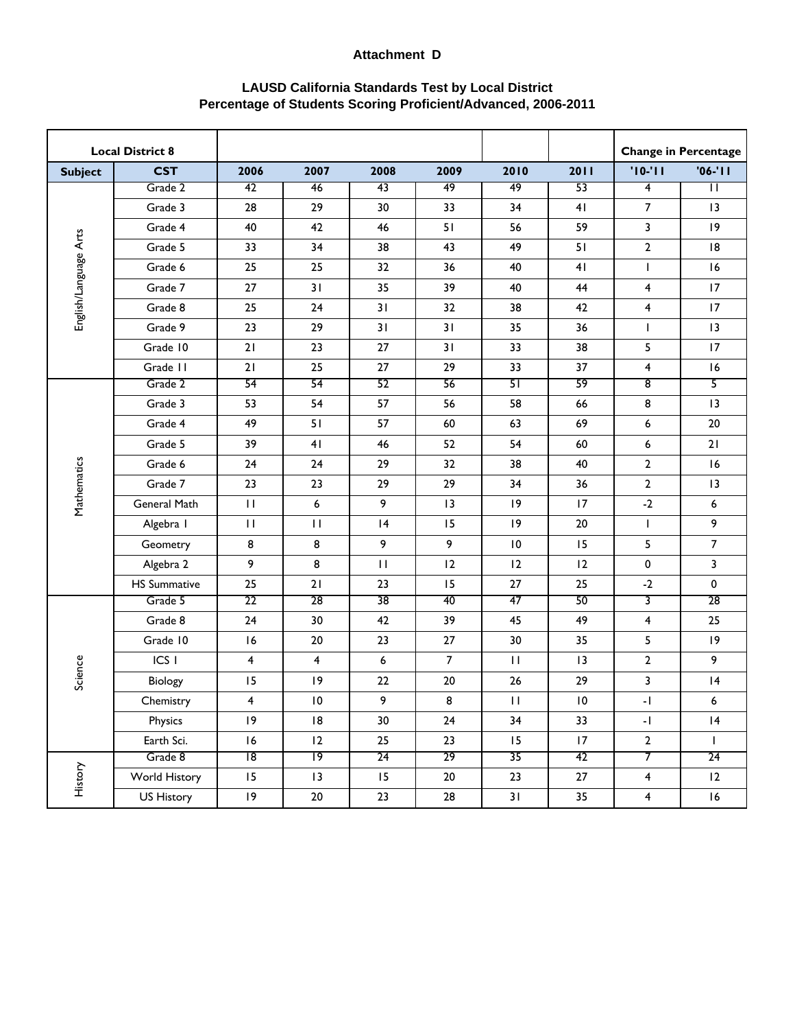**Attachment D**

**LAUSD California Standards Test by Local District**
**Percentage of Students Scoring Proficient/Advanced, 2006-2011**

| Local District 8 | | | | | | | | Change in Percentage | |
|---|---|---|---|---|---|---|---|---|---|
| **Subject** | **CST** | **2006** | **2007** | **2008** | **2009** | **2010** | **2011** | **'10-'11** | **'06-'11** |
| English/Language Arts | Grade 2 | 42 | 46 | 43 | 49 | 49 | 53 | 4 | 11 |
| | Grade 3 | 28 | 29 | 30 | 33 | 34 | 41 | 7 | 13 |
| | Grade 4 | 40 | 42 | 46 | 51 | 56 | 59 | 3 | 19 |
| | Grade 5 | 33 | 34 | 38 | 43 | 49 | 51 | 2 | 18 |
| | Grade 6 | 25 | 25 | 32 | 36 | 40 | 41 | 1 | 16 |
| | Grade 7 | 27 | 31 | 35 | 39 | 40 | 44 | 4 | 17 |
| | Grade 8 | 25 | 24 | 31 | 32 | 38 | 42 | 4 | 17 |
| | Grade 9 | 23 | 29 | 31 | 31 | 35 | 36 | 1 | 13 |
| | Grade 10 | 21 | 23 | 27 | 31 | 33 | 38 | 5 | 17 |
| | Grade 11 | 21 | 25 | 27 | 29 | 33 | 37 | 4 | 16 |
| Mathematics | Grade 2 | 54 | 54 | 52 | 56 | 51 | 59 | 8 | 5 |
| | Grade 3 | 53 | 54 | 57 | 56 | 58 | 66 | 8 | 13 |
| | Grade 4 | 49 | 51 | 57 | 60 | 63 | 69 | 6 | 20 |
| | Grade 5 | 39 | 41 | 46 | 52 | 54 | 60 | 6 | 21 |
| | Grade 6 | 24 | 24 | 29 | 32 | 38 | 40 | 2 | 16 |
| | Grade 7 | 23 | 23 | 29 | 29 | 34 | 36 | 2 | 13 |
| | General Math | 11 | 6 | 9 | 13 | 19 | 17 | -2 | 6 |
| | Algebra I | 11 | 11 | 14 | 15 | 19 | 20 | 1 | 9 |
| | Geometry | 8 | 8 | 9 | 9 | 10 | 15 | 5 | 7 |
| | Algebra 2 | 9 | 8 | 11 | 12 | 12 | 12 | 0 | 3 |
| | HS Summative | 25 | 21 | 23 | 15 | 27 | 25 | -2 | 0 |
| Science | Grade 5 | 22 | 28 | 38 | 40 | 47 | 50 | 3 | 28 |
| | Grade 8 | 24 | 30 | 42 | 39 | 45 | 49 | 4 | 25 |
| | Grade 10 | 16 | 20 | 23 | 27 | 30 | 35 | 5 | 19 |
| | ICS I | 4 | 4 | 6 | 7 | 11 | 13 | 2 | 9 |
| | Biology | 15 | 19 | 22 | 20 | 26 | 29 | 3 | 14 |
| | Chemistry | 4 | 10 | 9 | 8 | 11 | 10 | -1 | 6 |
| | Physics | 19 | 18 | 30 | 24 | 34 | 33 | -1 | 14 |
| | Earth Sci. | 16 | 12 | 25 | 23 | 15 | 17 | 2 | 1 |
| History | Grade 8 | 18 | 19 | 24 | 29 | 35 | 42 | 7 | 24 |
| | World History | 15 | 13 | 15 | 20 | 23 | 27 | 4 | 12 |
| | US History | 19 | 20 | 23 | 28 | 31 | 35 | 4 | 16 |